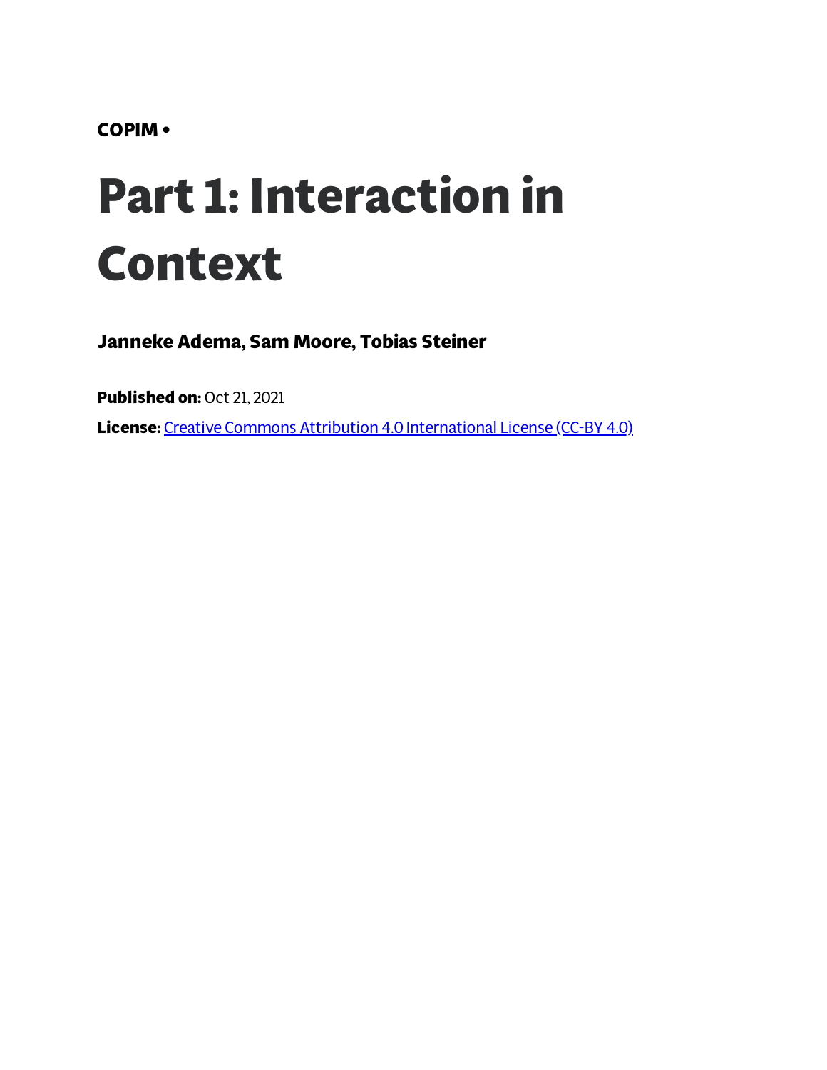**COPIM •**

# Part 1: Interaction in Context

**Janneke Adema, Sam Moore, Tobias Steiner**

**Published on:** Oct 21, 2021

**License:** Creative Commons Attribution 4.0 International License (CC-BY 4.0)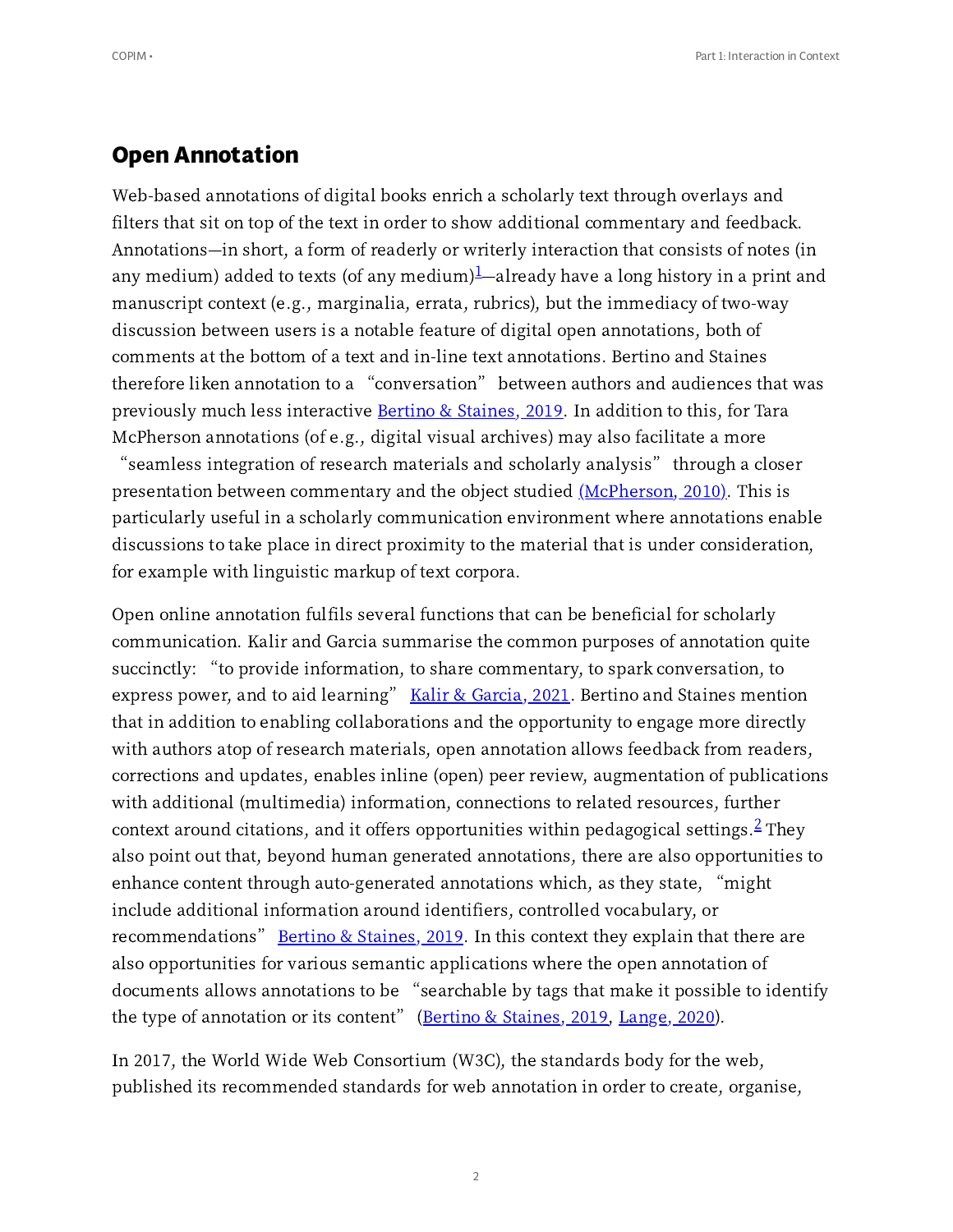## Open Annotation

Web-based annotations of digital books enrich a scholarly text through overlays and filters that sit on top of the text in order to show additional commentary and feedback. Annotations—in short, a form of readerly or writerly interaction that consists of notes (in any medium) added to texts (of any medium)[1]—already have a long history in a print and manuscript context (e.g., marginalia, errata, rubrics), but the immediacy of two-way discussion between users is a notable feature of digital open annotations, both of comments at the bottom of a text and in-line text annotations. Bertino and Staines therefore liken annotation to a "conversation" between authors and audiences that was previously much less interactive Bertino & Staines, 2019. In addition to this, for Tara McPherson annotations (of e.g., digital visual archives) may also facilitate a more "seamless integration of research materials and scholarly analysis" through a closer presentation between commentary and the object studied (McPherson, 2010). This is particularly useful in a scholarly communication environment where annotations enable discussions to take place in direct proximity to the material that is under consideration, for example with linguistic markup of text corpora.

Open online annotation fulfils several functions that can be beneficial for scholarly communication. Kalir and Garcia summarise the common purposes of annotation quite succinctly: "to provide information, to share commentary, to spark conversation, to express power, and to aid learning" Kalir & Garcia, 2021. Bertino and Staines mention that in addition to enabling collaborations and the opportunity to engage more directly with authors atop of research materials, open annotation allows feedback from readers, corrections and updates, enables inline (open) peer review, augmentation of publications with additional (multimedia) information, connections to related resources, further context around citations, and it offers opportunities within pedagogical settings.[2] They also point out that, beyond human generated annotations, there are also opportunities to enhance content through auto-generated annotations which, as they state, "might include additional information around identifiers, controlled vocabulary, or recommendations" Bertino & Staines, 2019. In this context they explain that there are also opportunities for various semantic applications where the open annotation of documents allows annotations to be "searchable by tags that make it possible to identify the type of annotation or its content" (Bertino & Staines, 2019, Lange, 2020).

In 2017, the World Wide Web Consortium (W3C), the standards body for the web, published its recommended standards for web annotation in order to create, organise,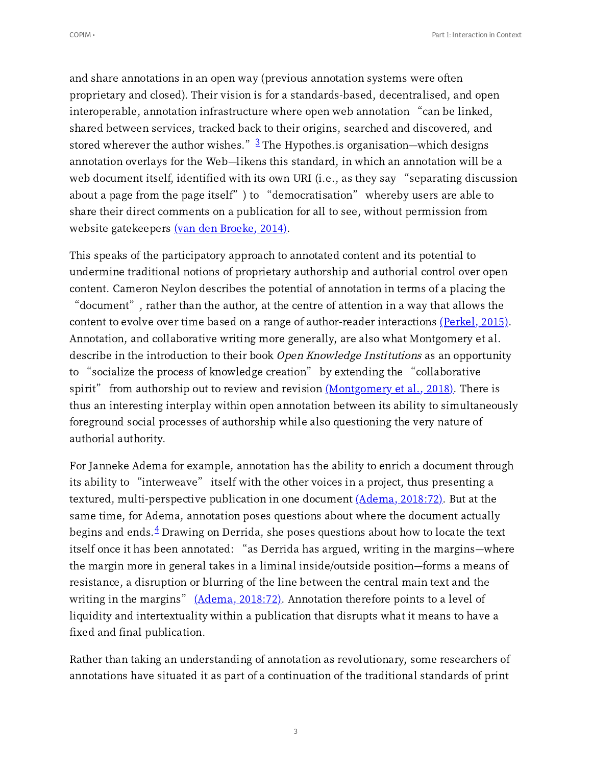and share annotations in an open way (previous annotation systems were often proprietary and closed). Their vision is for a standards-based, decentralised, and open interoperable, annotation infrastructure where open web annotation "can be linked, shared between services, tracked back to their origins, searched and discovered, and stored wherever the author wishes." [3] The Hypothes.is organisation—which designs annotation overlays for the Web—likens this standard, in which an annotation will be a web document itself, identified with its own URI (i.e., as they say "separating discussion about a page from the page itself") to "democratisation" whereby users are able to share their direct comments on a publication for all to see, without permission from website gatekeepers (van den Broeke, 2014).

This speaks of the participatory approach to annotated content and its potential to undermine traditional notions of proprietary authorship and authorial control over open content. Cameron Neylon describes the potential of annotation in terms of a placing the "document", rather than the author, at the centre of attention in a way that allows the content to evolve over time based on a range of author-reader interactions (Perkel, 2015). Annotation, and collaborative writing more generally, are also what Montgomery et al. describe in the introduction to their book *Open Knowledge Institutions* as an opportunity to "socialize the process of knowledge creation" by extending the "collaborative spirit" from authorship out to review and revision (Montgomery et al., 2018). There is thus an interesting interplay within open annotation between its ability to simultaneously foreground social processes of authorship while also questioning the very nature of authorial authority.

For Janneke Adema for example, annotation has the ability to enrich a document through its ability to "interweave" itself with the other voices in a project, thus presenting a textured, multi-perspective publication in one document (Adema, 2018:72). But at the same time, for Adema, annotation poses questions about where the document actually begins and ends.[4] Drawing on Derrida, she poses questions about how to locate the text itself once it has been annotated: "as Derrida has argued, writing in the margins—where the margin more in general takes in a liminal inside/outside position—forms a means of resistance, a disruption or blurring of the line between the central main text and the writing in the margins" (Adema, 2018:72). Annotation therefore points to a level of liquidity and intertextuality within a publication that disrupts what it means to have a fixed and final publication.

Rather than taking an understanding of annotation as revolutionary, some researchers of annotations have situated it as part of a continuation of the traditional standards of print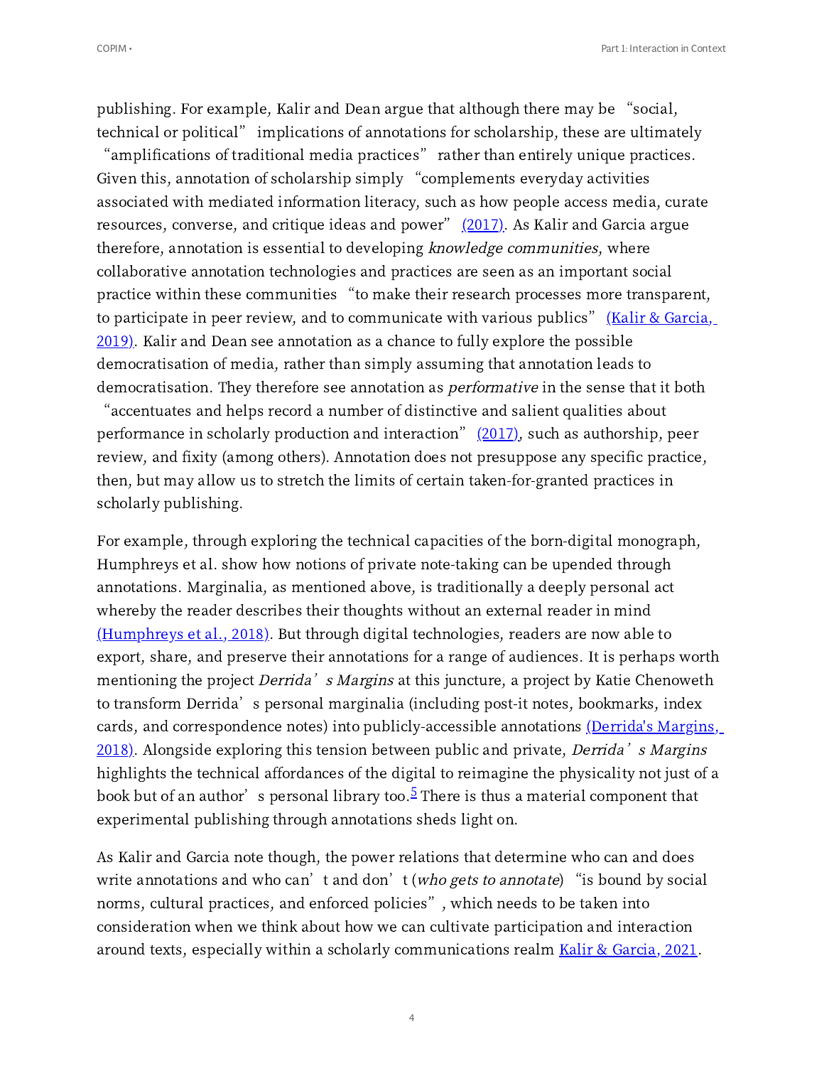publishing. For example, Kalir and Dean argue that although there may be "social, technical or political" implications of annotations for scholarship, these are ultimately "amplifications of traditional media practices" rather than entirely unique practices. Given this, annotation of scholarship simply "complements everyday activities associated with mediated information literacy, such as how people access media, curate resources, converse, and critique ideas and power" (2017). As Kalir and Garcia argue therefore, annotation is essential to developing *knowledge communities*, where collaborative annotation technologies and practices are seen as an important social practice within these communities "to make their research processes more transparent, to participate in peer review, and to communicate with various publics" (Kalir & Garcia, 2019). Kalir and Dean see annotation as a chance to fully explore the possible democratisation of media, rather than simply assuming that annotation leads to democratisation. They therefore see annotation as *performative* in the sense that it both "accentuates and helps record a number of distinctive and salient qualities about performance in scholarly production and interaction" (2017), such as authorship, peer review, and fixity (among others). Annotation does not presuppose any specific practice, then, but may allow us to stretch the limits of certain taken-for-granted practices in scholarly publishing.

For example, through exploring the technical capacities of the born-digital monograph, Humphreys et al. show how notions of private note-taking can be upended through annotations. Marginalia, as mentioned above, is traditionally a deeply personal act whereby the reader describes their thoughts without an external reader in mind (Humphreys et al., 2018). But through digital technologies, readers are now able to export, share, and preserve their annotations for a range of audiences. It is perhaps worth mentioning the project *Derrida's Margins* at this juncture, a project by Katie Chenoweth to transform Derrida's personal marginalia (including post-it notes, bookmarks, index cards, and correspondence notes) into publicly-accessible annotations (Derrida's Margins, 2018). Alongside exploring this tension between public and private, *Derrida's Margins* highlights the technical affordances of the digital to reimagine the physicality not just of a book but of an author's personal library too.[5] There is thus a material component that experimental publishing through annotations sheds light on.

As Kalir and Garcia note though, the power relations that determine who can and does write annotations and who can't and don't (*who gets to annotate*) "is bound by social norms, cultural practices, and enforced policies", which needs to be taken into consideration when we think about how we can cultivate participation and interaction around texts, especially within a scholarly communications realm Kalir & Garcia, 2021.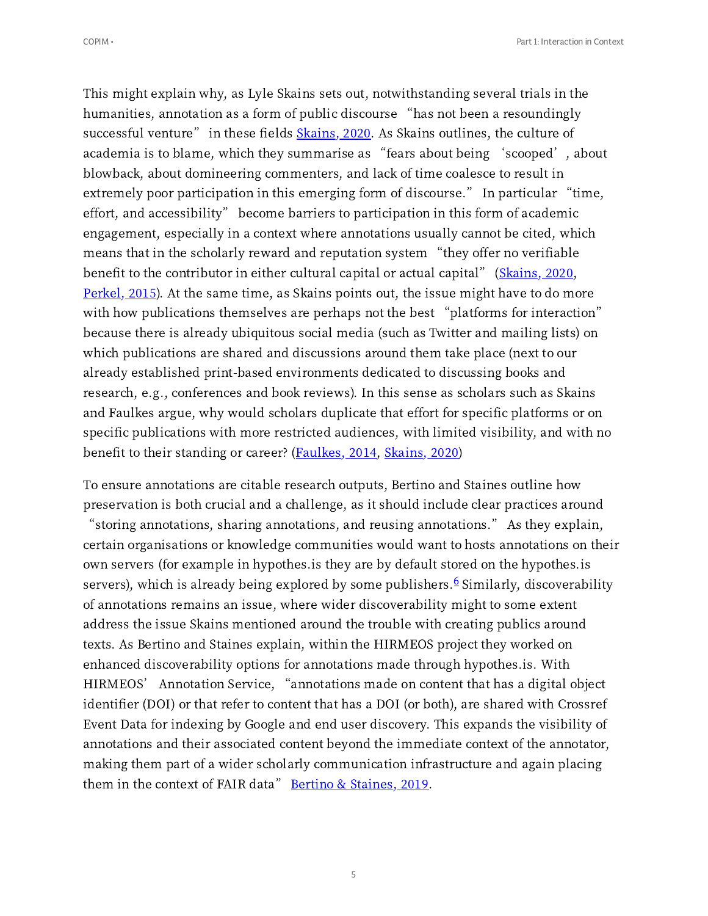This might explain why, as Lyle Skains sets out, notwithstanding several trials in the humanities, annotation as a form of public discourse "has not been a resoundingly successful venture" in these fields Skains, 2020. As Skains outlines, the culture of academia is to blame, which they summarise as "fears about being 'scooped', about blowback, about domineering commenters, and lack of time coalesce to result in extremely poor participation in this emerging form of discourse." In particular "time, effort, and accessibility" become barriers to participation in this form of academic engagement, especially in a context where annotations usually cannot be cited, which means that in the scholarly reward and reputation system "they offer no verifiable benefit to the contributor in either cultural capital or actual capital" (Skains, 2020, Perkel, 2015). At the same time, as Skains points out, the issue might have to do more with how publications themselves are perhaps not the best "platforms for interaction" because there is already ubiquitous social media (such as Twitter and mailing lists) on which publications are shared and discussions around them take place (next to our already established print-based environments dedicated to discussing books and research, e.g., conferences and book reviews). In this sense as scholars such as Skains and Faulkes argue, why would scholars duplicate that effort for specific platforms or on specific publications with more restricted audiences, with limited visibility, and with no benefit to their standing or career? (Faulkes, 2014, Skains, 2020)

To ensure annotations are citable research outputs, Bertino and Staines outline how preservation is both crucial and a challenge, as it should include clear practices around "storing annotations, sharing annotations, and reusing annotations." As they explain, certain organisations or knowledge communities would want to hosts annotations on their own servers (for example in hypothes.is they are by default stored on the hypothes.is servers), which is already being explored by some publishers.[6] Similarly, discoverability of annotations remains an issue, where wider discoverability might to some extent address the issue Skains mentioned around the trouble with creating publics around texts. As Bertino and Staines explain, within the HIRMEOS project they worked on enhanced discoverability options for annotations made through hypothes.is. With HIRMEOS' Annotation Service, "annotations made on content that has a digital object identifier (DOI) or that refer to content that has a DOI (or both), are shared with Crossref Event Data for indexing by Google and end user discovery. This expands the visibility of annotations and their associated content beyond the immediate context of the annotator, making them part of a wider scholarly communication infrastructure and again placing them in the context of FAIR data" Bertino & Staines, 2019.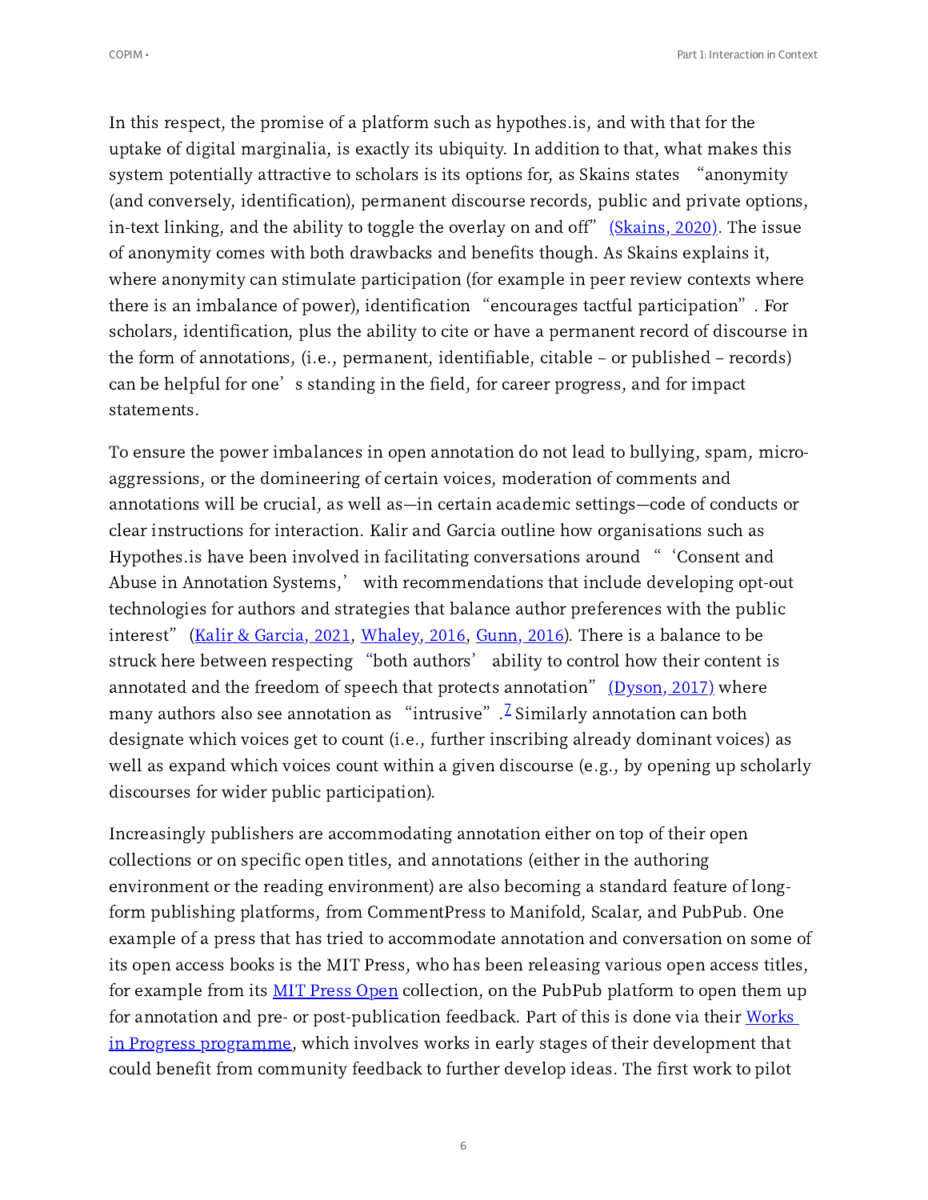In this respect, the promise of a platform such as hypothes.is, and with that for the uptake of digital marginalia, is exactly its ubiquity. In addition to that, what makes this system potentially attractive to scholars is its options for, as Skains states "anonymity (and conversely, identification), permanent discourse records, public and private options, in-text linking, and the ability to toggle the overlay on and off" (Skains, 2020). The issue of anonymity comes with both drawbacks and benefits though. As Skains explains it, where anonymity can stimulate participation (for example in peer review contexts where there is an imbalance of power), identification "encourages tactful participation". For scholars, identification, plus the ability to cite or have a permanent record of discourse in the form of annotations, (i.e., permanent, identifiable, citable – or published – records) can be helpful for one's standing in the field, for career progress, and for impact statements.

To ensure the power imbalances in open annotation do not lead to bullying, spam, micro-aggressions, or the domineering of certain voices, moderation of comments and annotations will be crucial, as well as—in certain academic settings—code of conducts or clear instructions for interaction. Kalir and Garcia outline how organisations such as Hypothes.is have been involved in facilitating conversations around "'Consent and Abuse in Annotation Systems,' with recommendations that include developing opt-out technologies for authors and strategies that balance author preferences with the public interest" (Kalir & Garcia, 2021, Whaley, 2016, Gunn, 2016). There is a balance to be struck here between respecting "both authors' ability to control how their content is annotated and the freedom of speech that protects annotation" (Dyson, 2017) where many authors also see annotation as "intrusive".[7] Similarly annotation can both designate which voices get to count (i.e., further inscribing already dominant voices) as well as expand which voices count within a given discourse (e.g., by opening up scholarly discourses for wider public participation).

Increasingly publishers are accommodating annotation either on top of their open collections or on specific open titles, and annotations (either in the authoring environment or the reading environment) are also becoming a standard feature of long-form publishing platforms, from CommentPress to Manifold, Scalar, and PubPub. One example of a press that has tried to accommodate annotation and conversation on some of its open access books is the MIT Press, who has been releasing various open access titles, for example from its MIT Press Open collection, on the PubPub platform to open them up for annotation and pre- or post-publication feedback. Part of this is done via their Works in Progress programme, which involves works in early stages of their development that could benefit from community feedback to further develop ideas. The first work to pilot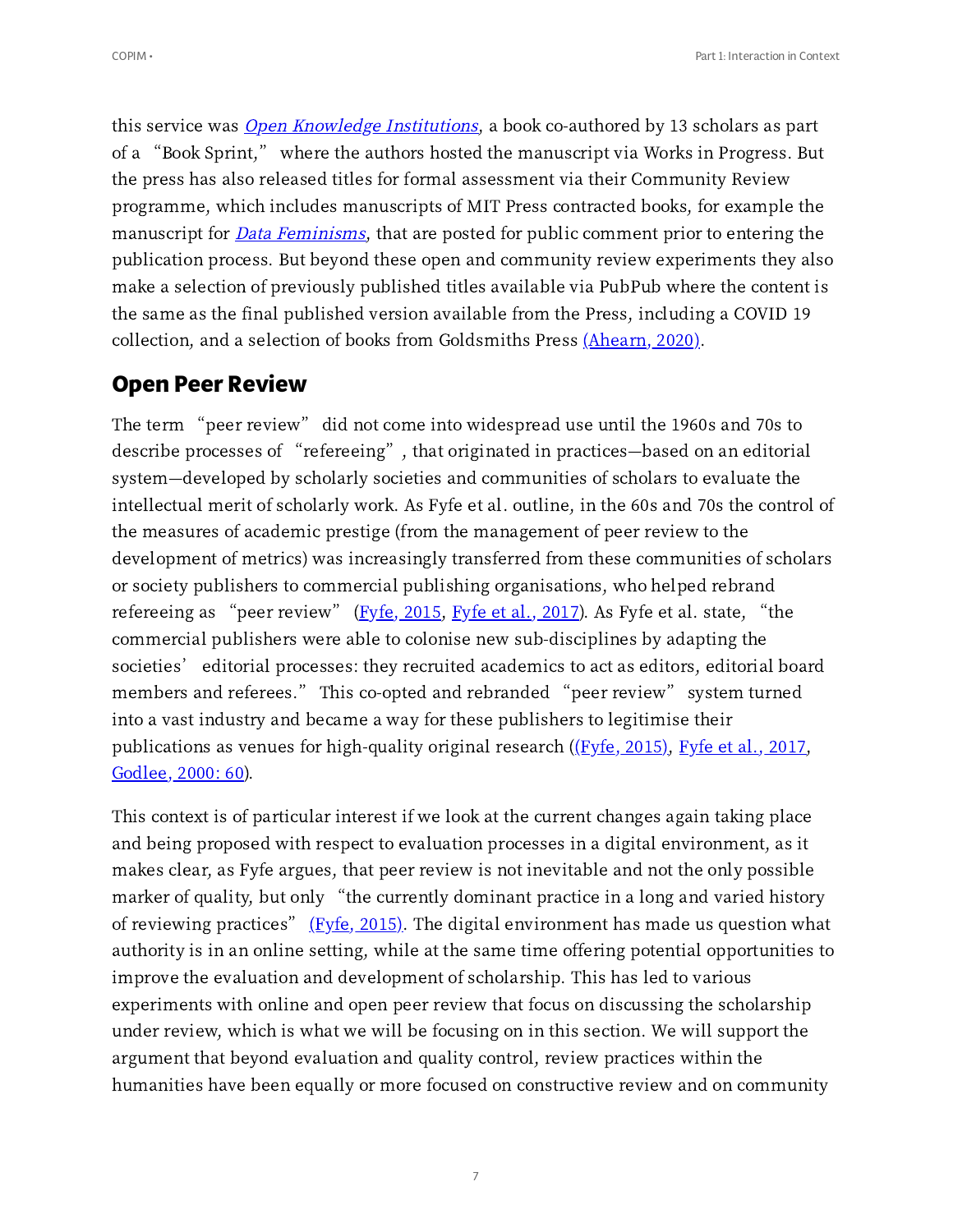this service was *Open Knowledge Institutions*, a book co-authored by 13 scholars as part of a "Book Sprint," where the authors hosted the manuscript via Works in Progress. But the press has also released titles for formal assessment via their Community Review programme, which includes manuscripts of MIT Press contracted books, for example the manuscript for *Data Feminisms*, that are posted for public comment prior to entering the publication process. But beyond these open and community review experiments they also make a selection of previously published titles available via PubPub where the content is the same as the final published version available from the Press, including a COVID 19 collection, and a selection of books from Goldsmiths Press (Ahearn, 2020).

## Open Peer Review

The term "peer review" did not come into widespread use until the 1960s and 70s to describe processes of "refereeing", that originated in practices—based on an editorial system—developed by scholarly societies and communities of scholars to evaluate the intellectual merit of scholarly work. As Fyfe et al. outline, in the 60s and 70s the control of the measures of academic prestige (from the management of peer review to the development of metrics) was increasingly transferred from these communities of scholars or society publishers to commercial publishing organisations, who helped rebrand refereeing as "peer review" (Fyfe, 2015, Fyfe et al., 2017). As Fyfe et al. state, "the commercial publishers were able to colonise new sub-disciplines by adapting the societies' editorial processes: they recruited academics to act as editors, editorial board members and referees." This co-opted and rebranded "peer review" system turned into a vast industry and became a way for these publishers to legitimise their publications as venues for high-quality original research ((Fyfe, 2015), Fyfe et al., 2017, Godlee, 2000: 60).

This context is of particular interest if we look at the current changes again taking place and being proposed with respect to evaluation processes in a digital environment, as it makes clear, as Fyfe argues, that peer review is not inevitable and not the only possible marker of quality, but only "the currently dominant practice in a long and varied history of reviewing practices" (Fyfe, 2015). The digital environment has made us question what authority is in an online setting, while at the same time offering potential opportunities to improve the evaluation and development of scholarship. This has led to various experiments with online and open peer review that focus on discussing the scholarship under review, which is what we will be focusing on in this section. We will support the argument that beyond evaluation and quality control, review practices within the humanities have been equally or more focused on constructive review and on community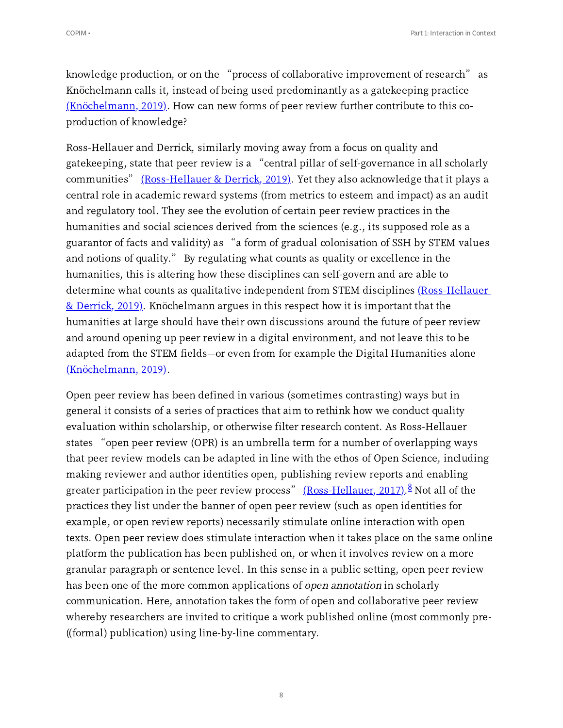knowledge production, or on the "process of collaborative improvement of research" as Knöchelmann calls it, instead of being used predominantly as a gatekeeping practice (Knöchelmann, 2019). How can new forms of peer review further contribute to this co-production of knowledge?

Ross-Hellauer and Derrick, similarly moving away from a focus on quality and gatekeeping, state that peer review is a "central pillar of self-governance in all scholarly communities" (Ross-Hellauer & Derrick, 2019). Yet they also acknowledge that it plays a central role in academic reward systems (from metrics to esteem and impact) as an audit and regulatory tool. They see the evolution of certain peer review practices in the humanities and social sciences derived from the sciences (e.g., its supposed role as a guarantor of facts and validity) as "a form of gradual colonisation of SSH by STEM values and notions of quality." By regulating what counts as quality or excellence in the humanities, this is altering how these disciplines can self-govern and are able to determine what counts as qualitative independent from STEM disciplines (Ross-Hellauer & Derrick, 2019). Knöchelmann argues in this respect how it is important that the humanities at large should have their own discussions around the future of peer review and around opening up peer review in a digital environment, and not leave this to be adapted from the STEM fields—or even from for example the Digital Humanities alone (Knöchelmann, 2019).

Open peer review has been defined in various (sometimes contrasting) ways but in general it consists of a series of practices that aim to rethink how we conduct quality evaluation within scholarship, or otherwise filter research content. As Ross-Hellauer states "open peer review (OPR) is an umbrella term for a number of overlapping ways that peer review models can be adapted in line with the ethos of Open Science, including making reviewer and author identities open, publishing review reports and enabling greater participation in the peer review process" (Ross-Hellauer, 2017).[8] Not all of the practices they list under the banner of open peer review (such as open identities for example, or open review reports) necessarily stimulate online interaction with open texts. Open peer review does stimulate interaction when it takes place on the same online platform the publication has been published on, or when it involves review on a more granular paragraph or sentence level. In this sense in a public setting, open peer review has been one of the more common applications of *open annotation* in scholarly communication. Here, annotation takes the form of open and collaborative peer review whereby researchers are invited to critique a work published online (most commonly pre-((formal) publication) using line-by-line commentary.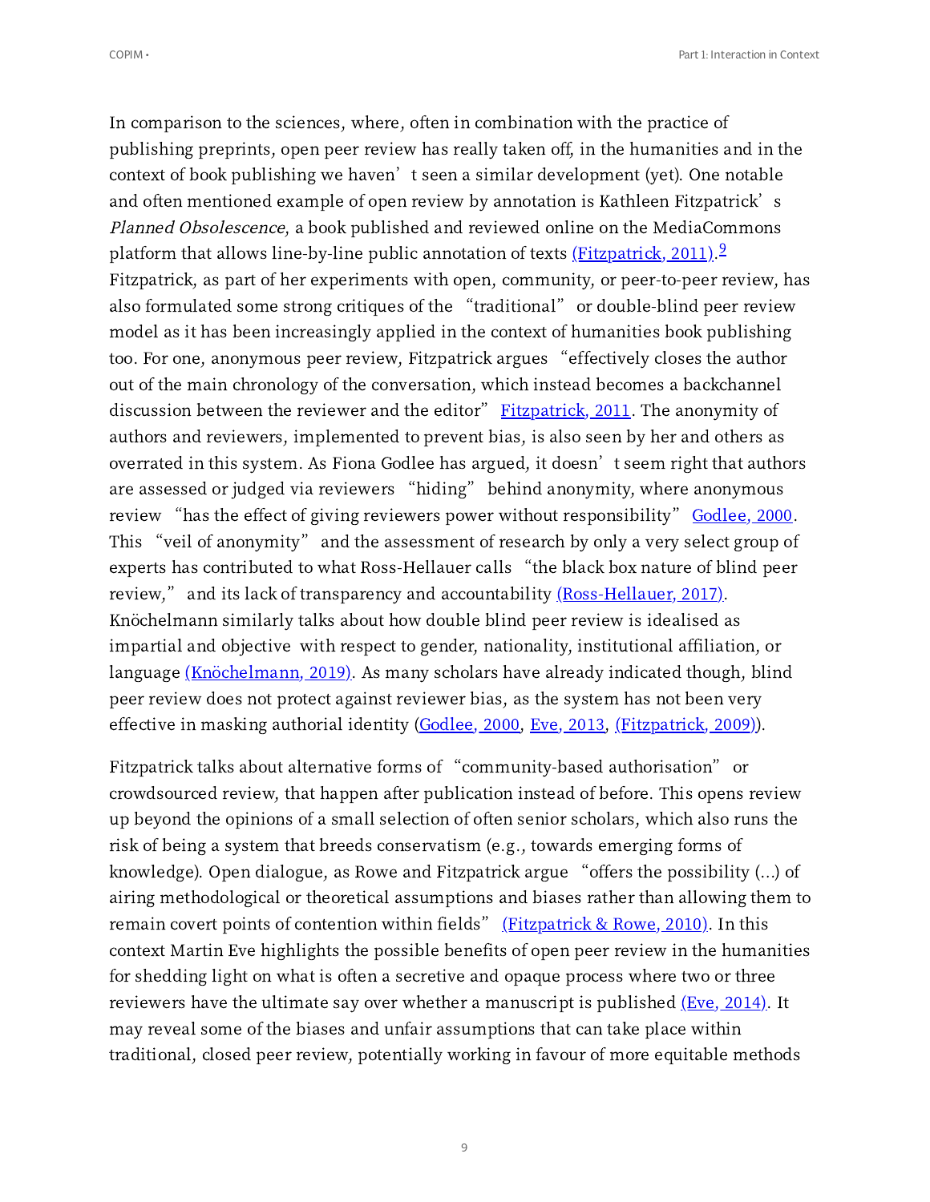In comparison to the sciences, where, often in combination with the practice of publishing preprints, open peer review has really taken off, in the humanities and in the context of book publishing we haven't seen a similar development (yet). One notable and often mentioned example of open review by annotation is Kathleen Fitzpatrick's *Planned Obsolescence*, a book published and reviewed online on the MediaCommons platform that allows line-by-line public annotation of texts [(Fitzpatrick, 2011)](). [9] Fitzpatrick, as part of her experiments with open, community, or peer-to-peer review, has also formulated some strong critiques of the "traditional" or double-blind peer review model as it has been increasingly applied in the context of humanities book publishing too. For one, anonymous peer review, Fitzpatrick argues "effectively closes the author out of the main chronology of the conversation, which instead becomes a backchannel discussion between the reviewer and the editor" [Fitzpatrick, 2011](). The anonymity of authors and reviewers, implemented to prevent bias, is also seen by her and others as overrated in this system. As Fiona Godlee has argued, it doesn't seem right that authors are assessed or judged via reviewers "hiding" behind anonymity, where anonymous review "has the effect of giving reviewers power without responsibility" [Godlee, 2000](). This "veil of anonymity" and the assessment of research by only a very select group of experts has contributed to what Ross-Hellauer calls "the black box nature of blind peer review," and its lack of transparency and accountability [(Ross-Hellauer, 2017)](). Knöchelmann similarly talks about how double blind peer review is idealised as impartial and objective with respect to gender, nationality, institutional affiliation, or language [(Knöchelmann, 2019)](). As many scholars have already indicated though, blind peer review does not protect against reviewer bias, as the system has not been very effective in masking authorial identity ([Godlee, 2000](), [Eve, 2013](), [(Fitzpatrick, 2009)]()).

Fitzpatrick talks about alternative forms of "community-based authorisation" or crowdsourced review, that happen after publication instead of before. This opens review up beyond the opinions of a small selection of often senior scholars, which also runs the risk of being a system that breeds conservatism (e.g., towards emerging forms of knowledge). Open dialogue, as Rowe and Fitzpatrick argue "offers the possibility (...) of airing methodological or theoretical assumptions and biases rather than allowing them to remain covert points of contention within fields" [(Fitzpatrick & Rowe, 2010)](). In this context Martin Eve highlights the possible benefits of open peer review in the humanities for shedding light on what is often a secretive and opaque process where two or three reviewers have the ultimate say over whether a manuscript is published [(Eve, 2014)](). It may reveal some of the biases and unfair assumptions that can take place within traditional, closed peer review, potentially working in favour of more equitable methods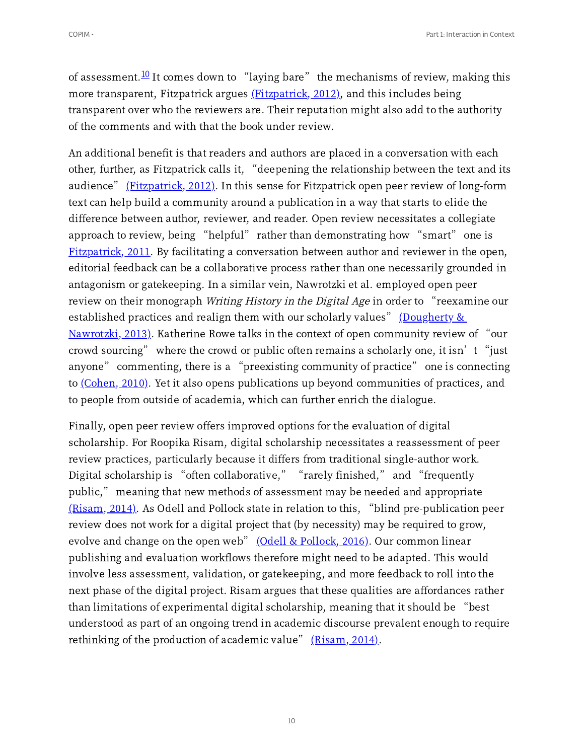of assessment.[10] It comes down to "laying bare" the mechanisms of review, making this more transparent, Fitzpatrick argues (Fitzpatrick, 2012), and this includes being transparent over who the reviewers are. Their reputation might also add to the authority of the comments and with that the book under review.

An additional benefit is that readers and authors are placed in a conversation with each other, further, as Fitzpatrick calls it, "deepening the relationship between the text and its audience" (Fitzpatrick, 2012). In this sense for Fitzpatrick open peer review of long-form text can help build a community around a publication in a way that starts to elide the difference between author, reviewer, and reader. Open review necessitates a collegiate approach to review, being "helpful" rather than demonstrating how "smart" one is Fitzpatrick, 2011. By facilitating a conversation between author and reviewer in the open, editorial feedback can be a collaborative process rather than one necessarily grounded in antagonism or gatekeeping. In a similar vein, Nawrotzki et al. employed open peer review on their monograph *Writing History in the Digital Age* in order to "reexamine our established practices and realign them with our scholarly values" (Dougherty & Nawrotzki, 2013). Katherine Rowe talks in the context of open community review of "our crowd sourcing" where the crowd or public often remains a scholarly one, it isn't "just anyone" commenting, there is a "preexisting community of practice" one is connecting to (Cohen, 2010). Yet it also opens publications up beyond communities of practices, and to people from outside of academia, which can further enrich the dialogue.

Finally, open peer review offers improved options for the evaluation of digital scholarship. For Roopika Risam, digital scholarship necessitates a reassessment of peer review practices, particularly because it differs from traditional single-author work. Digital scholarship is "often collaborative," "rarely finished," and "frequently public," meaning that new methods of assessment may be needed and appropriate (Risam, 2014). As Odell and Pollock state in relation to this, "blind pre-publication peer review does not work for a digital project that (by necessity) may be required to grow, evolve and change on the open web" (Odell & Pollock, 2016). Our common linear publishing and evaluation workflows therefore might need to be adapted. This would involve less assessment, validation, or gatekeeping, and more feedback to roll into the next phase of the digital project. Risam argues that these qualities are affordances rather than limitations of experimental digital scholarship, meaning that it should be "best understood as part of an ongoing trend in academic discourse prevalent enough to require rethinking of the production of academic value" (Risam, 2014).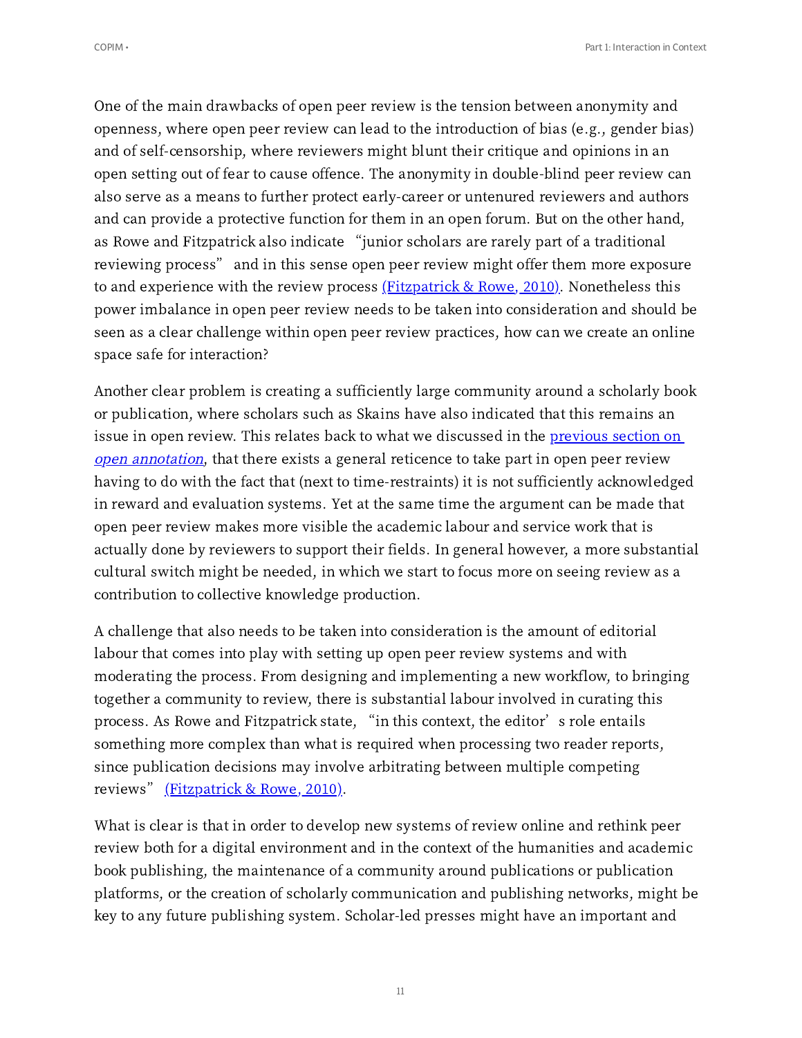One of the main drawbacks of open peer review is the tension between anonymity and openness, where open peer review can lead to the introduction of bias (e.g., gender bias) and of self-censorship, where reviewers might blunt their critique and opinions in an open setting out of fear to cause offence. The anonymity in double-blind peer review can also serve as a means to further protect early-career or untenured reviewers and authors and can provide a protective function for them in an open forum. But on the other hand, as Rowe and Fitzpatrick also indicate "junior scholars are rarely part of a traditional reviewing process" and in this sense open peer review might offer them more exposure to and experience with the review process [(Fitzpatrick & Rowe, 2010)](). Nonetheless this power imbalance in open peer review needs to be taken into consideration and should be seen as a clear challenge within open peer review practices, how can we create an online space safe for interaction?

Another clear problem is creating a sufficiently large community around a scholarly book or publication, where scholars such as Skains have also indicated that this remains an issue in open review. This relates back to what we discussed in the [previous section on *open annotation*](), that there exists a general reticence to take part in open peer review having to do with the fact that (next to time-restraints) it is not sufficiently acknowledged in reward and evaluation systems. Yet at the same time the argument can be made that open peer review makes more visible the academic labour and service work that is actually done by reviewers to support their fields. In general however, a more substantial cultural switch might be needed, in which we start to focus more on seeing review as a contribution to collective knowledge production.

A challenge that also needs to be taken into consideration is the amount of editorial labour that comes into play with setting up open peer review systems and with moderating the process. From designing and implementing a new workflow, to bringing together a community to review, there is substantial labour involved in curating this process. As Rowe and Fitzpatrick state, "in this context, the editor's role entails something more complex than what is required when processing two reader reports, since publication decisions may involve arbitrating between multiple competing reviews" [(Fitzpatrick & Rowe, 2010)]().

What is clear is that in order to develop new systems of review online and rethink peer review both for a digital environment and in the context of the humanities and academic book publishing, the maintenance of a community around publications or publication platforms, or the creation of scholarly communication and publishing networks, might be key to any future publishing system. Scholar-led presses might have an important and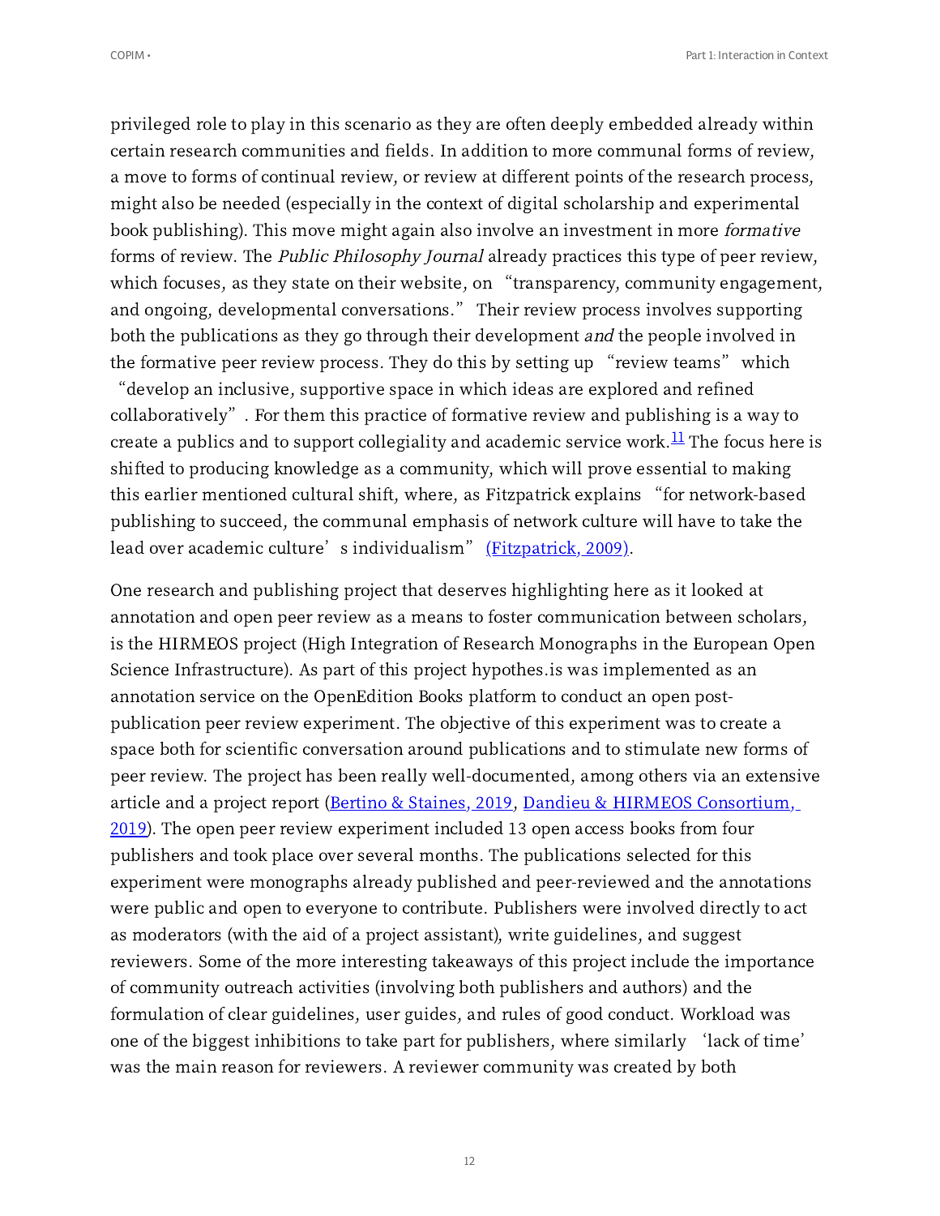privileged role to play in this scenario as they are often deeply embedded already within certain research communities and fields. In addition to more communal forms of review, a move to forms of continual review, or review at different points of the research process, might also be needed (especially in the context of digital scholarship and experimental book publishing). This move might again also involve an investment in more *formative* forms of review. The *Public Philosophy Journal* already practices this type of peer review, which focuses, as they state on their website, on "transparency, community engagement, and ongoing, developmental conversations." Their review process involves supporting both the publications as they go through their development *and* the people involved in the formative peer review process. They do this by setting up "review teams" which "develop an inclusive, supportive space in which ideas are explored and refined collaboratively". For them this practice of formative review and publishing is a way to create a publics and to support collegiality and academic service work.[11] The focus here is shifted to producing knowledge as a community, which will prove essential to making this earlier mentioned cultural shift, where, as Fitzpatrick explains "for network-based publishing to succeed, the communal emphasis of network culture will have to take the lead over academic culture's individualism" (Fitzpatrick, 2009).

One research and publishing project that deserves highlighting here as it looked at annotation and open peer review as a means to foster communication between scholars, is the HIRMEOS project (High Integration of Research Monographs in the European Open Science Infrastructure). As part of this project hypothes.is was implemented as an annotation service on the OpenEdition Books platform to conduct an open post-publication peer review experiment. The objective of this experiment was to create a space both for scientific conversation around publications and to stimulate new forms of peer review. The project has been really well-documented, among others via an extensive article and a project report (Bertino & Staines, 2019, Dandieu & HIRMEOS Consortium, 2019). The open peer review experiment included 13 open access books from four publishers and took place over several months. The publications selected for this experiment were monographs already published and peer-reviewed and the annotations were public and open to everyone to contribute. Publishers were involved directly to act as moderators (with the aid of a project assistant), write guidelines, and suggest reviewers. Some of the more interesting takeaways of this project include the importance of community outreach activities (involving both publishers and authors) and the formulation of clear guidelines, user guides, and rules of good conduct. Workload was one of the biggest inhibitions to take part for publishers, where similarly 'lack of time' was the main reason for reviewers. A reviewer community was created by both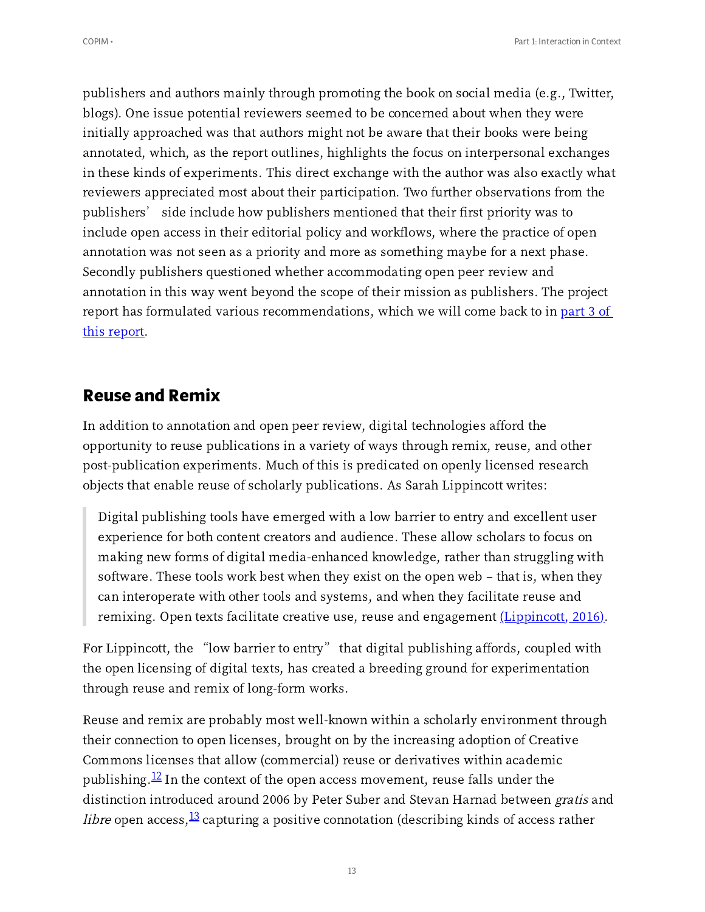publishers and authors mainly through promoting the book on social media (e.g., Twitter, blogs). One issue potential reviewers seemed to be concerned about when they were initially approached was that authors might not be aware that their books were being annotated, which, as the report outlines, highlights the focus on interpersonal exchanges in these kinds of experiments. This direct exchange with the author was also exactly what reviewers appreciated most about their participation. Two further observations from the publishers' side include how publishers mentioned that their first priority was to include open access in their editorial policy and workflows, where the practice of open annotation was not seen as a priority and more as something maybe for a next phase. Secondly publishers questioned whether accommodating open peer review and annotation in this way went beyond the scope of their mission as publishers. The project report has formulated various recommendations, which we will come back to in part 3 of this report.

## Reuse and Remix

In addition to annotation and open peer review, digital technologies afford the opportunity to reuse publications in a variety of ways through remix, reuse, and other post-publication experiments. Much of this is predicated on openly licensed research objects that enable reuse of scholarly publications. As Sarah Lippincott writes:

> Digital publishing tools have emerged with a low barrier to entry and excellent user experience for both content creators and audience. These allow scholars to focus on making new forms of digital media-enhanced knowledge, rather than struggling with software. These tools work best when they exist on the open web – that is, when they can interoperate with other tools and systems, and when they facilitate reuse and remixing. Open texts facilitate creative use, reuse and engagement (Lippincott, 2016).

For Lippincott, the "low barrier to entry" that digital publishing affords, coupled with the open licensing of digital texts, has created a breeding ground for experimentation through reuse and remix of long-form works.

Reuse and remix are probably most well-known within a scholarly environment through their connection to open licenses, brought on by the increasing adoption of Creative Commons licenses that allow (commercial) reuse or derivatives within academic publishing.[12] In the context of the open access movement, reuse falls under the distinction introduced around 2006 by Peter Suber and Stevan Harnad between *gratis* and *libre* open access,[13] capturing a positive connotation (describing kinds of access rather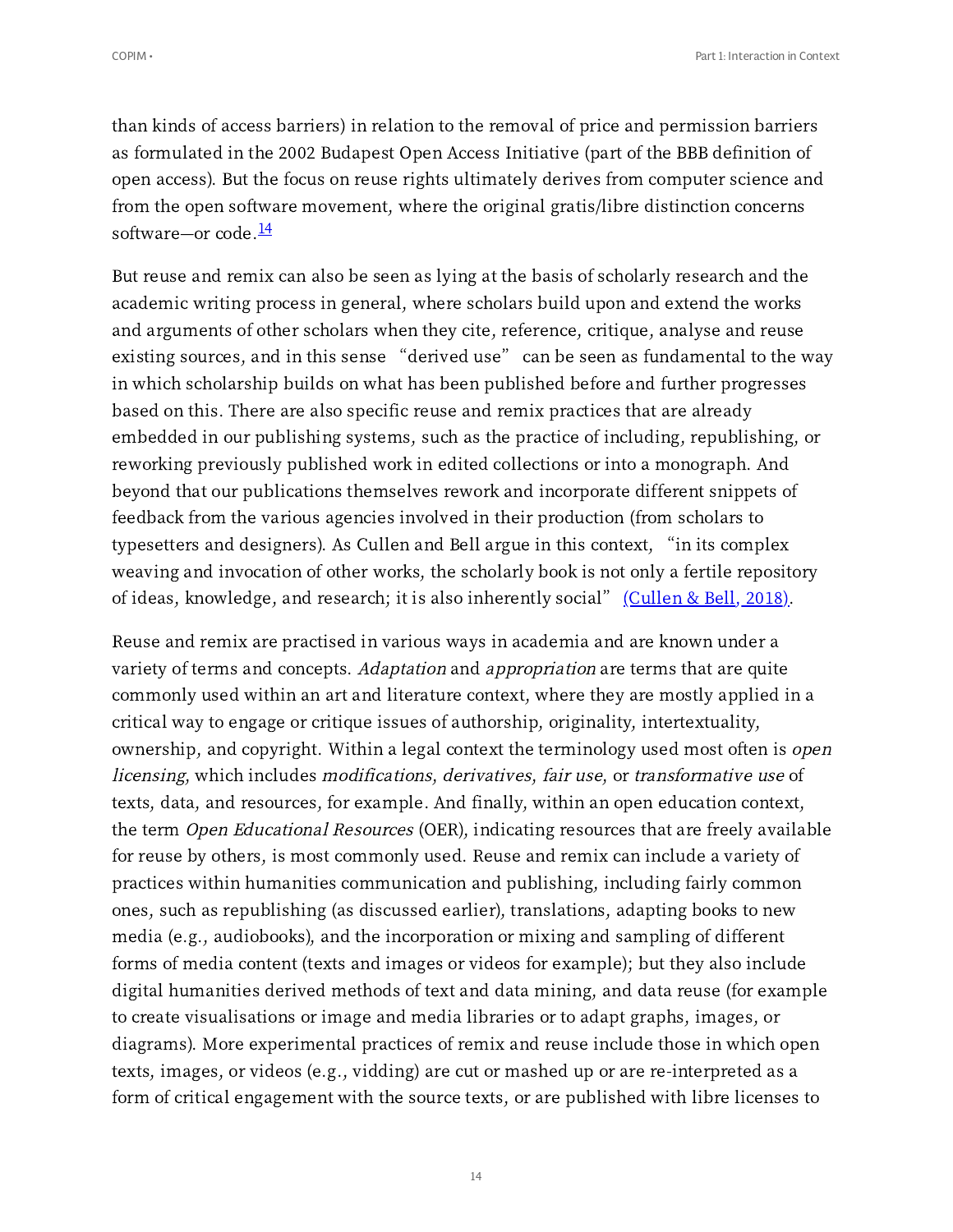than kinds of access barriers) in relation to the removal of price and permission barriers as formulated in the 2002 Budapest Open Access Initiative (part of the BBB definition of open access). But the focus on reuse rights ultimately derives from computer science and from the open software movement, where the original gratis/libre distinction concerns software—or code.[14]

But reuse and remix can also be seen as lying at the basis of scholarly research and the academic writing process in general, where scholars build upon and extend the works and arguments of other scholars when they cite, reference, critique, analyse and reuse existing sources, and in this sense "derived use" can be seen as fundamental to the way in which scholarship builds on what has been published before and further progresses based on this. There are also specific reuse and remix practices that are already embedded in our publishing systems, such as the practice of including, republishing, or reworking previously published work in edited collections or into a monograph. And beyond that our publications themselves rework and incorporate different snippets of feedback from the various agencies involved in their production (from scholars to typesetters and designers). As Cullen and Bell argue in this context, "in its complex weaving and invocation of other works, the scholarly book is not only a fertile repository of ideas, knowledge, and research; it is also inherently social" (Cullen & Bell, 2018).

Reuse and remix are practised in various ways in academia and are known under a variety of terms and concepts. *Adaptation* and *appropriation* are terms that are quite commonly used within an art and literature context, where they are mostly applied in a critical way to engage or critique issues of authorship, originality, intertextuality, ownership, and copyright. Within a legal context the terminology used most often is *open licensing*, which includes *modifications*, *derivatives*, *fair use*, or *transformative use* of texts, data, and resources, for example. And finally, within an open education context, the term *Open Educational Resources* (OER), indicating resources that are freely available for reuse by others, is most commonly used. Reuse and remix can include a variety of practices within humanities communication and publishing, including fairly common ones, such as republishing (as discussed earlier), translations, adapting books to new media (e.g., audiobooks), and the incorporation or mixing and sampling of different forms of media content (texts and images or videos for example); but they also include digital humanities derived methods of text and data mining, and data reuse (for example to create visualisations or image and media libraries or to adapt graphs, images, or diagrams). More experimental practices of remix and reuse include those in which open texts, images, or videos (e.g., vidding) are cut or mashed up or are re-interpreted as a form of critical engagement with the source texts, or are published with libre licenses to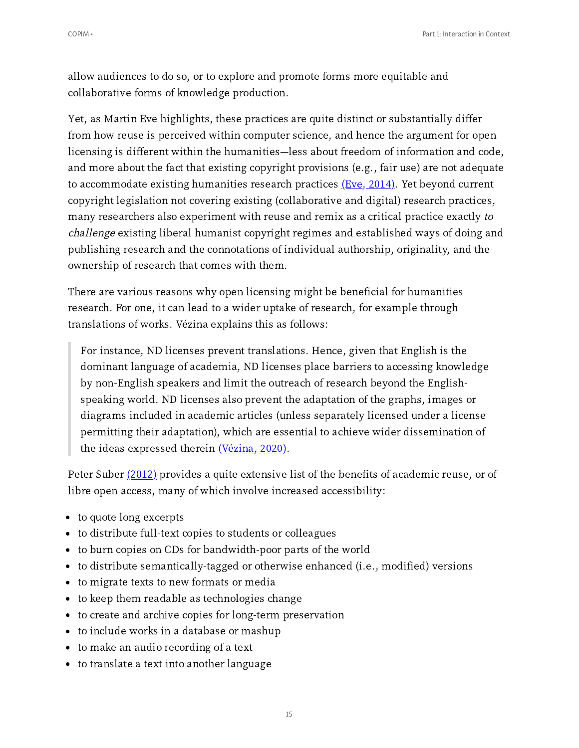allow audiences to do so, or to explore and promote forms more equitable and collaborative forms of knowledge production.

Yet, as Martin Eve highlights, these practices are quite distinct or substantially differ from how reuse is perceived within computer science, and hence the argument for open licensing is different within the humanities—less about freedom of information and code, and more about the fact that existing copyright provisions (e.g., fair use) are not adequate to accommodate existing humanities research practices (Eve, 2014). Yet beyond current copyright legislation not covering existing (collaborative and digital) research practices, many researchers also experiment with reuse and remix as a critical practice exactly *to challenge* existing liberal humanist copyright regimes and established ways of doing and publishing research and the connotations of individual authorship, originality, and the ownership of research that comes with them.

There are various reasons why open licensing might be beneficial for humanities research. For one, it can lead to a wider uptake of research, for example through translations of works. Vézina explains this as follows:

> For instance, ND licenses prevent translations. Hence, given that English is the dominant language of academia, ND licenses place barriers to accessing knowledge by non-English speakers and limit the outreach of research beyond the English-speaking world. ND licenses also prevent the adaptation of the graphs, images or diagrams included in academic articles (unless separately licensed under a license permitting their adaptation), which are essential to achieve wider dissemination of the ideas expressed therein (Vézina, 2020).

Peter Suber (2012) provides a quite extensive list of the benefits of academic reuse, or of libre open access, many of which involve increased accessibility:

- to quote long excerpts
- to distribute full-text copies to students or colleagues
- to burn copies on CDs for bandwidth-poor parts of the world
- to distribute semantically-tagged or otherwise enhanced (i.e., modified) versions
- to migrate texts to new formats or media
- to keep them readable as technologies change
- to create and archive copies for long-term preservation
- to include works in a database or mashup
- to make an audio recording of a text
- to translate a text into another language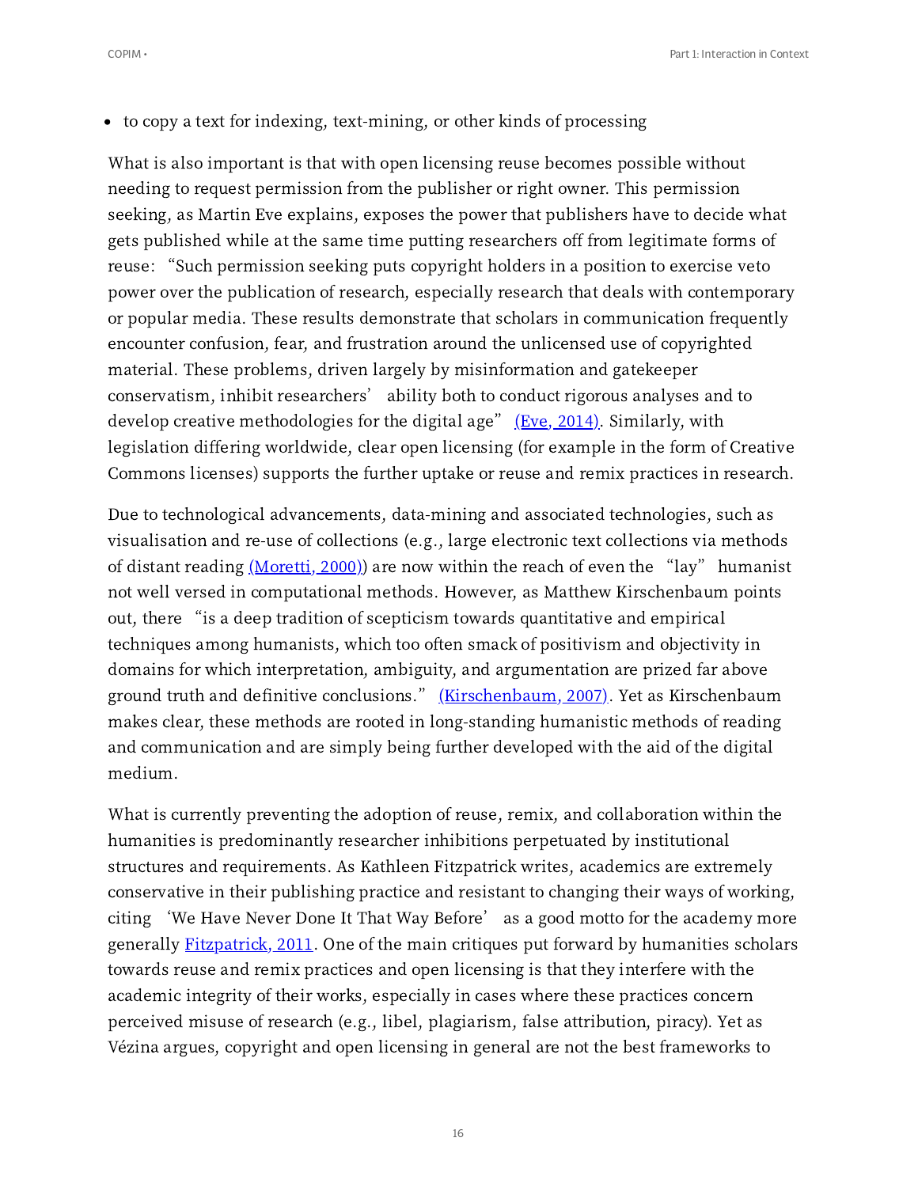- to copy a text for indexing, text-mining, or other kinds of processing

What is also important is that with open licensing reuse becomes possible without needing to request permission from the publisher or right owner. This permission seeking, as Martin Eve explains, exposes the power that publishers have to decide what gets published while at the same time putting researchers off from legitimate forms of reuse: "Such permission seeking puts copyright holders in a position to exercise veto power over the publication of research, especially research that deals with contemporary or popular media. These results demonstrate that scholars in communication frequently encounter confusion, fear, and frustration around the unlicensed use of copyrighted material. These problems, driven largely by misinformation and gatekeeper conservatism, inhibit researchers' ability both to conduct rigorous analyses and to develop creative methodologies for the digital age" (Eve, 2014). Similarly, with legislation differing worldwide, clear open licensing (for example in the form of Creative Commons licenses) supports the further uptake or reuse and remix practices in research.

Due to technological advancements, data-mining and associated technologies, such as visualisation and re-use of collections (e.g., large electronic text collections via methods of distant reading (Moretti, 2000)) are now within the reach of even the "lay" humanist not well versed in computational methods. However, as Matthew Kirschenbaum points out, there "is a deep tradition of scepticism towards quantitative and empirical techniques among humanists, which too often smack of positivism and objectivity in domains for which interpretation, ambiguity, and argumentation are prized far above ground truth and definitive conclusions." (Kirschenbaum, 2007). Yet as Kirschenbaum makes clear, these methods are rooted in long-standing humanistic methods of reading and communication and are simply being further developed with the aid of the digital medium.

What is currently preventing the adoption of reuse, remix, and collaboration within the humanities is predominantly researcher inhibitions perpetuated by institutional structures and requirements. As Kathleen Fitzpatrick writes, academics are extremely conservative in their publishing practice and resistant to changing their ways of working, citing 'We Have Never Done It That Way Before' as a good motto for the academy more generally Fitzpatrick, 2011. One of the main critiques put forward by humanities scholars towards reuse and remix practices and open licensing is that they interfere with the academic integrity of their works, especially in cases where these practices concern perceived misuse of research (e.g., libel, plagiarism, false attribution, piracy). Yet as Vézina argues, copyright and open licensing in general are not the best frameworks to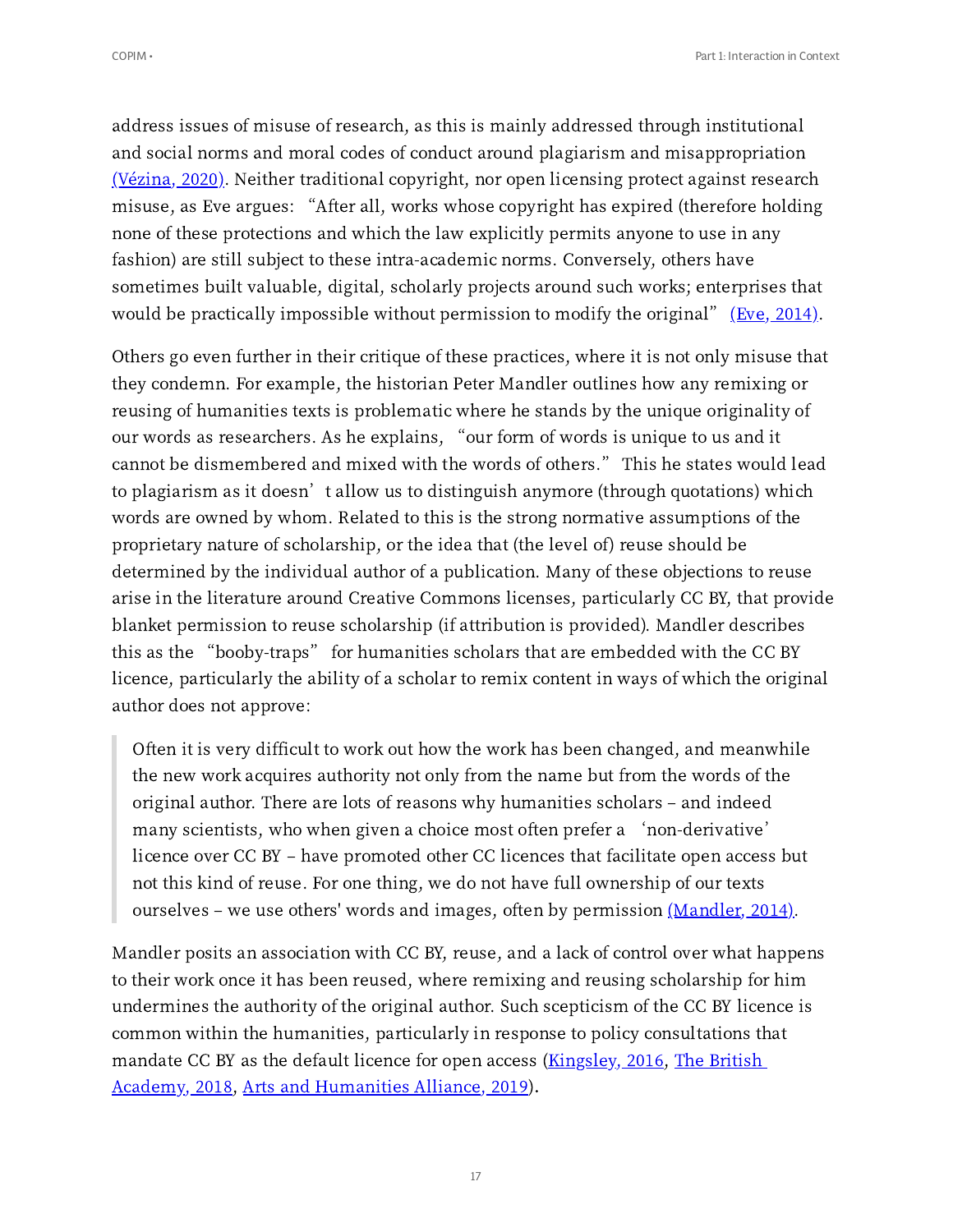address issues of misuse of research, as this is mainly addressed through institutional and social norms and moral codes of conduct around plagiarism and misappropriation (Vézina, 2020). Neither traditional copyright, nor open licensing protect against research misuse, as Eve argues: "After all, works whose copyright has expired (therefore holding none of these protections and which the law explicitly permits anyone to use in any fashion) are still subject to these intra-academic norms. Conversely, others have sometimes built valuable, digital, scholarly projects around such works; enterprises that would be practically impossible without permission to modify the original" (Eve, 2014).

Others go even further in their critique of these practices, where it is not only misuse that they condemn. For example, the historian Peter Mandler outlines how any remixing or reusing of humanities texts is problematic where he stands by the unique originality of our words as researchers. As he explains, "our form of words is unique to us and it cannot be dismembered and mixed with the words of others." This he states would lead to plagiarism as it doesn't allow us to distinguish anymore (through quotations) which words are owned by whom. Related to this is the strong normative assumptions of the proprietary nature of scholarship, or the idea that (the level of) reuse should be determined by the individual author of a publication. Many of these objections to reuse arise in the literature around Creative Commons licenses, particularly CC BY, that provide blanket permission to reuse scholarship (if attribution is provided). Mandler describes this as the "booby-traps" for humanities scholars that are embedded with the CC BY licence, particularly the ability of a scholar to remix content in ways of which the original author does not approve:

> Often it is very difficult to work out how the work has been changed, and meanwhile the new work acquires authority not only from the name but from the words of the original author. There are lots of reasons why humanities scholars – and indeed many scientists, who when given a choice most often prefer a 'non-derivative' licence over CC BY – have promoted other CC licences that facilitate open access but not this kind of reuse. For one thing, we do not have full ownership of our texts ourselves – we use others' words and images, often by permission (Mandler, 2014).

Mandler posits an association with CC BY, reuse, and a lack of control over what happens to their work once it has been reused, where remixing and reusing scholarship for him undermines the authority of the original author. Such scepticism of the CC BY licence is common within the humanities, particularly in response to policy consultations that mandate CC BY as the default licence for open access (Kingsley, 2016, The British Academy, 2018, Arts and Humanities Alliance, 2019).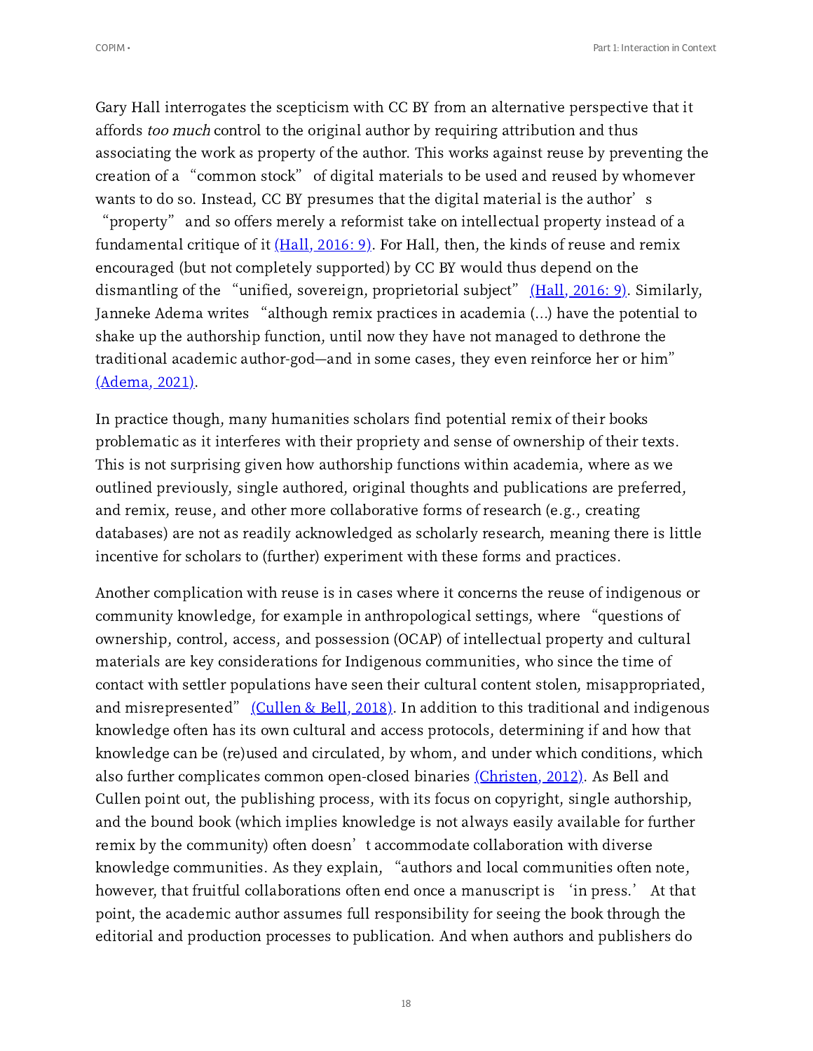Gary Hall interrogates the scepticism with CC BY from an alternative perspective that it affords *too much* control to the original author by requiring attribution and thus associating the work as property of the author. This works against reuse by preventing the creation of a "common stock" of digital materials to be used and reused by whomever wants to do so. Instead, CC BY presumes that the digital material is the author's "property" and so offers merely a reformist take on intellectual property instead of a fundamental critique of it [(Hall, 2016: 9)](). For Hall, then, the kinds of reuse and remix encouraged (but not completely supported) by CC BY would thus depend on the dismantling of the "unified, sovereign, proprietorial subject" [(Hall, 2016: 9)](). Similarly, Janneke Adema writes "although remix practices in academia (...) have the potential to shake up the authorship function, until now they have not managed to dethrone the traditional academic author-god—and in some cases, they even reinforce her or him" [(Adema, 2021)]().

In practice though, many humanities scholars find potential remix of their books problematic as it interferes with their propriety and sense of ownership of their texts. This is not surprising given how authorship functions within academia, where as we outlined previously, single authored, original thoughts and publications are preferred, and remix, reuse, and other more collaborative forms of research (e.g., creating databases) are not as readily acknowledged as scholarly research, meaning there is little incentive for scholars to (further) experiment with these forms and practices.

Another complication with reuse is in cases where it concerns the reuse of indigenous or community knowledge, for example in anthropological settings, where "questions of ownership, control, access, and possession (OCAP) of intellectual property and cultural materials are key considerations for Indigenous communities, who since the time of contact with settler populations have seen their cultural content stolen, misappropriated, and misrepresented" [(Cullen & Bell, 2018)](). In addition to this traditional and indigenous knowledge often has its own cultural and access protocols, determining if and how that knowledge can be (re)used and circulated, by whom, and under which conditions, which also further complicates common open-closed binaries [(Christen, 2012)](). As Bell and Cullen point out, the publishing process, with its focus on copyright, single authorship, and the bound book (which implies knowledge is not always easily available for further remix by the community) often doesn't accommodate collaboration with diverse knowledge communities. As they explain, "authors and local communities often note, however, that fruitful collaborations often end once a manuscript is 'in press.' At that point, the academic author assumes full responsibility for seeing the book through the editorial and production processes to publication. And when authors and publishers do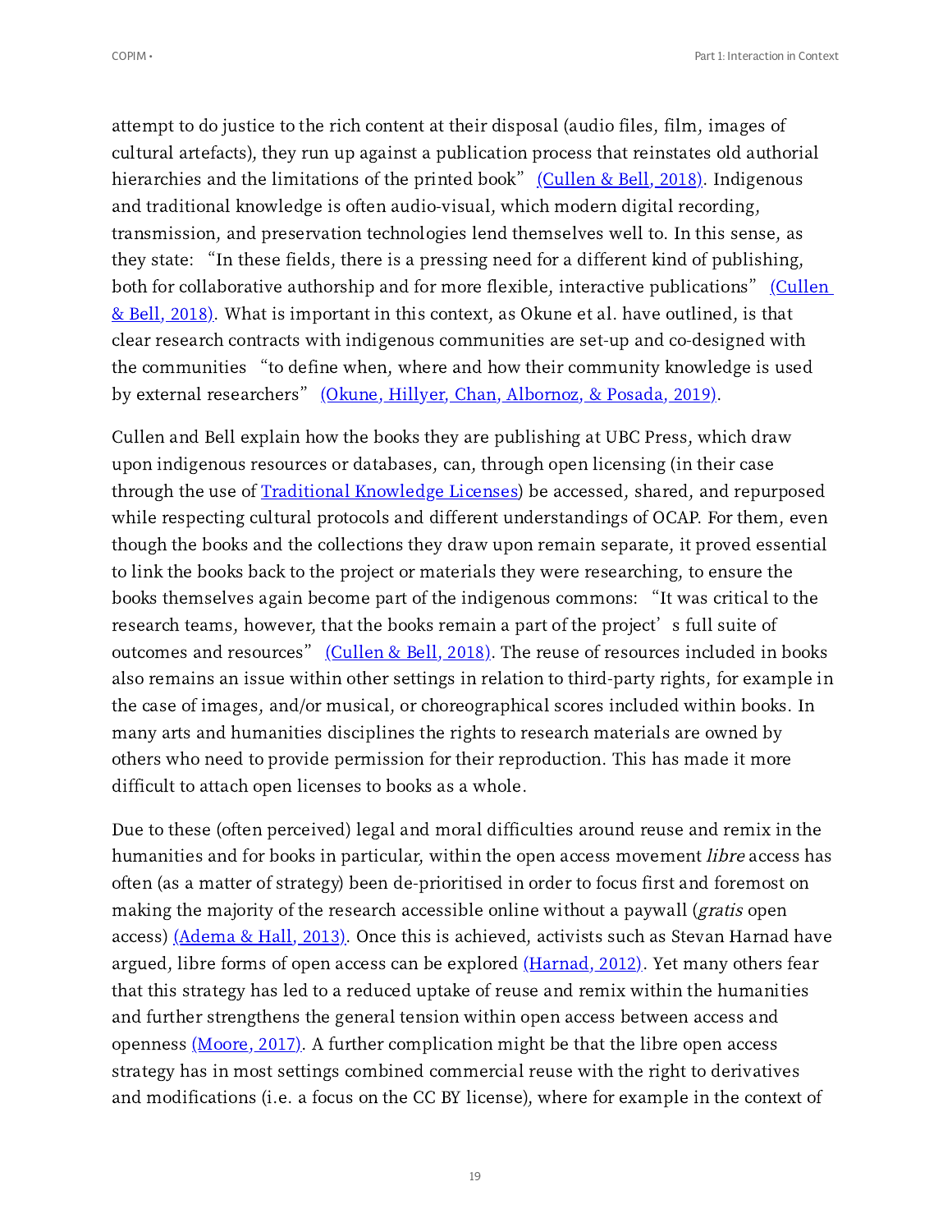attempt to do justice to the rich content at their disposal (audio files, film, images of cultural artefacts), they run up against a publication process that reinstates old authorial hierarchies and the limitations of the printed book" (Cullen & Bell, 2018). Indigenous and traditional knowledge is often audio-visual, which modern digital recording, transmission, and preservation technologies lend themselves well to. In this sense, as they state: "In these fields, there is a pressing need for a different kind of publishing, both for collaborative authorship and for more flexible, interactive publications" (Cullen & Bell, 2018). What is important in this context, as Okune et al. have outlined, is that clear research contracts with indigenous communities are set-up and co-designed with the communities "to define when, where and how their community knowledge is used by external researchers" (Okune, Hillyer, Chan, Albornoz, & Posada, 2019).

Cullen and Bell explain how the books they are publishing at UBC Press, which draw upon indigenous resources or databases, can, through open licensing (in their case through the use of Traditional Knowledge Licenses) be accessed, shared, and repurposed while respecting cultural protocols and different understandings of OCAP. For them, even though the books and the collections they draw upon remain separate, it proved essential to link the books back to the project or materials they were researching, to ensure the books themselves again become part of the indigenous commons: "It was critical to the research teams, however, that the books remain a part of the project's full suite of outcomes and resources" (Cullen & Bell, 2018). The reuse of resources included in books also remains an issue within other settings in relation to third-party rights, for example in the case of images, and/or musical, or choreographical scores included within books. In many arts and humanities disciplines the rights to research materials are owned by others who need to provide permission for their reproduction. This has made it more difficult to attach open licenses to books as a whole.

Due to these (often perceived) legal and moral difficulties around reuse and remix in the humanities and for books in particular, within the open access movement *libre* access has often (as a matter of strategy) been de-prioritised in order to focus first and foremost on making the majority of the research accessible online without a paywall (*gratis* open access) (Adema & Hall, 2013). Once this is achieved, activists such as Stevan Harnad have argued, libre forms of open access can be explored (Harnad, 2012). Yet many others fear that this strategy has led to a reduced uptake of reuse and remix within the humanities and further strengthens the general tension within open access between access and openness (Moore, 2017). A further complication might be that the libre open access strategy has in most settings combined commercial reuse with the right to derivatives and modifications (i.e. a focus on the CC BY license), where for example in the context of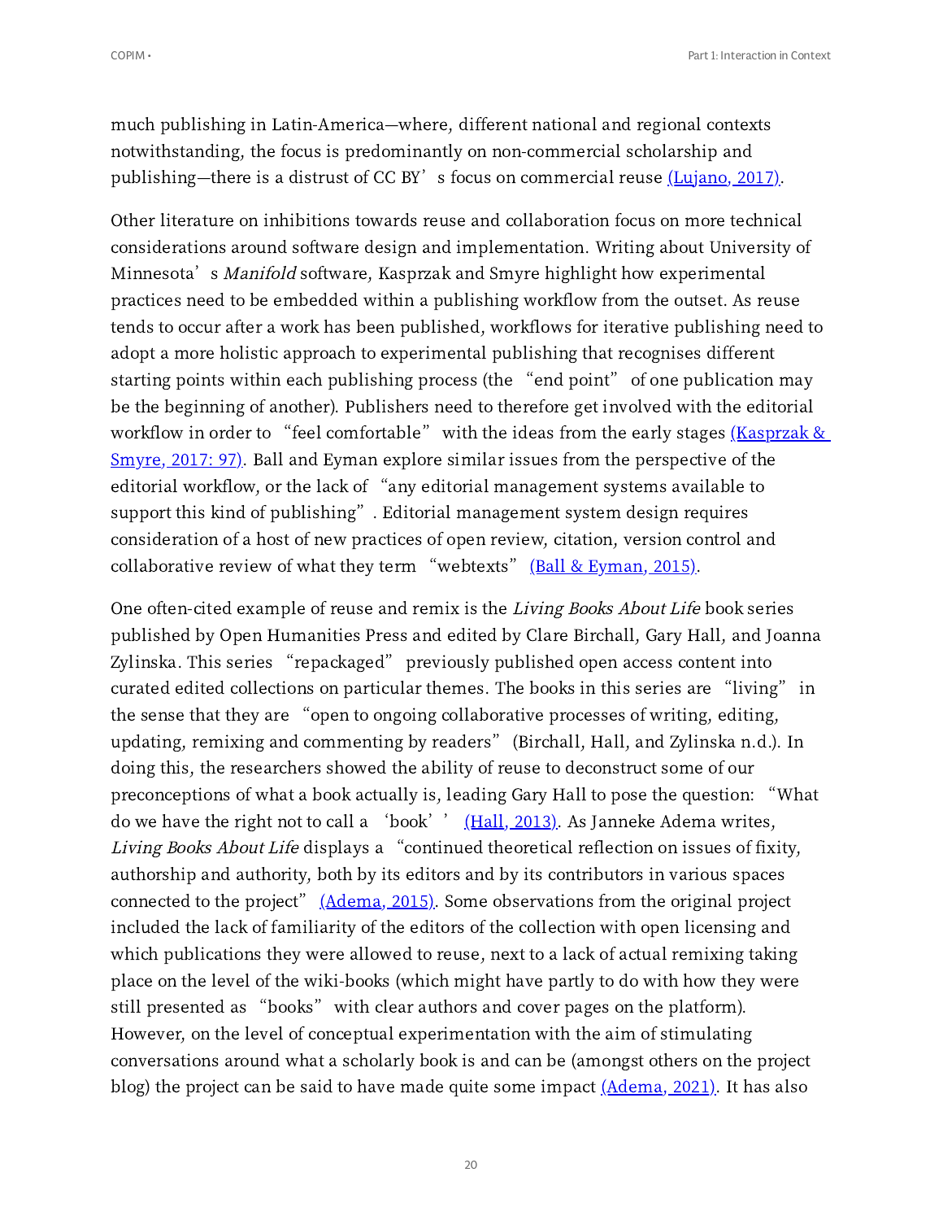much publishing in Latin-America—where, different national and regional contexts notwithstanding, the focus is predominantly on non-commercial scholarship and publishing—there is a distrust of CC BY's focus on commercial reuse (Lujano, 2017).

Other literature on inhibitions towards reuse and collaboration focus on more technical considerations around software design and implementation. Writing about University of Minnesota's *Manifold* software, Kasprzak and Smyre highlight how experimental practices need to be embedded within a publishing workflow from the outset. As reuse tends to occur after a work has been published, workflows for iterative publishing need to adopt a more holistic approach to experimental publishing that recognises different starting points within each publishing process (the "end point" of one publication may be the beginning of another). Publishers need to therefore get involved with the editorial workflow in order to "feel comfortable" with the ideas from the early stages (Kasprzak & Smyre, 2017: 97). Ball and Eyman explore similar issues from the perspective of the editorial workflow, or the lack of "any editorial management systems available to support this kind of publishing". Editorial management system design requires consideration of a host of new practices of open review, citation, version control and collaborative review of what they term "webtexts" (Ball & Eyman, 2015).

One often-cited example of reuse and remix is the *Living Books About Life* book series published by Open Humanities Press and edited by Clare Birchall, Gary Hall, and Joanna Zylinska. This series "repackaged" previously published open access content into curated edited collections on particular themes. The books in this series are "living" in the sense that they are "open to ongoing collaborative processes of writing, editing, updating, remixing and commenting by readers" (Birchall, Hall, and Zylinska n.d.). In doing this, the researchers showed the ability of reuse to deconstruct some of our preconceptions of what a book actually is, leading Gary Hall to pose the question: "What do we have the right not to call a 'book'" (Hall, 2013). As Janneke Adema writes, *Living Books About Life* displays a "continued theoretical reflection on issues of fixity, authorship and authority, both by its editors and by its contributors in various spaces connected to the project" (Adema, 2015). Some observations from the original project included the lack of familiarity of the editors of the collection with open licensing and which publications they were allowed to reuse, next to a lack of actual remixing taking place on the level of the wiki-books (which might have partly to do with how they were still presented as "books" with clear authors and cover pages on the platform). However, on the level of conceptual experimentation with the aim of stimulating conversations around what a scholarly book is and can be (amongst others on the project blog) the project can be said to have made quite some impact (Adema, 2021). It has also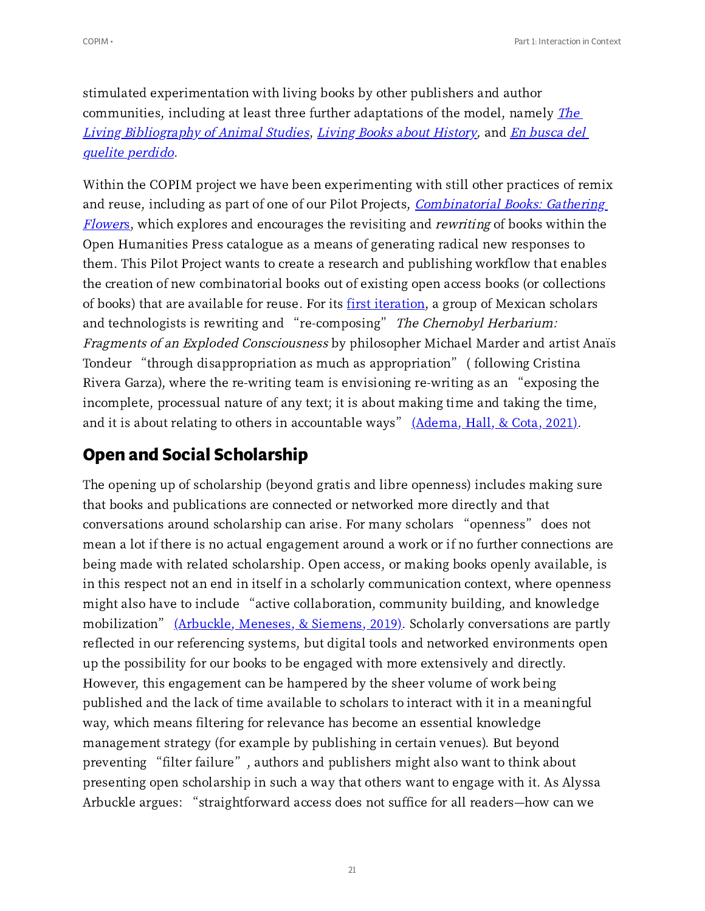stimulated experimentation with living books by other publishers and author communities, including at least three further adaptations of the model, namely *The Living Bibliography of Animal Studies*, *Living Books about History*, and *En busca del quelite perdido*.

Within the COPIM project we have been experimenting with still other practices of remix and reuse, including as part of one of our Pilot Projects, *Combinatorial Books: Gathering Flowers*, which explores and encourages the revisiting and *rewriting* of books within the Open Humanities Press catalogue as a means of generating radical new responses to them. This Pilot Project wants to create a research and publishing workflow that enables the creation of new combinatorial books out of existing open access books (or collections of books) that are available for reuse. For its first iteration, a group of Mexican scholars and technologists is rewriting and "re-composing" *The Chernobyl Herbarium: Fragments of an Exploded Consciousness* by philosopher Michael Marder and artist Anaïs Tondeur "through disappropriation as much as appropriation" (following Cristina Rivera Garza), where the re-writing team is envisioning re-writing as an "exposing the incomplete, processual nature of any text; it is about making time and taking the time, and it is about relating to others in accountable ways" (Adema, Hall, & Cota, 2021).

## Open and Social Scholarship

The opening up of scholarship (beyond gratis and libre openness) includes making sure that books and publications are connected or networked more directly and that conversations around scholarship can arise. For many scholars "openness" does not mean a lot if there is no actual engagement around a work or if no further connections are being made with related scholarship. Open access, or making books openly available, is in this respect not an end in itself in a scholarly communication context, where openness might also have to include "active collaboration, community building, and knowledge mobilization" (Arbuckle, Meneses, & Siemens, 2019). Scholarly conversations are partly reflected in our referencing systems, but digital tools and networked environments open up the possibility for our books to be engaged with more extensively and directly. However, this engagement can be hampered by the sheer volume of work being published and the lack of time available to scholars to interact with it in a meaningful way, which means filtering for relevance has become an essential knowledge management strategy (for example by publishing in certain venues). But beyond preventing "filter failure", authors and publishers might also want to think about presenting open scholarship in such a way that others want to engage with it. As Alyssa Arbuckle argues: "straightforward access does not suffice for all readers—how can we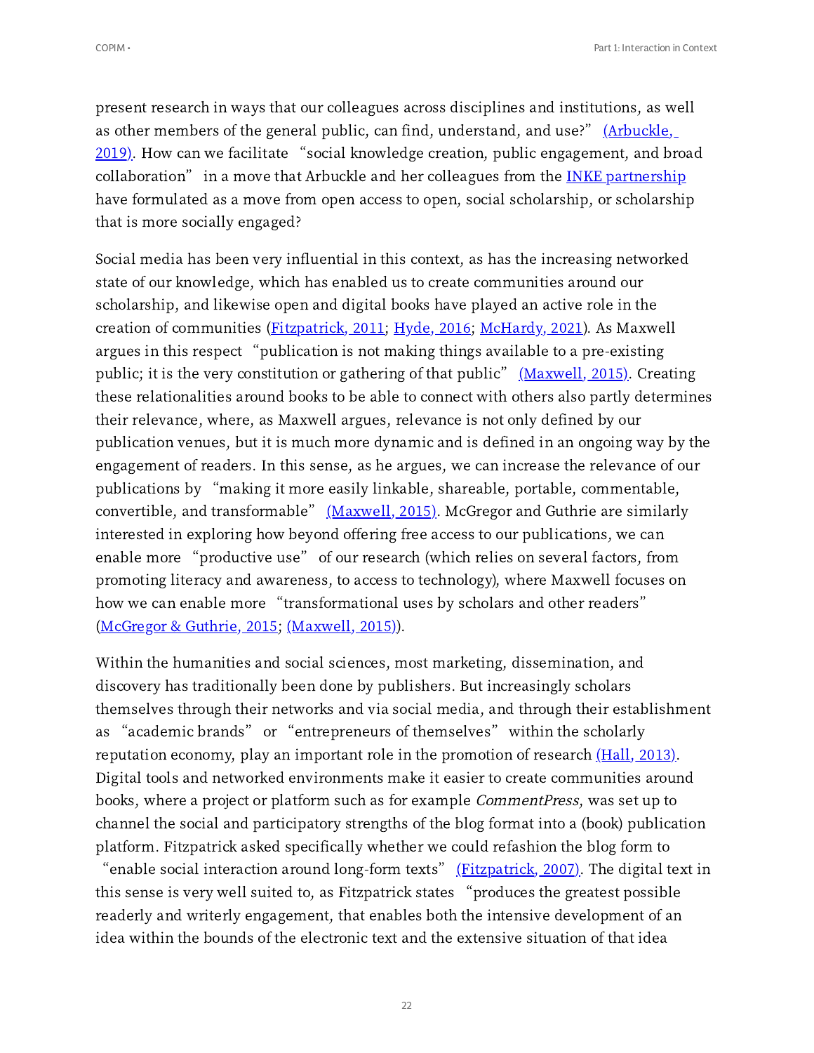present research in ways that our colleagues across disciplines and institutions, as well as other members of the general public, can find, understand, and use?" (Arbuckle, 2019). How can we facilitate "social knowledge creation, public engagement, and broad collaboration" in a move that Arbuckle and her colleagues from the INKE partnership have formulated as a move from open access to open, social scholarship, or scholarship that is more socially engaged?

Social media has been very influential in this context, as has the increasing networked state of our knowledge, which has enabled us to create communities around our scholarship, and likewise open and digital books have played an active role in the creation of communities (Fitzpatrick, 2011; Hyde, 2016; McHardy, 2021). As Maxwell argues in this respect "publication is not making things available to a pre-existing public; it is the very constitution or gathering of that public" (Maxwell, 2015). Creating these relationalities around books to be able to connect with others also partly determines their relevance, where, as Maxwell argues, relevance is not only defined by our publication venues, but it is much more dynamic and is defined in an ongoing way by the engagement of readers. In this sense, as he argues, we can increase the relevance of our publications by "making it more easily linkable, shareable, portable, commentable, convertible, and transformable" (Maxwell, 2015). McGregor and Guthrie are similarly interested in exploring how beyond offering free access to our publications, we can enable more "productive use" of our research (which relies on several factors, from promoting literacy and awareness, to access to technology), where Maxwell focuses on how we can enable more "transformational uses by scholars and other readers" (McGregor & Guthrie, 2015; (Maxwell, 2015)).

Within the humanities and social sciences, most marketing, dissemination, and discovery has traditionally been done by publishers. But increasingly scholars themselves through their networks and via social media, and through their establishment as "academic brands" or "entrepreneurs of themselves" within the scholarly reputation economy, play an important role in the promotion of research (Hall, 2013). Digital tools and networked environments make it easier to create communities around books, where a project or platform such as for example *CommentPress*, was set up to channel the social and participatory strengths of the blog format into a (book) publication platform. Fitzpatrick asked specifically whether we could refashion the blog form to "enable social interaction around long-form texts" (Fitzpatrick, 2007). The digital text in this sense is very well suited to, as Fitzpatrick states "produces the greatest possible readerly and writerly engagement, that enables both the intensive development of an idea within the bounds of the electronic text and the extensive situation of that idea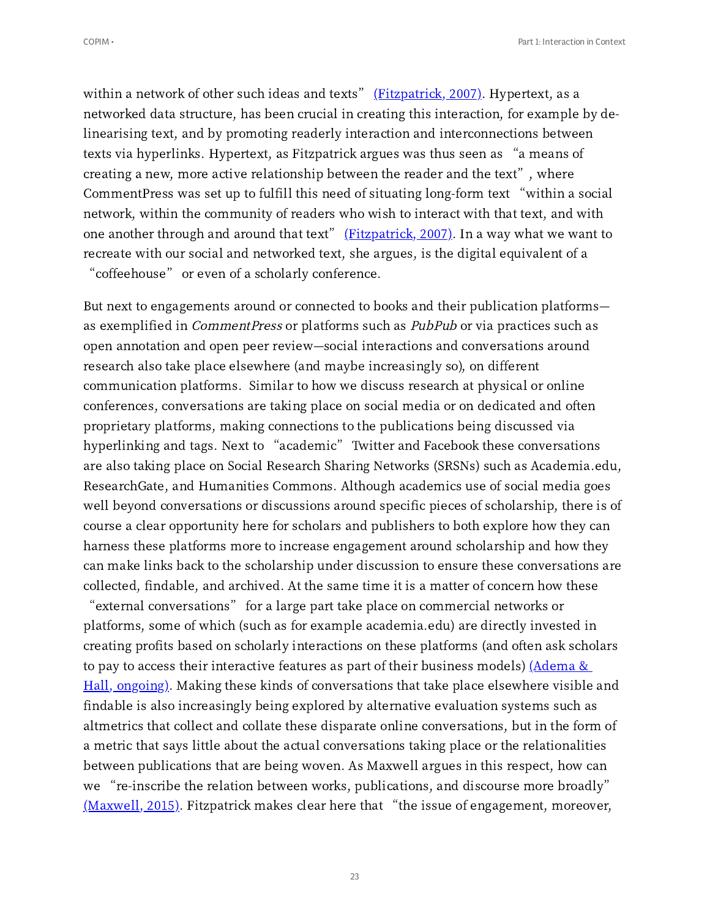within a network of other such ideas and texts" [(Fitzpatrick, 2007)](). Hypertext, as a networked data structure, has been crucial in creating this interaction, for example by de-linearising text, and by promoting readerly interaction and interconnections between texts via hyperlinks. Hypertext, as Fitzpatrick argues was thus seen as "a means of creating a new, more active relationship between the reader and the text", where CommentPress was set up to fulfill this need of situating long-form text "within a social network, within the community of readers who wish to interact with that text, and with one another through and around that text" [(Fitzpatrick, 2007)](). In a way what we want to recreate with our social and networked text, she argues, is the digital equivalent of a "coffeehouse" or even of a scholarly conference.

But next to engagements around or connected to books and their publication platforms—as exemplified in *CommentPress* or platforms such as *PubPub* or via practices such as open annotation and open peer review—social interactions and conversations around research also take place elsewhere (and maybe increasingly so), on different communication platforms. Similar to how we discuss research at physical or online conferences, conversations are taking place on social media or on dedicated and often proprietary platforms, making connections to the publications being discussed via hyperlinking and tags. Next to "academic" Twitter and Facebook these conversations are also taking place on Social Research Sharing Networks (SRSNs) such as Academia.edu, ResearchGate, and Humanities Commons. Although academics use of social media goes well beyond conversations or discussions around specific pieces of scholarship, there is of course a clear opportunity here for scholars and publishers to both explore how they can harness these platforms more to increase engagement around scholarship and how they can make links back to the scholarship under discussion to ensure these conversations are collected, findable, and archived. At the same time it is a matter of concern how these "external conversations" for a large part take place on commercial networks or platforms, some of which (such as for example academia.edu) are directly invested in creating profits based on scholarly interactions on these platforms (and often ask scholars to pay to access their interactive features as part of their business models) [(Adema & Hall, ongoing)](). Making these kinds of conversations that take place elsewhere visible and findable is also increasingly being explored by alternative evaluation systems such as altmetrics that collect and collate these disparate online conversations, but in the form of a metric that says little about the actual conversations taking place or the relationalities between publications that are being woven. As Maxwell argues in this respect, how can we "re-inscribe the relation between works, publications, and discourse more broadly" [(Maxwell, 2015)](). Fitzpatrick makes clear here that "the issue of engagement, moreover,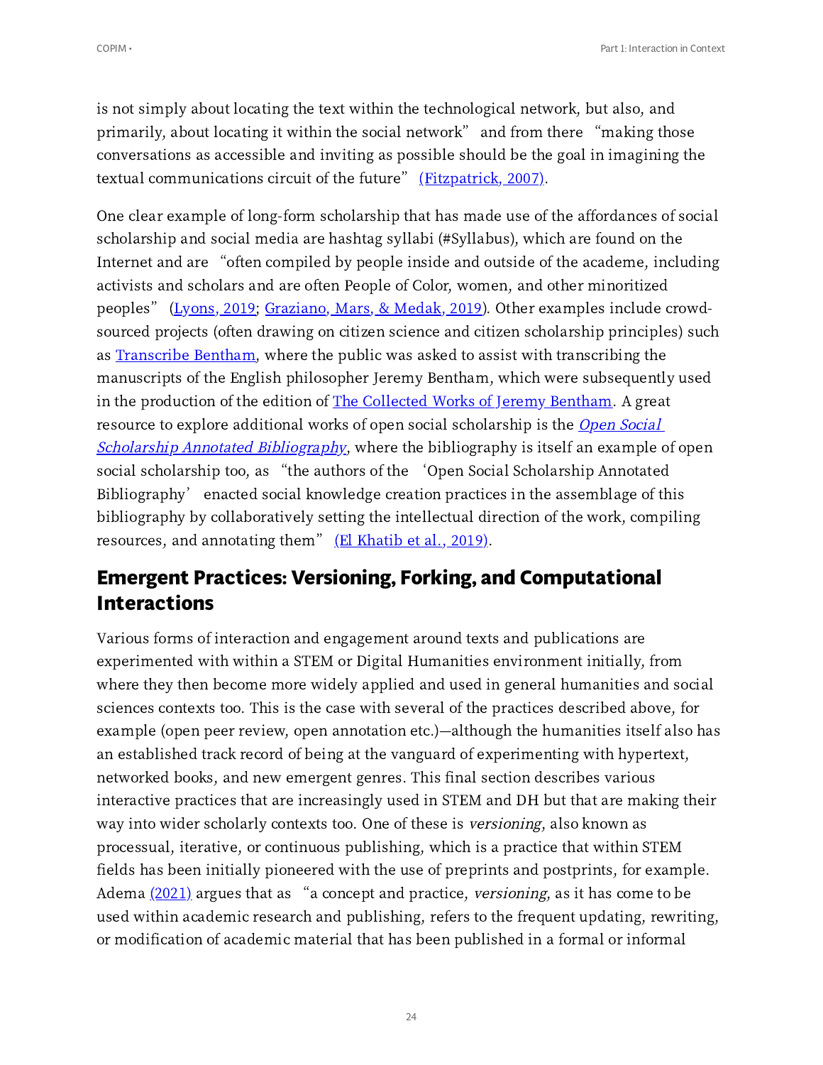is not simply about locating the text within the technological network, but also, and primarily, about locating it within the social network" and from there "making those conversations as accessible and inviting as possible should be the goal in imagining the textual communications circuit of the future" (Fitzpatrick, 2007).

One clear example of long-form scholarship that has made use of the affordances of social scholarship and social media are hashtag syllabi (#Syllabus), which are found on the Internet and are "often compiled by people inside and outside of the academe, including activists and scholars and are often People of Color, women, and other minoritized peoples" (Lyons, 2019; Graziano, Mars, & Medak, 2019). Other examples include crowd-sourced projects (often drawing on citizen science and citizen scholarship principles) such as Transcribe Bentham, where the public was asked to assist with transcribing the manuscripts of the English philosopher Jeremy Bentham, which were subsequently used in the production of the edition of The Collected Works of Jeremy Bentham. A great resource to explore additional works of open social scholarship is the *Open Social Scholarship Annotated Bibliography*, where the bibliography is itself an example of open social scholarship too, as "the authors of the 'Open Social Scholarship Annotated Bibliography' enacted social knowledge creation practices in the assemblage of this bibliography by collaboratively setting the intellectual direction of the work, compiling resources, and annotating them" (El Khatib et al., 2019).

## Emergent Practices: Versioning, Forking, and Computational Interactions

Various forms of interaction and engagement around texts and publications are experimented with within a STEM or Digital Humanities environment initially, from where they then become more widely applied and used in general humanities and social sciences contexts too. This is the case with several of the practices described above, for example (open peer review, open annotation etc.)—although the humanities itself also has an established track record of being at the vanguard of experimenting with hypertext, networked books, and new emergent genres. This final section describes various interactive practices that are increasingly used in STEM and DH but that are making their way into wider scholarly contexts too. One of these is *versioning*, also known as processual, iterative, or continuous publishing, which is a practice that within STEM fields has been initially pioneered with the use of preprints and postprints, for example. Adema (2021) argues that as "a concept and practice, *versioning*, as it has come to be used within academic research and publishing, refers to the frequent updating, rewriting, or modification of academic material that has been published in a formal or informal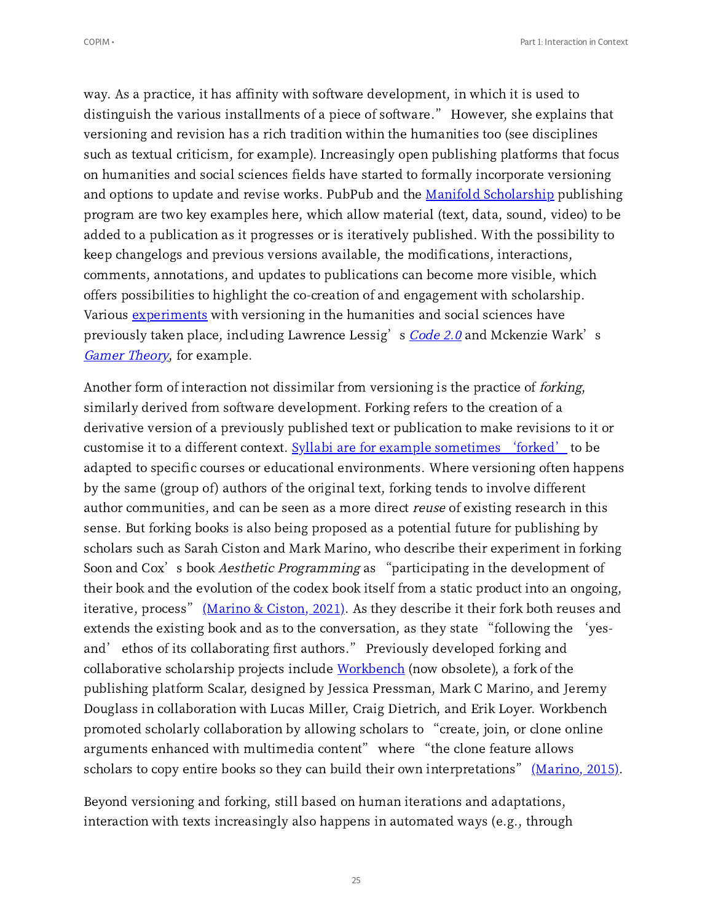way. As a practice, it has affinity with software development, in which it is used to distinguish the various installments of a piece of software." However, she explains that versioning and revision has a rich tradition within the humanities too (see disciplines such as textual criticism, for example). Increasingly open publishing platforms that focus on humanities and social sciences fields have started to formally incorporate versioning and options to update and revise works. PubPub and the [Manifold Scholarship](#) publishing program are two key examples here, which allow material (text, data, sound, video) to be added to a publication as it progresses or is iteratively published. With the possibility to keep changelogs and previous versions available, the modifications, interactions, comments, annotations, and updates to publications can become more visible, which offers possibilities to highlight the co-creation of and engagement with scholarship. Various [experiments](#) with versioning in the humanities and social sciences have previously taken place, including Lawrence Lessig's [*Code 2.0*](#) and Mckenzie Wark's [*Gamer Theory*](#), for example.

Another form of interaction not dissimilar from versioning is the practice of *forking*, similarly derived from software development. Forking refers to the creation of a derivative version of a previously published text or publication to make revisions to it or customise it to a different context. [Syllabi are for example sometimes 'forked'](#) to be adapted to specific courses or educational environments. Where versioning often happens by the same (group of) authors of the original text, forking tends to involve different author communities, and can be seen as a more direct *reuse* of existing research in this sense. But forking books is also being proposed as a potential future for publishing by scholars such as Sarah Ciston and Mark Marino, who describe their experiment in forking Soon and Cox's book *Aesthetic Programming* as "participating in the development of their book and the evolution of the codex book itself from a static product into an ongoing, iterative, process" [(Marino & Ciston, 2021)](#). As they describe it their fork both reuses and extends the existing book and as to the conversation, as they state "following the 'yes-and' ethos of its collaborating first authors." Previously developed forking and collaborative scholarship projects include [Workbench](#) (now obsolete), a fork of the publishing platform Scalar, designed by Jessica Pressman, Mark C Marino, and Jeremy Douglass in collaboration with Lucas Miller, Craig Dietrich, and Erik Loyer. Workbench promoted scholarly collaboration by allowing scholars to "create, join, or clone online arguments enhanced with multimedia content" where "the clone feature allows scholars to copy entire books so they can build their own interpretations" [(Marino, 2015)](#).

Beyond versioning and forking, still based on human iterations and adaptations, interaction with texts increasingly also happens in automated ways (e.g., through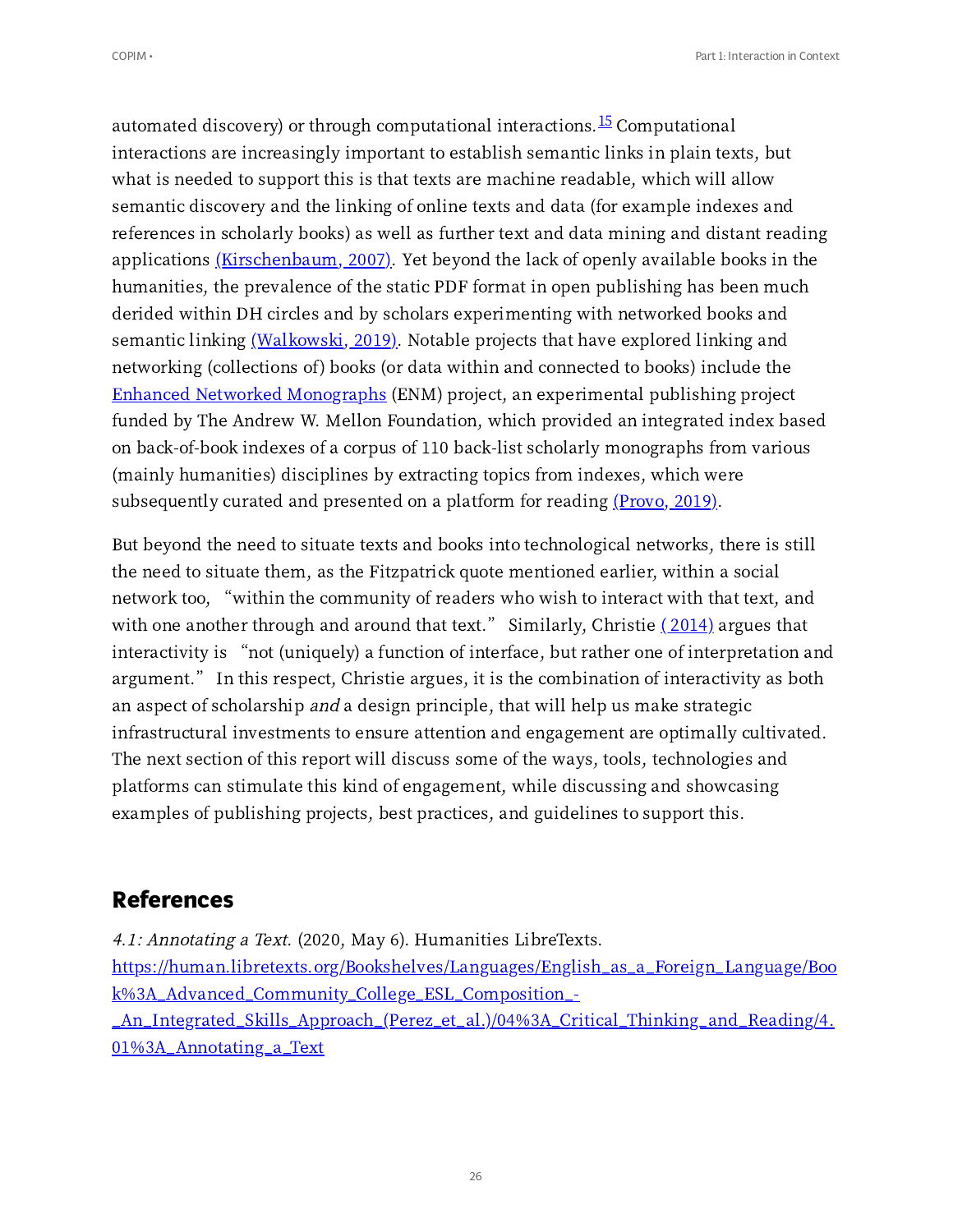automated discovery) or through computational interactions.[15] Computational interactions are increasingly important to establish semantic links in plain texts, but what is needed to support this is that texts are machine readable, which will allow semantic discovery and the linking of online texts and data (for example indexes and references in scholarly books) as well as further text and data mining and distant reading applications (Kirschenbaum, 2007). Yet beyond the lack of openly available books in the humanities, the prevalence of the static PDF format in open publishing has been much derided within DH circles and by scholars experimenting with networked books and semantic linking (Walkowski, 2019). Notable projects that have explored linking and networking (collections of) books (or data within and connected to books) include the Enhanced Networked Monographs (ENM) project, an experimental publishing project funded by The Andrew W. Mellon Foundation, which provided an integrated index based on back-of-book indexes of a corpus of 110 back-list scholarly monographs from various (mainly humanities) disciplines by extracting topics from indexes, which were subsequently curated and presented on a platform for reading (Provo, 2019).

But beyond the need to situate texts and books into technological networks, there is still the need to situate them, as the Fitzpatrick quote mentioned earlier, within a social network too, "within the community of readers who wish to interact with that text, and with one another through and around that text." Similarly, Christie (2014) argues that interactivity is "not (uniquely) a function of interface, but rather one of interpretation and argument." In this respect, Christie argues, it is the combination of interactivity as both an aspect of scholarship *and* a design principle, that will help us make strategic infrastructural investments to ensure attention and engagement are optimally cultivated. The next section of this report will discuss some of the ways, tools, technologies and platforms can stimulate this kind of engagement, while discussing and showcasing examples of publishing projects, best practices, and guidelines to support this.

## References

*4.1: Annotating a Text*. (2020, May 6). Humanities LibreTexts. https://human.libretexts.org/Bookshelves/Languages/English_as_a_Foreign_Language/Book%3A_Advanced_Community_College_ESL_Composition_-_An_Integrated_Skills_Approach_(Perez_et_al.)/04%3A_Critical_Thinking_and_Reading/4.01%3A_Annotating_a_Text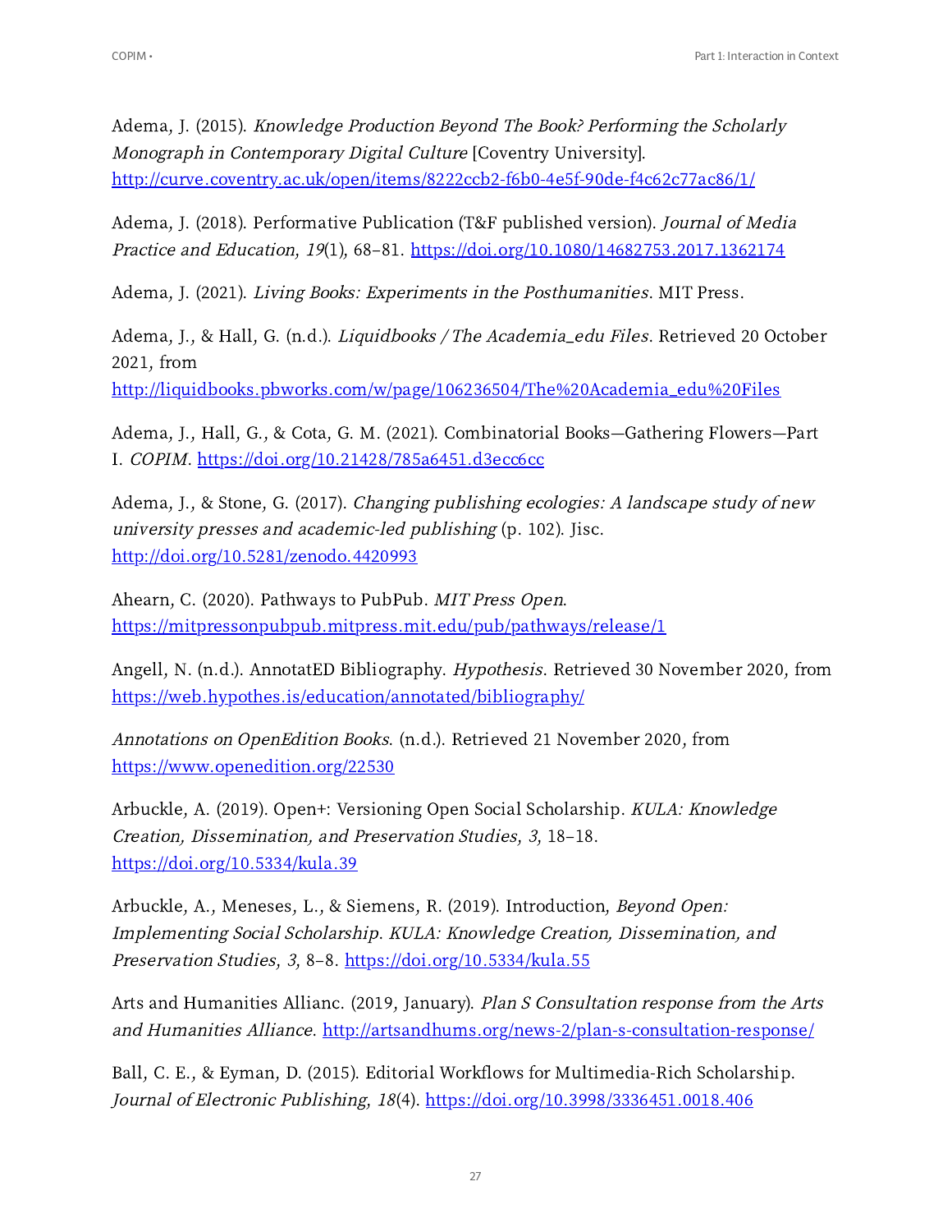Adema, J. (2015). *Knowledge Production Beyond The Book? Performing the Scholarly Monograph in Contemporary Digital Culture* [Coventry University]. http://curve.coventry.ac.uk/open/items/8222ccb2-f6b0-4e5f-90de-f4c62c77ac86/1/

Adema, J. (2018). Performative Publication (T&F published version). *Journal of Media Practice and Education, 19*(1), 68–81. https://doi.org/10.1080/14682753.2017.1362174

Adema, J. (2021). *Living Books: Experiments in the Posthumanities*. MIT Press.

Adema, J., & Hall, G. (n.d.). *Liquidbooks / The Academia_edu Files*. Retrieved 20 October 2021, from http://liquidbooks.pbworks.com/w/page/106236504/The%20Academia_edu%20Files

Adema, J., Hall, G., & Cota, G. M. (2021). Combinatorial Books—Gathering Flowers—Part I. *COPIM*. https://doi.org/10.21428/785a6451.d3ecc6cc

Adema, J., & Stone, G. (2017). *Changing publishing ecologies: A landscape study of new university presses and academic-led publishing* (p. 102). Jisc. http://doi.org/10.5281/zenodo.4420993

Ahearn, C. (2020). Pathways to PubPub. *MIT Press Open*. https://mitpressonpubpub.mitpress.mit.edu/pub/pathways/release/1

Angell, N. (n.d.). AnnotatED Bibliography. *Hypothesis*. Retrieved 30 November 2020, from https://web.hypothes.is/education/annotated/bibliography/

*Annotations on OpenEdition Books*. (n.d.). Retrieved 21 November 2020, from https://www.openedition.org/22530

Arbuckle, A. (2019). Open+: Versioning Open Social Scholarship. *KULA: Knowledge Creation, Dissemination, and Preservation Studies, 3*, 18–18. https://doi.org/10.5334/kula.39

Arbuckle, A., Meneses, L., & Siemens, R. (2019). Introduction, *Beyond Open: Implementing Social Scholarship. KULA: Knowledge Creation, Dissemination, and Preservation Studies, 3*, 8–8. https://doi.org/10.5334/kula.55

Arts and Humanities Allianc. (2019, January). *Plan S Consultation response from the Arts and Humanities Alliance*. http://artsandhums.org/news-2/plan-s-consultation-response/

Ball, C. E., & Eyman, D. (2015). Editorial Workflows for Multimedia-Rich Scholarship. *Journal of Electronic Publishing, 18*(4). https://doi.org/10.3998/3336451.0018.406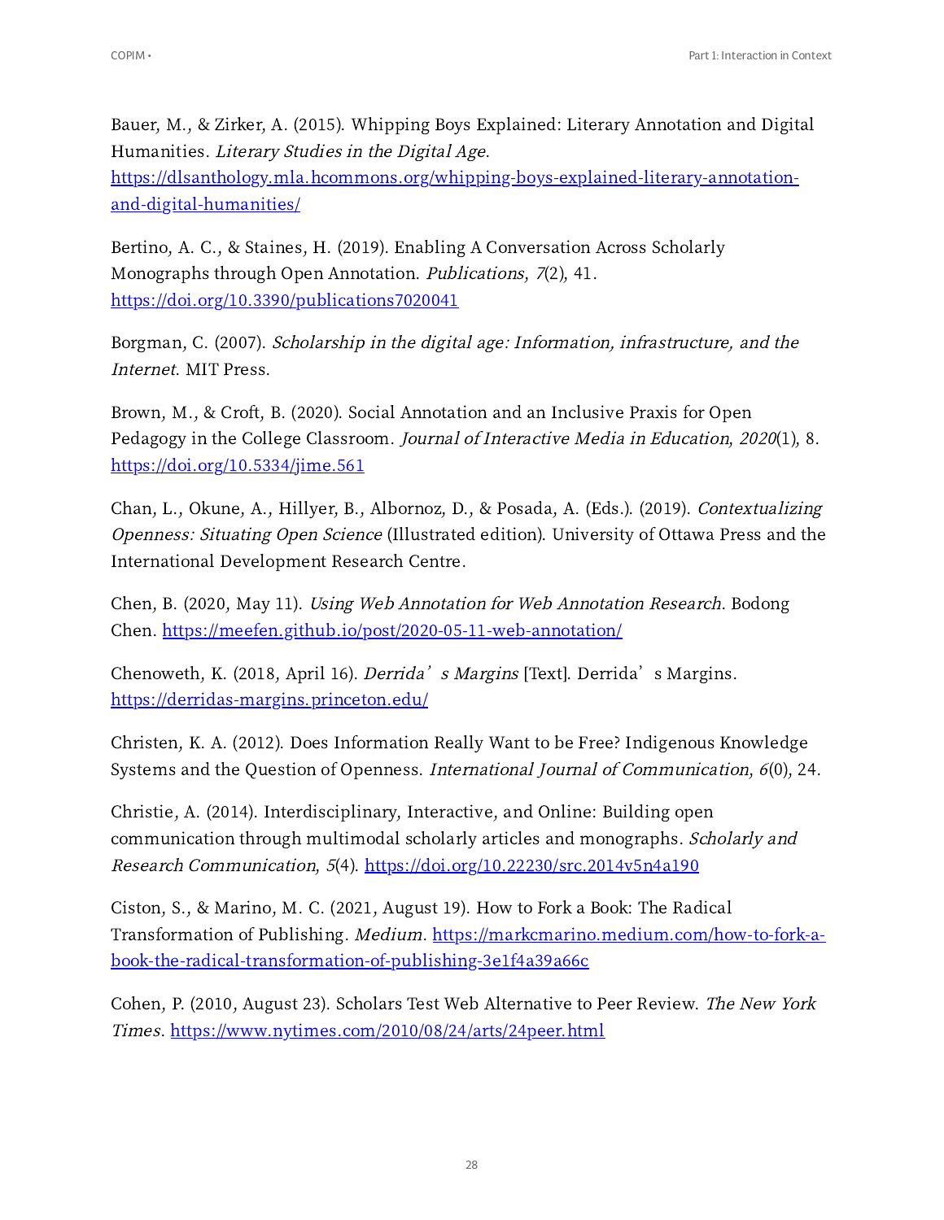Bauer, M., & Zirker, A. (2015). Whipping Boys Explained: Literary Annotation and Digital Humanities. *Literary Studies in the Digital Age*. https://dlsanthology.mla.hcommons.org/whipping-boys-explained-literary-annotation-and-digital-humanities/

Bertino, A. C., & Staines, H. (2019). Enabling A Conversation Across Scholarly Monographs through Open Annotation. *Publications*, *7*(2), 41. https://doi.org/10.3390/publications7020041

Borgman, C. (2007). *Scholarship in the digital age: Information, infrastructure, and the Internet*. MIT Press.

Brown, M., & Croft, B. (2020). Social Annotation and an Inclusive Praxis for Open Pedagogy in the College Classroom. *Journal of Interactive Media in Education*, *2020*(1), 8. https://doi.org/10.5334/jime.561

Chan, L., Okune, A., Hillyer, B., Albornoz, D., & Posada, A. (Eds.). (2019). *Contextualizing Openness: Situating Open Science* (Illustrated edition). University of Ottawa Press and the International Development Research Centre.

Chen, B. (2020, May 11). *Using Web Annotation for Web Annotation Research*. Bodong Chen. https://meefen.github.io/post/2020-05-11-web-annotation/

Chenoweth, K. (2018, April 16). *Derrida's Margins* [Text]. Derrida's Margins. https://derridas-margins.princeton.edu/

Christen, K. A. (2012). Does Information Really Want to be Free? Indigenous Knowledge Systems and the Question of Openness. *International Journal of Communication*, *6*(0), 24.

Christie, A. (2014). Interdisciplinary, Interactive, and Online: Building open communication through multimodal scholarly articles and monographs. *Scholarly and Research Communication*, *5*(4). https://doi.org/10.22230/src.2014v5n4a190

Ciston, S., & Marino, M. C. (2021, August 19). How to Fork a Book: The Radical Transformation of Publishing. *Medium*. https://markcmarino.medium.com/how-to-fork-a-book-the-radical-transformation-of-publishing-3e1f4a39a66c

Cohen, P. (2010, August 23). Scholars Test Web Alternative to Peer Review. *The New York Times*. https://www.nytimes.com/2010/08/24/arts/24peer.html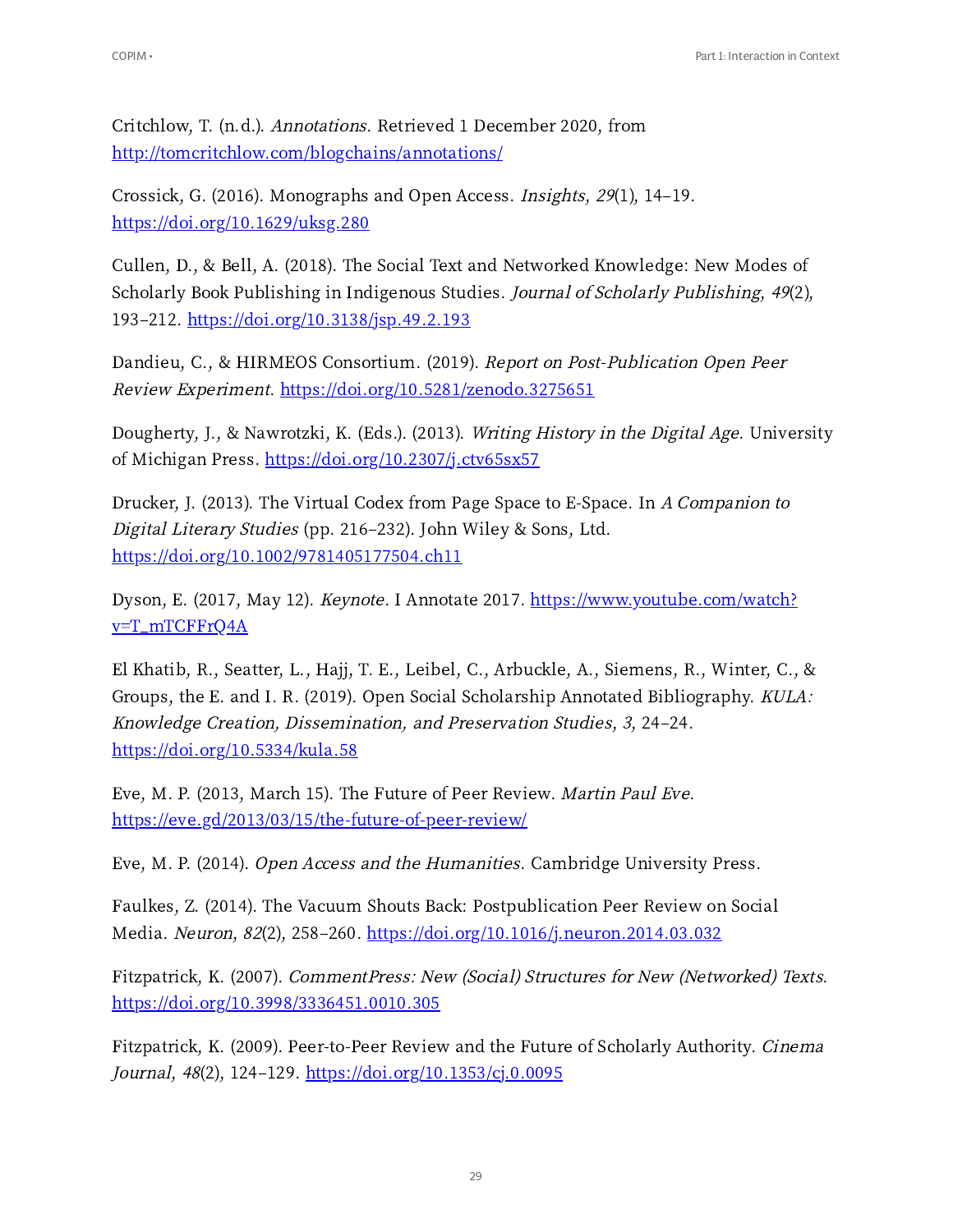Critchlow, T. (n.d.). *Annotations*. Retrieved 1 December 2020, from http://tomcritchlow.com/blogchains/annotations/

Crossick, G. (2016). Monographs and Open Access. *Insights*, *29*(1), 14–19. https://doi.org/10.1629/uksg.280

Cullen, D., & Bell, A. (2018). The Social Text and Networked Knowledge: New Modes of Scholarly Book Publishing in Indigenous Studies. *Journal of Scholarly Publishing*, *49*(2), 193–212. https://doi.org/10.3138/jsp.49.2.193

Dandieu, C., & HIRMEOS Consortium. (2019). *Report on Post-Publication Open Peer Review Experiment*. https://doi.org/10.5281/zenodo.3275651

Dougherty, J., & Nawrotzki, K. (Eds.). (2013). *Writing History in the Digital Age*. University of Michigan Press. https://doi.org/10.2307/j.ctv65sx57

Drucker, J. (2013). The Virtual Codex from Page Space to E-Space. In *A Companion to Digital Literary Studies* (pp. 216–232). John Wiley & Sons, Ltd. https://doi.org/10.1002/9781405177504.ch11

Dyson, E. (2017, May 12). *Keynote*. I Annotate 2017. https://www.youtube.com/watch?v=T_mTCFFrQ4A

El Khatib, R., Seatter, L., Hajj, T. E., Leibel, C., Arbuckle, A., Siemens, R., Winter, C., & Groups, the E. and I. R. (2019). Open Social Scholarship Annotated Bibliography. *KULA: Knowledge Creation, Dissemination, and Preservation Studies*, *3*, 24–24. https://doi.org/10.5334/kula.58

Eve, M. P. (2013, March 15). The Future of Peer Review. *Martin Paul Eve*. https://eve.gd/2013/03/15/the-future-of-peer-review/

Eve, M. P. (2014). *Open Access and the Humanities*. Cambridge University Press.

Faulkes, Z. (2014). The Vacuum Shouts Back: Postpublication Peer Review on Social Media. *Neuron*, *82*(2), 258–260. https://doi.org/10.1016/j.neuron.2014.03.032

Fitzpatrick, K. (2007). *CommentPress: New (Social) Structures for New (Networked) Texts*. https://doi.org/10.3998/3336451.0010.305

Fitzpatrick, K. (2009). Peer-to-Peer Review and the Future of Scholarly Authority. *Cinema Journal*, *48*(2), 124–129. https://doi.org/10.1353/cj.0.0095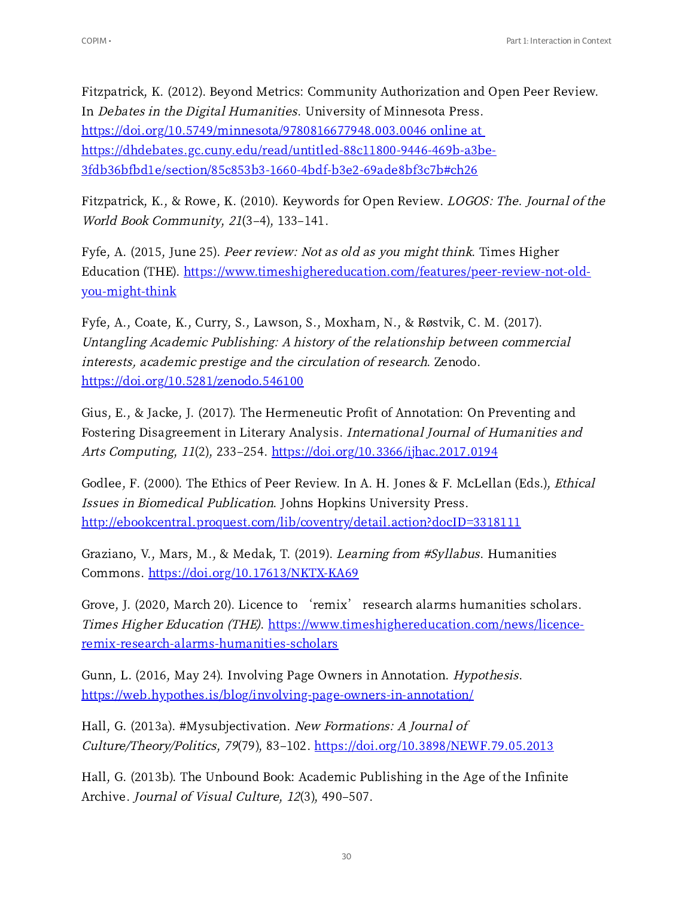Fitzpatrick, K. (2012). Beyond Metrics: Community Authorization and Open Peer Review. In *Debates in the Digital Humanities*. University of Minnesota Press. https://doi.org/10.5749/minnesota/9780816677948.003.0046 online at https://dhdebates.gc.cuny.edu/read/untitled-88c11800-9446-469b-a3be-3fdb36bfbd1e/section/85c853b3-1660-4bdf-b3e2-69ade8bf3c7b#ch26

Fitzpatrick, K., & Rowe, K. (2010). Keywords for Open Review. *LOGOS: The. Journal of the World Book Community, 21*(3–4), 133–141.

Fyfe, A. (2015, June 25). *Peer review: Not as old as you might think*. Times Higher Education (THE). https://www.timeshighereducation.com/features/peer-review-not-old-you-might-think

Fyfe, A., Coate, K., Curry, S., Lawson, S., Moxham, N., & Røstvik, C. M. (2017). *Untangling Academic Publishing: A history of the relationship between commercial interests, academic prestige and the circulation of research*. Zenodo. https://doi.org/10.5281/zenodo.546100

Gius, E., & Jacke, J. (2017). The Hermeneutic Profit of Annotation: On Preventing and Fostering Disagreement in Literary Analysis. *International Journal of Humanities and Arts Computing, 11*(2), 233–254. https://doi.org/10.3366/ijhac.2017.0194

Godlee, F. (2000). The Ethics of Peer Review. In A. H. Jones & F. McLellan (Eds.), *Ethical Issues in Biomedical Publication*. Johns Hopkins University Press. http://ebookcentral.proquest.com/lib/coventry/detail.action?docID=3318111

Graziano, V., Mars, M., & Medak, T. (2019). *Learning from #Syllabus*. Humanities Commons. https://doi.org/10.17613/NKTX-KA69

Grove, J. (2020, March 20). Licence to 'remix' research alarms humanities scholars. *Times Higher Education (THE)*. https://www.timeshighereducation.com/news/licence-remix-research-alarms-humanities-scholars

Gunn, L. (2016, May 24). Involving Page Owners in Annotation. *Hypothesis*. https://web.hypothes.is/blog/involving-page-owners-in-annotation/

Hall, G. (2013a). #Mysubjectivation. *New Formations: A Journal of Culture/Theory/Politics, 79*(79), 83–102. https://doi.org/10.3898/NEWF.79.05.2013

Hall, G. (2013b). The Unbound Book: Academic Publishing in the Age of the Infinite Archive. *Journal of Visual Culture, 12*(3), 490–507.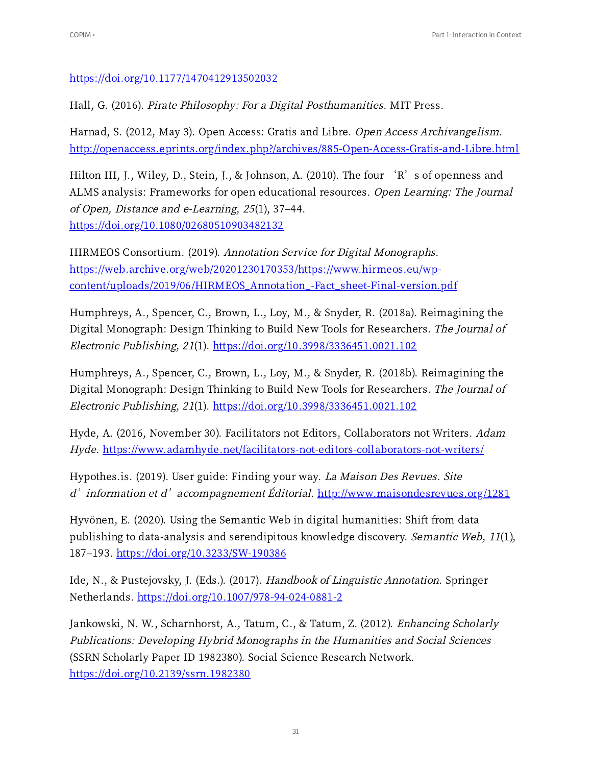https://doi.org/10.1177/1470412913502032

Hall, G. (2016). *Pirate Philosophy: For a Digital Posthumanities*. MIT Press.

Harnad, S. (2012, May 3). Open Access: Gratis and Libre. *Open Access Archivangelism*. http://openaccess.eprints.org/index.php?/archives/885-Open-Access-Gratis-and-Libre.html

Hilton III, J., Wiley, D., Stein, J., & Johnson, A. (2010). The four 'R' s of openness and ALMS analysis: Frameworks for open educational resources. *Open Learning: The Journal of Open, Distance and e-Learning*, *25*(1), 37–44. https://doi.org/10.1080/02680510903482132

HIRMEOS Consortium. (2019). *Annotation Service for Digital Monographs*. https://web.archive.org/web/20201230170353/https://www.hirmeos.eu/wp-content/uploads/2019/06/HIRMEOS_Annotation_-Fact_sheet-Final-version.pdf

Humphreys, A., Spencer, C., Brown, L., Loy, M., & Snyder, R. (2018a). Reimagining the Digital Monograph: Design Thinking to Build New Tools for Researchers. *The Journal of Electronic Publishing*, *21*(1). https://doi.org/10.3998/3336451.0021.102

Humphreys, A., Spencer, C., Brown, L., Loy, M., & Snyder, R. (2018b). Reimagining the Digital Monograph: Design Thinking to Build New Tools for Researchers. *The Journal of Electronic Publishing*, *21*(1). https://doi.org/10.3998/3336451.0021.102

Hyde, A. (2016, November 30). Facilitators not Editors, Collaborators not Writers. *Adam Hyde*. https://www.adamhyde.net/facilitators-not-editors-collaborators-not-writers/

Hypothes.is. (2019). User guide: Finding your way. *La Maison Des Revues. Site d'information et d'accompagnement Éditorial*. http://www.maisondesrevues.org/1281

Hyvönen, E. (2020). Using the Semantic Web in digital humanities: Shift from data publishing to data-analysis and serendipitous knowledge discovery. *Semantic Web*, *11*(1), 187–193. https://doi.org/10.3233/SW-190386

Ide, N., & Pustejovsky, J. (Eds.). (2017). *Handbook of Linguistic Annotation*. Springer Netherlands. https://doi.org/10.1007/978-94-024-0881-2

Jankowski, N. W., Scharnhorst, A., Tatum, C., & Tatum, Z. (2012). *Enhancing Scholarly Publications: Developing Hybrid Monographs in the Humanities and Social Sciences* (SSRN Scholarly Paper ID 1982380). Social Science Research Network. https://doi.org/10.2139/ssrn.1982380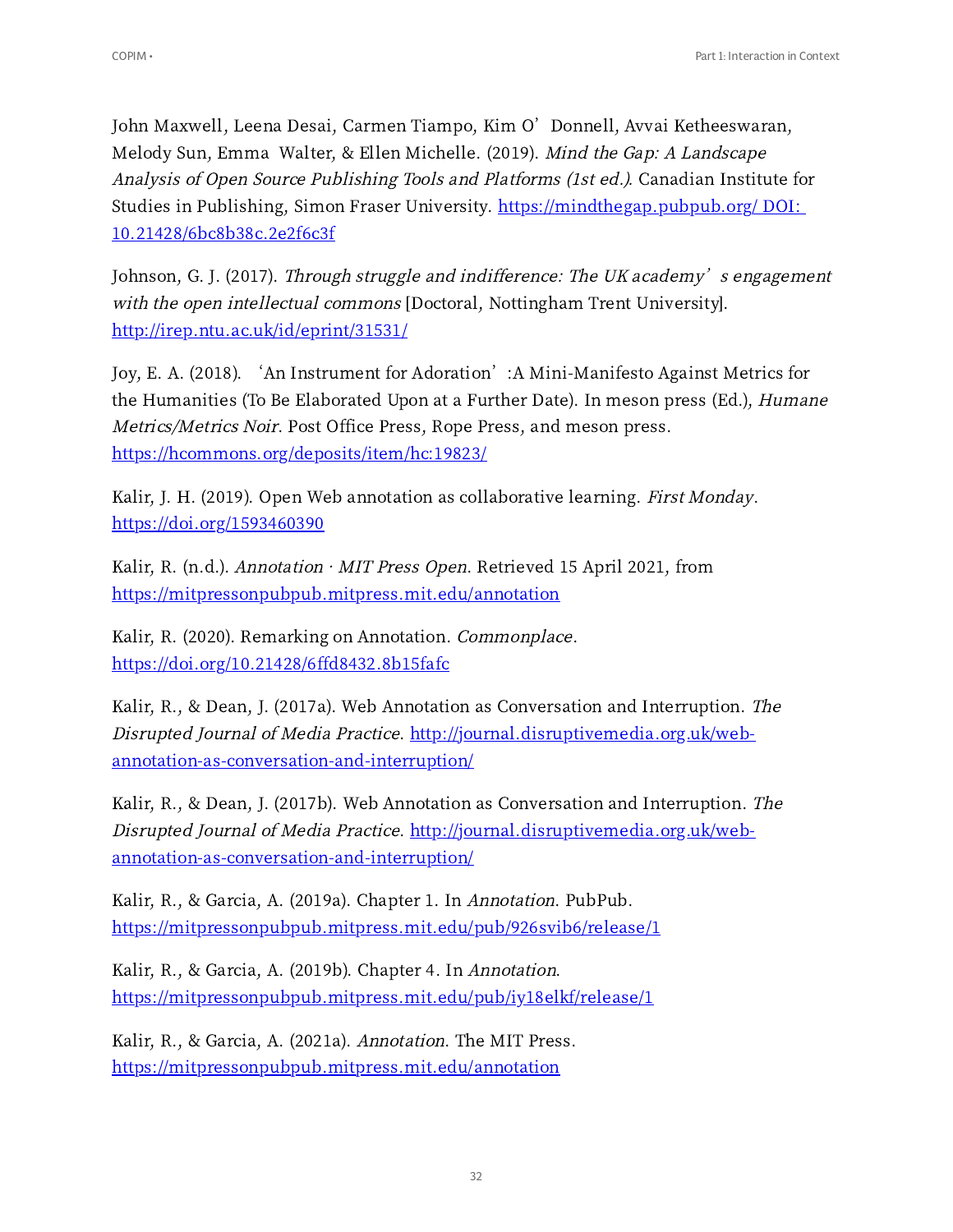John Maxwell, Leena Desai, Carmen Tiampo, Kim O'Donnell, Avvai Ketheeswaran, Melody Sun, Emma Walter, & Ellen Michelle. (2019). *Mind the Gap: A Landscape Analysis of Open Source Publishing Tools and Platforms (1st ed.)*. Canadian Institute for Studies in Publishing, Simon Fraser University. https://mindthegap.pubpub.org/ DOI: 10.21428/6bc8b38c.2e2f6c3f

Johnson, G. J. (2017). *Through struggle and indifference: The UK academy's engagement with the open intellectual commons* [Doctoral, Nottingham Trent University]. http://irep.ntu.ac.uk/id/eprint/31531/

Joy, E. A. (2018). 'An Instrument for Adoration':A Mini-Manifesto Against Metrics for the Humanities (To Be Elaborated Upon at a Further Date). In meson press (Ed.), *Humane Metrics/Metrics Noir*. Post Office Press, Rope Press, and meson press. https://hcommons.org/deposits/item/hc:19823/

Kalir, J. H. (2019). Open Web annotation as collaborative learning. *First Monday*. https://doi.org/1593460390

Kalir, R. (n.d.). *Annotation · MIT Press Open*. Retrieved 15 April 2021, from https://mitpressonpubpub.mitpress.mit.edu/annotation

Kalir, R. (2020). Remarking on Annotation. *Commonplace*. https://doi.org/10.21428/6ffd8432.8b15fafc

Kalir, R., & Dean, J. (2017a). Web Annotation as Conversation and Interruption. *The Disrupted Journal of Media Practice*. http://journal.disruptivemedia.org.uk/web-annotation-as-conversation-and-interruption/

Kalir, R., & Dean, J. (2017b). Web Annotation as Conversation and Interruption. *The Disrupted Journal of Media Practice*. http://journal.disruptivemedia.org.uk/web-annotation-as-conversation-and-interruption/

Kalir, R., & Garcia, A. (2019a). Chapter 1. In *Annotation*. PubPub. https://mitpressonpubpub.mitpress.mit.edu/pub/926svib6/release/1

Kalir, R., & Garcia, A. (2019b). Chapter 4. In *Annotation*. https://mitpressonpubpub.mitpress.mit.edu/pub/iy18elkf/release/1

Kalir, R., & Garcia, A. (2021a). *Annotation*. The MIT Press. https://mitpressonpubpub.mitpress.mit.edu/annotation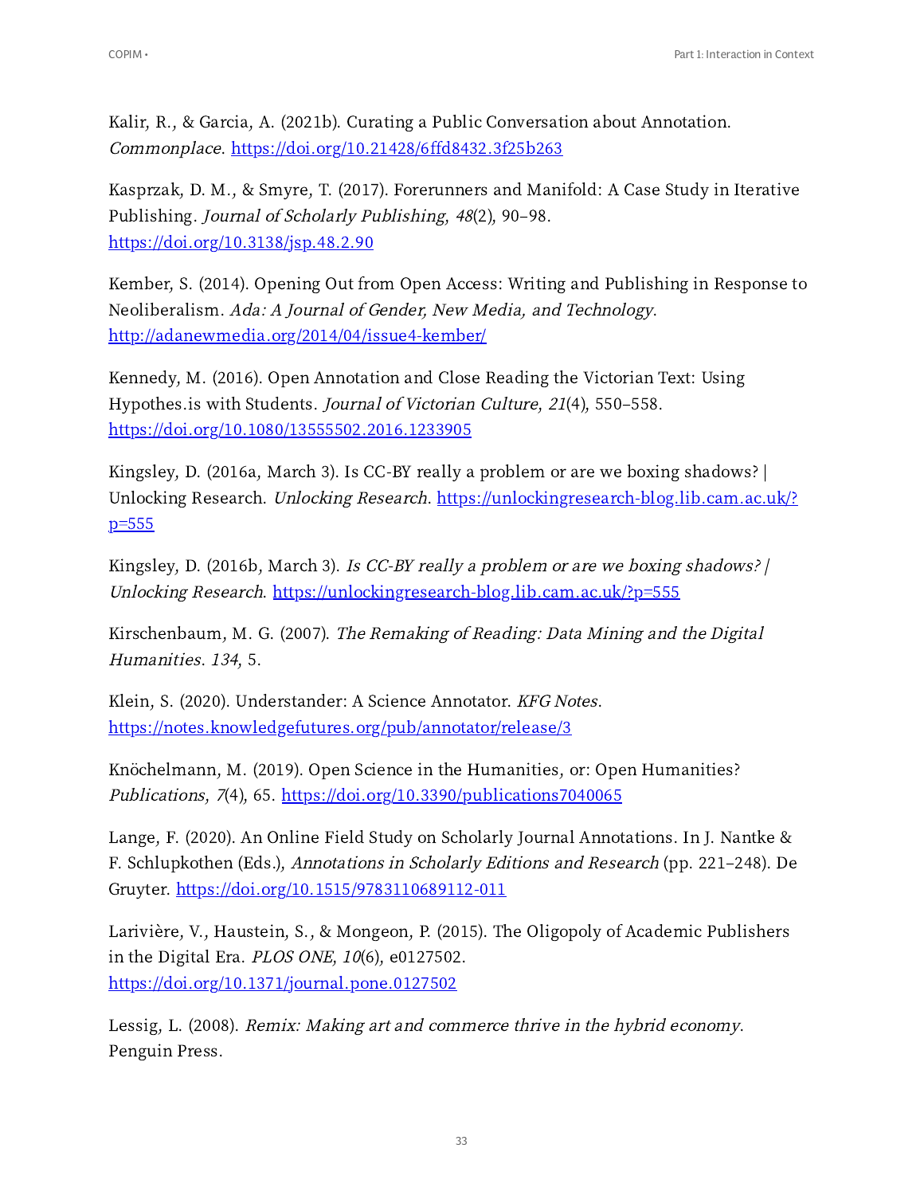Kalir, R., & Garcia, A. (2021b). Curating a Public Conversation about Annotation. *Commonplace*. https://doi.org/10.21428/6ffd8432.3f25b263

Kasprzak, D. M., & Smyre, T. (2017). Forerunners and Manifold: A Case Study in Iterative Publishing. *Journal of Scholarly Publishing*, *48*(2), 90–98. https://doi.org/10.3138/jsp.48.2.90

Kember, S. (2014). Opening Out from Open Access: Writing and Publishing in Response to Neoliberalism. *Ada: A Journal of Gender, New Media, and Technology*. http://adanewmedia.org/2014/04/issue4-kember/

Kennedy, M. (2016). Open Annotation and Close Reading the Victorian Text: Using Hypothes.is with Students. *Journal of Victorian Culture*, *21*(4), 550–558. https://doi.org/10.1080/13555502.2016.1233905

Kingsley, D. (2016a, March 3). Is CC-BY really a problem or are we boxing shadows? | Unlocking Research. *Unlocking Research*. https://unlockingresearch-blog.lib.cam.ac.uk/?p=555

Kingsley, D. (2016b, March 3). *Is CC-BY really a problem or are we boxing shadows? | Unlocking Research*. https://unlockingresearch-blog.lib.cam.ac.uk/?p=555

Kirschenbaum, M. G. (2007). *The Remaking of Reading: Data Mining and the Digital Humanities*. *134*, 5.

Klein, S. (2020). Understander: A Science Annotator. *KFG Notes*. https://notes.knowledgefutures.org/pub/annotator/release/3

Knöchelmann, M. (2019). Open Science in the Humanities, or: Open Humanities? *Publications*, *7*(4), 65. https://doi.org/10.3390/publications7040065

Lange, F. (2020). An Online Field Study on Scholarly Journal Annotations. In J. Nantke & F. Schlupkothen (Eds.), *Annotations in Scholarly Editions and Research* (pp. 221–248). De Gruyter. https://doi.org/10.1515/9783110689112-011

Larivière, V., Haustein, S., & Mongeon, P. (2015). The Oligopoly of Academic Publishers in the Digital Era. *PLOS ONE*, *10*(6), e0127502. https://doi.org/10.1371/journal.pone.0127502

Lessig, L. (2008). *Remix: Making art and commerce thrive in the hybrid economy*. Penguin Press.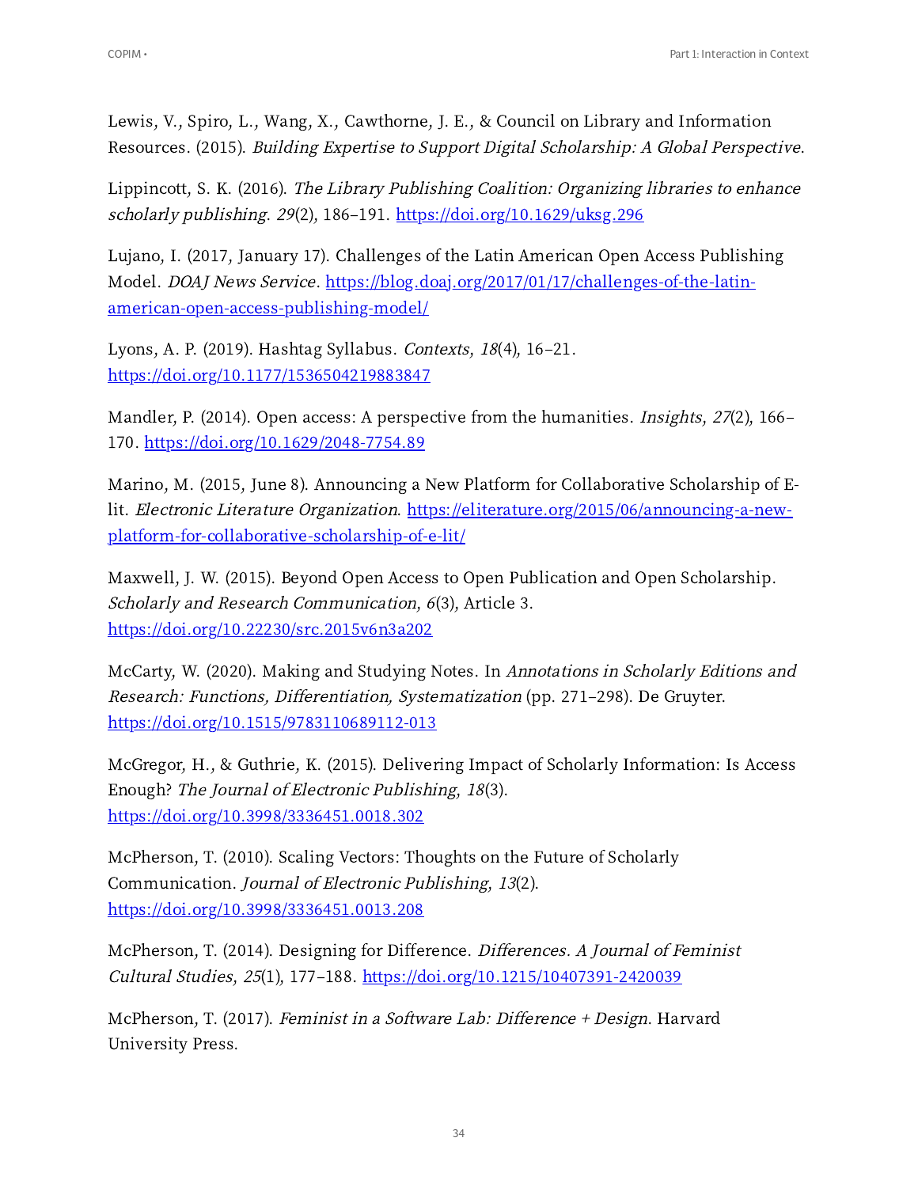Lewis, V., Spiro, L., Wang, X., Cawthorne, J. E., & Council on Library and Information Resources. (2015). *Building Expertise to Support Digital Scholarship: A Global Perspective*.

Lippincott, S. K. (2016). *The Library Publishing Coalition: Organizing libraries to enhance scholarly publishing*. *29*(2), 186–191. https://doi.org/10.1629/uksg.296

Lujano, I. (2017, January 17). Challenges of the Latin American Open Access Publishing Model. *DOAJ News Service*. https://blog.doaj.org/2017/01/17/challenges-of-the-latin-american-open-access-publishing-model/

Lyons, A. P. (2019). Hashtag Syllabus. *Contexts, 18*(4), 16–21. https://doi.org/10.1177/1536504219883847

Mandler, P. (2014). Open access: A perspective from the humanities. *Insights, 27*(2), 166–170. https://doi.org/10.1629/2048-7754.89

Marino, M. (2015, June 8). Announcing a New Platform for Collaborative Scholarship of E-lit. *Electronic Literature Organization*. https://eliterature.org/2015/06/announcing-a-new-platform-for-collaborative-scholarship-of-e-lit/

Maxwell, J. W. (2015). Beyond Open Access to Open Publication and Open Scholarship. *Scholarly and Research Communication*, *6*(3), Article 3. https://doi.org/10.22230/src.2015v6n3a202

McCarty, W. (2020). Making and Studying Notes. In *Annotations in Scholarly Editions and Research: Functions, Differentiation, Systematization* (pp. 271–298). De Gruyter. https://doi.org/10.1515/9783110689112-013

McGregor, H., & Guthrie, K. (2015). Delivering Impact of Scholarly Information: Is Access Enough? *The Journal of Electronic Publishing*, *18*(3). https://doi.org/10.3998/3336451.0018.302

McPherson, T. (2010). Scaling Vectors: Thoughts on the Future of Scholarly Communication. *Journal of Electronic Publishing, 13*(2). https://doi.org/10.3998/3336451.0013.208

McPherson, T. (2014). Designing for Difference. *Differences. A Journal of Feminist Cultural Studies, 25*(1), 177–188. https://doi.org/10.1215/10407391-2420039

McPherson, T. (2017). *Feminist in a Software Lab: Difference + Design*. Harvard University Press.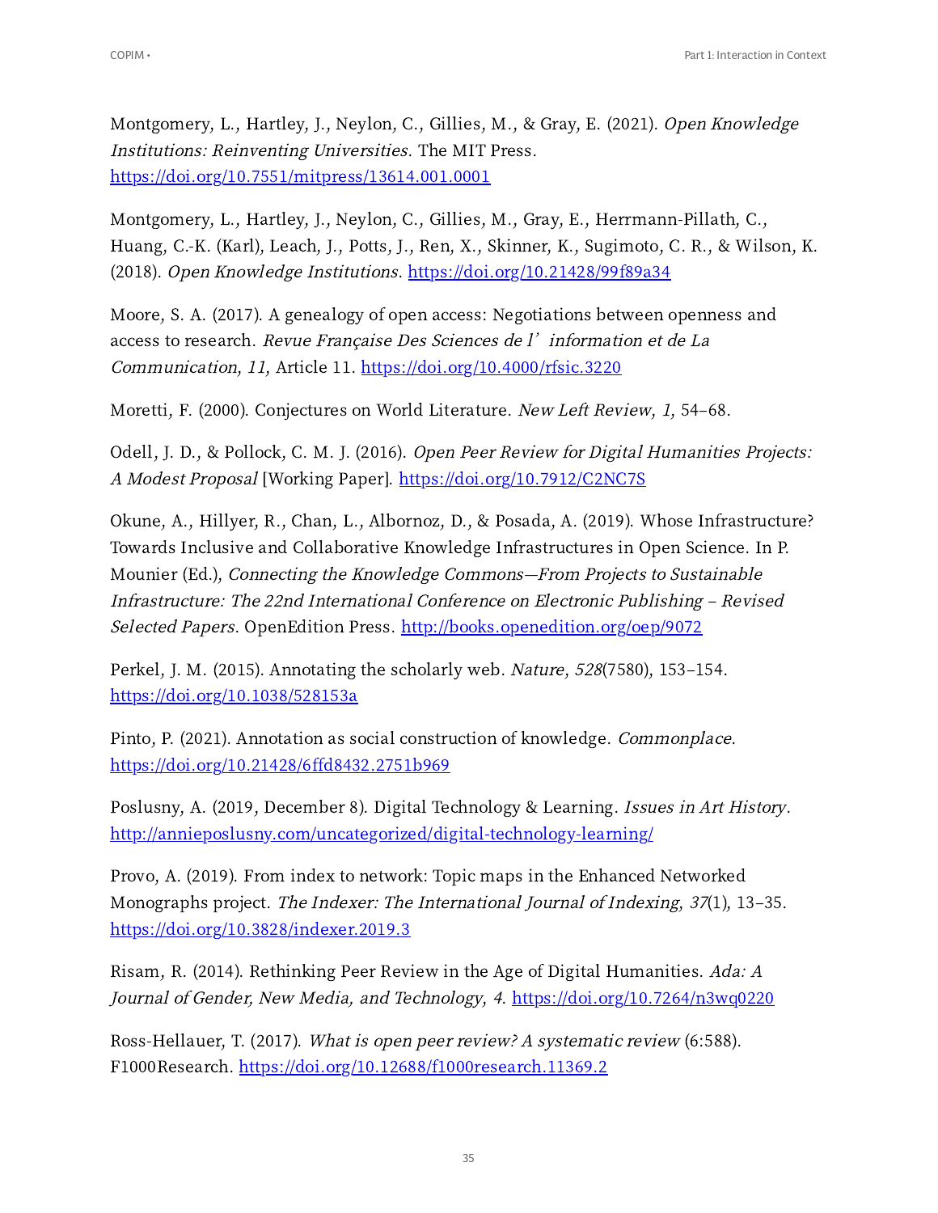Montgomery, L., Hartley, J., Neylon, C., Gillies, M., & Gray, E. (2021). *Open Knowledge Institutions: Reinventing Universities*. The MIT Press. https://doi.org/10.7551/mitpress/13614.001.0001

Montgomery, L., Hartley, J., Neylon, C., Gillies, M., Gray, E., Herrmann-Pillath, C., Huang, C.-K. (Karl), Leach, J., Potts, J., Ren, X., Skinner, K., Sugimoto, C. R., & Wilson, K. (2018). *Open Knowledge Institutions*. https://doi.org/10.21428/99f89a34

Moore, S. A. (2017). A genealogy of open access: Negotiations between openness and access to research. *Revue Française Des Sciences de l'information et de La Communication, 11*, Article 11. https://doi.org/10.4000/rfsic.3220

Moretti, F. (2000). Conjectures on World Literature. *New Left Review, 1*, 54–68.

Odell, J. D., & Pollock, C. M. J. (2016). *Open Peer Review for Digital Humanities Projects: A Modest Proposal* [Working Paper]. https://doi.org/10.7912/C2NC7S

Okune, A., Hillyer, R., Chan, L., Albornoz, D., & Posada, A. (2019). Whose Infrastructure? Towards Inclusive and Collaborative Knowledge Infrastructures in Open Science. In P. Mounier (Ed.), *Connecting the Knowledge Commons—From Projects to Sustainable Infrastructure: The 22nd International Conference on Electronic Publishing – Revised Selected Papers*. OpenEdition Press. http://books.openedition.org/oep/9072

Perkel, J. M. (2015). Annotating the scholarly web. *Nature, 528*(7580), 153–154. https://doi.org/10.1038/528153a

Pinto, P. (2021). Annotation as social construction of knowledge. *Commonplace*. https://doi.org/10.21428/6ffd8432.2751b969

Poslusny, A. (2019, December 8). Digital Technology & Learning. *Issues in Art History*. http://annieposlusny.com/uncategorized/digital-technology-learning/

Provo, A. (2019). From index to network: Topic maps in the Enhanced Networked Monographs project. *The Indexer: The International Journal of Indexing, 37*(1), 13–35. https://doi.org/10.3828/indexer.2019.3

Risam, R. (2014). Rethinking Peer Review in the Age of Digital Humanities. *Ada: A Journal of Gender, New Media, and Technology, 4*. https://doi.org/10.7264/n3wq0220

Ross-Hellauer, T. (2017). *What is open peer review? A systematic review* (6:588). F1000Research. https://doi.org/10.12688/f1000research.11369.2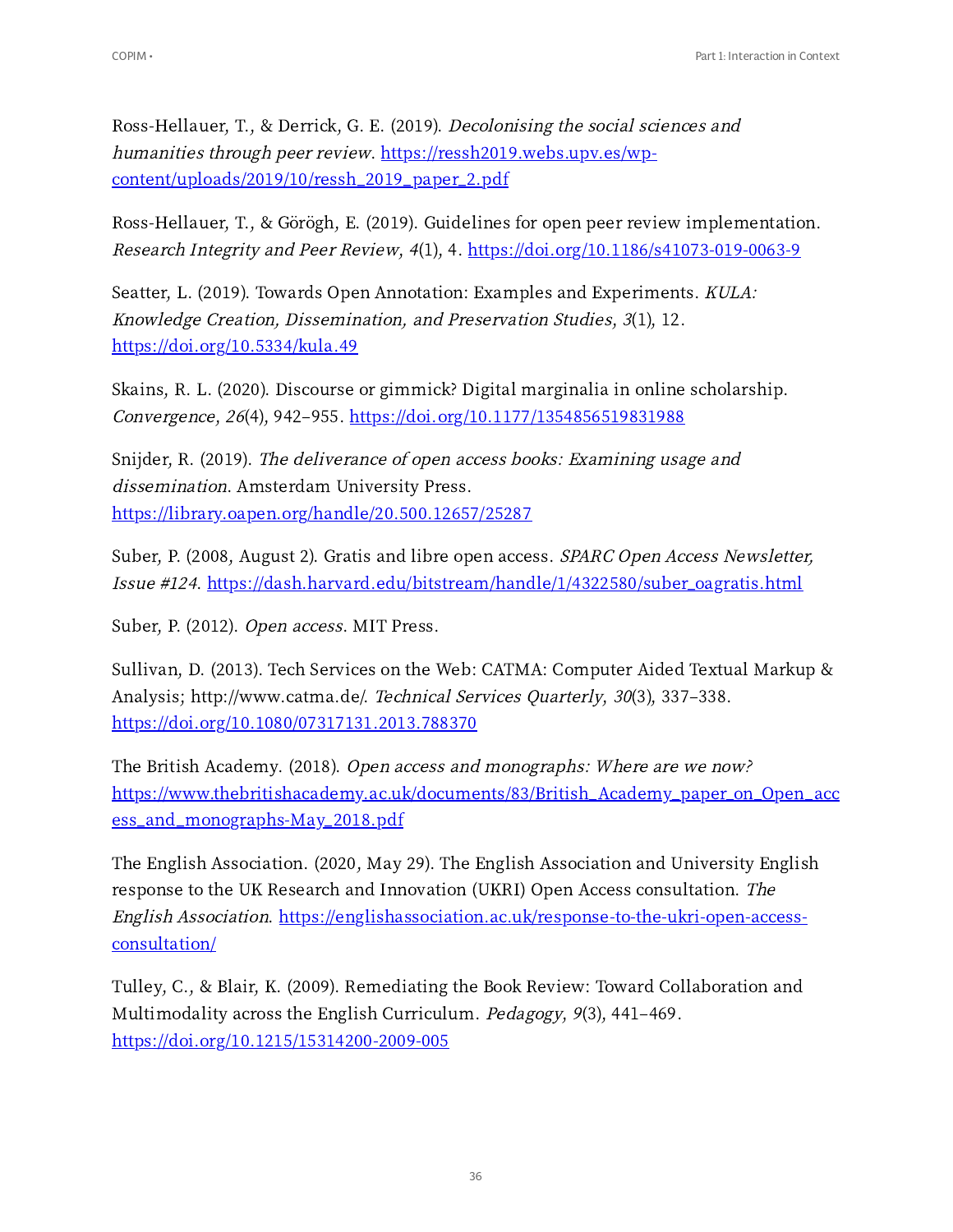Ross-Hellauer, T., & Derrick, G. E. (2019). *Decolonising the social sciences and humanities through peer review*. https://ressh2019.webs.upv.es/wp-content/uploads/2019/10/ressh_2019_paper_2.pdf

Ross-Hellauer, T., & Görögh, E. (2019). Guidelines for open peer review implementation. *Research Integrity and Peer Review, 4*(1), 4. https://doi.org/10.1186/s41073-019-0063-9

Seatter, L. (2019). Towards Open Annotation: Examples and Experiments. *KULA: Knowledge Creation, Dissemination, and Preservation Studies, 3*(1), 12. https://doi.org/10.5334/kula.49

Skains, R. L. (2020). Discourse or gimmick? Digital marginalia in online scholarship. *Convergence, 26*(4), 942–955. https://doi.org/10.1177/1354856519831988

Snijder, R. (2019). *The deliverance of open access books: Examining usage and dissemination*. Amsterdam University Press. https://library.oapen.org/handle/20.500.12657/25287

Suber, P. (2008, August 2). Gratis and libre open access. *SPARC Open Access Newsletter, Issue #124*. https://dash.harvard.edu/bitstream/handle/1/4322580/suber_oagratis.html

Suber, P. (2012). *Open access*. MIT Press.

Sullivan, D. (2013). Tech Services on the Web: CATMA: Computer Aided Textual Markup & Analysis; http://www.catma.de/. *Technical Services Quarterly, 30*(3), 337–338. https://doi.org/10.1080/07317131.2013.788370

The British Academy. (2018). *Open access and monographs: Where are we now?* https://www.thebritishacademy.ac.uk/documents/83/British_Academy_paper_on_Open_access_and_monographs-May_2018.pdf

The English Association. (2020, May 29). The English Association and University English response to the UK Research and Innovation (UKRI) Open Access consultation. *The English Association*. https://englishassociation.ac.uk/response-to-the-ukri-open-access-consultation/

Tulley, C., & Blair, K. (2009). Remediating the Book Review: Toward Collaboration and Multimodality across the English Curriculum. *Pedagogy, 9*(3), 441–469. https://doi.org/10.1215/15314200-2009-005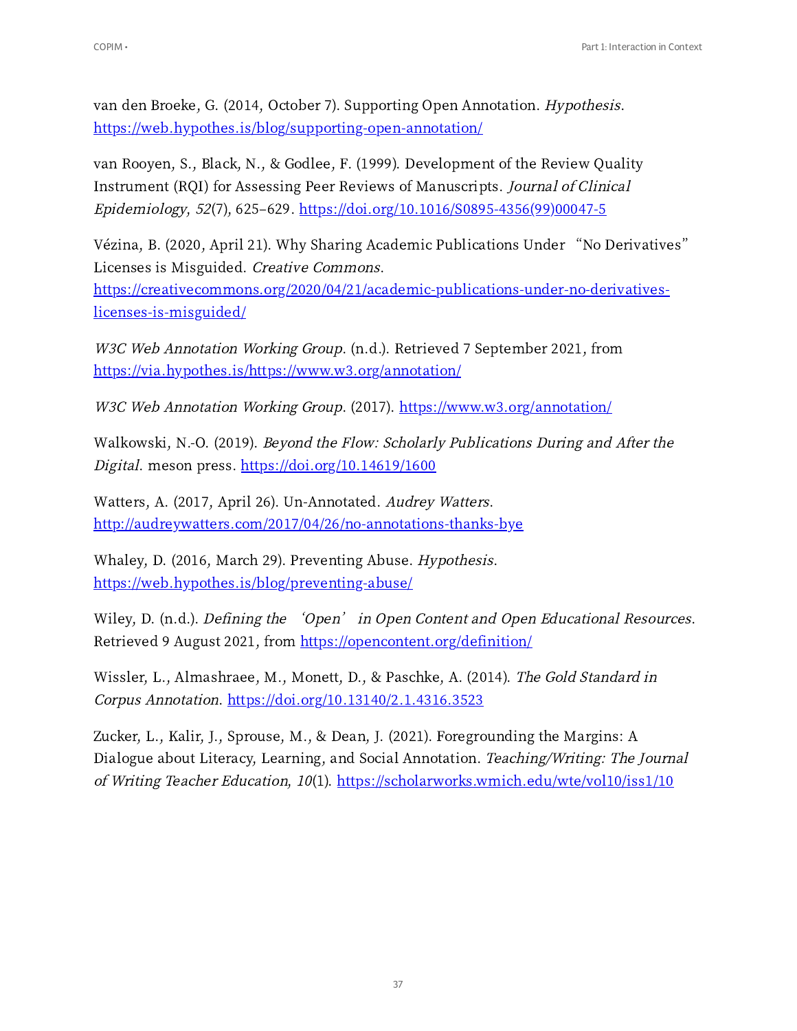van den Broeke, G. (2014, October 7). Supporting Open Annotation. *Hypothesis*. https://web.hypothes.is/blog/supporting-open-annotation/

van Rooyen, S., Black, N., & Godlee, F. (1999). Development of the Review Quality Instrument (RQI) for Assessing Peer Reviews of Manuscripts. *Journal of Clinical Epidemiology, 52*(7), 625–629. https://doi.org/10.1016/S0895-4356(99)00047-5

Vézina, B. (2020, April 21). Why Sharing Academic Publications Under "No Derivatives" Licenses is Misguided. *Creative Commons*. https://creativecommons.org/2020/04/21/academic-publications-under-no-derivatives-licenses-is-misguided/

*W3C Web Annotation Working Group*. (n.d.). Retrieved 7 September 2021, from https://via.hypothes.is/https://www.w3.org/annotation/

*W3C Web Annotation Working Group*. (2017). https://www.w3.org/annotation/

Walkowski, N.-O. (2019). *Beyond the Flow: Scholarly Publications During and After the Digital*. meson press. https://doi.org/10.14619/1600

Watters, A. (2017, April 26). Un-Annotated. *Audrey Watters*. http://audreywatters.com/2017/04/26/no-annotations-thanks-bye

Whaley, D. (2016, March 29). Preventing Abuse. *Hypothesis*. https://web.hypothes.is/blog/preventing-abuse/

Wiley, D. (n.d.). *Defining the 'Open' in Open Content and Open Educational Resources*. Retrieved 9 August 2021, from https://opencontent.org/definition/

Wissler, L., Almashraee, M., Monett, D., & Paschke, A. (2014). *The Gold Standard in Corpus Annotation*. https://doi.org/10.13140/2.1.4316.3523

Zucker, L., Kalir, J., Sprouse, M., & Dean, J. (2021). Foregrounding the Margins: A Dialogue about Literacy, Learning, and Social Annotation. *Teaching/Writing: The Journal of Writing Teacher Education, 10*(1). https://scholarworks.wmich.edu/wte/vol10/iss1/10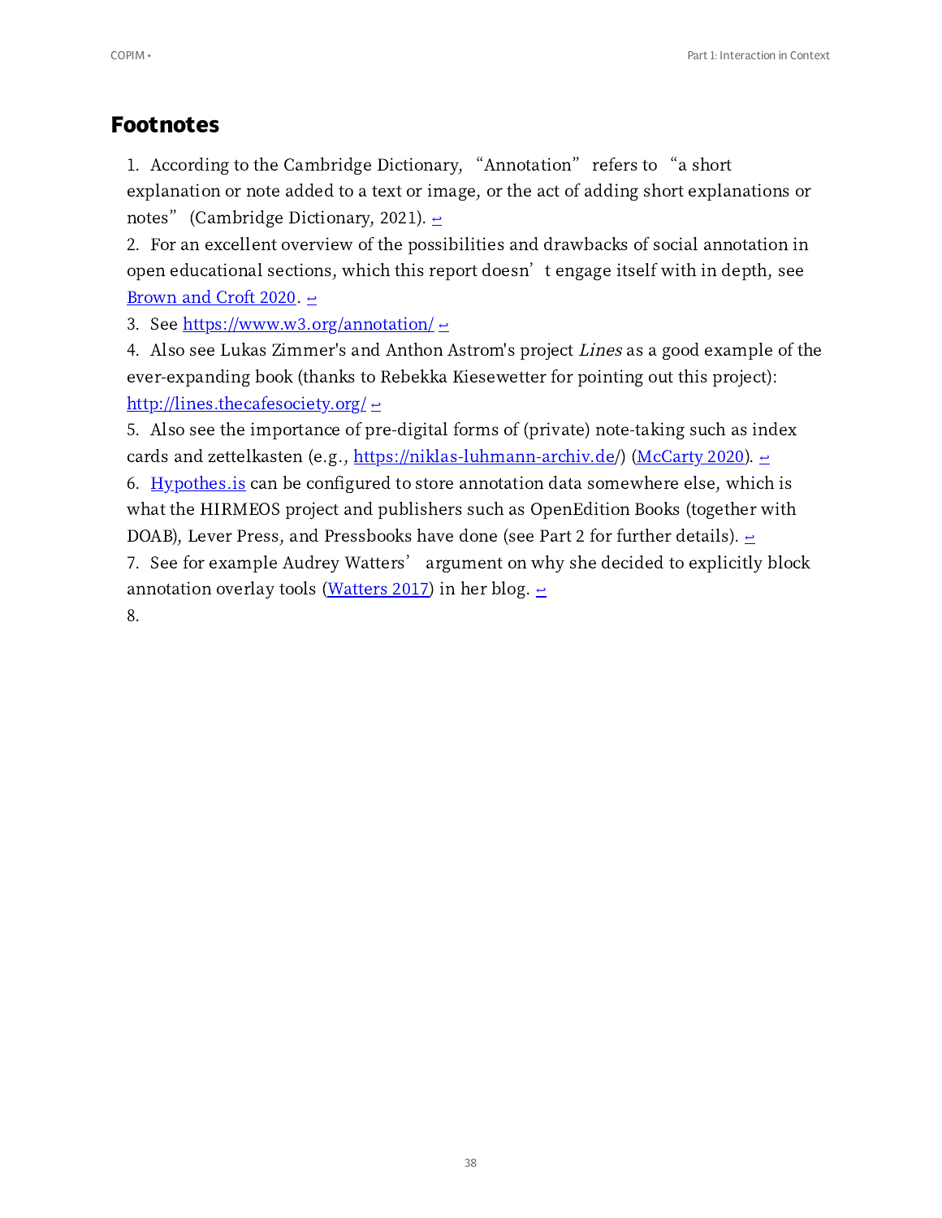## Footnotes

1. According to the Cambridge Dictionary, "Annotation" refers to "a short explanation or note added to a text or image, or the act of adding short explanations or notes" (Cambridge Dictionary, 2021). ↩
2. For an excellent overview of the possibilities and drawbacks of social annotation in open educational sections, which this report doesn't engage itself with in depth, see Brown and Croft 2020. ↩
3. See https://www.w3.org/annotation/ ↩
4. Also see Lukas Zimmer's and Anthon Astrom's project *Lines* as a good example of the ever-expanding book (thanks to Rebekka Kiesewetter for pointing out this project): http://lines.thecafesociety.org/ ↩
5. Also see the importance of pre-digital forms of (private) note-taking such as index cards and zettelkasten (e.g., https://niklas-luhmann-archiv.de/) (McCarty 2020). ↩
6. Hypothes.is can be configured to store annotation data somewhere else, which is what the HIRMEOS project and publishers such as OpenEdition Books (together with DOAB), Lever Press, and Pressbooks have done (see Part 2 for further details). ↩
7. See for example Audrey Watters' argument on why she decided to explicitly block annotation overlay tools (Watters 2017) in her blog. ↩
8.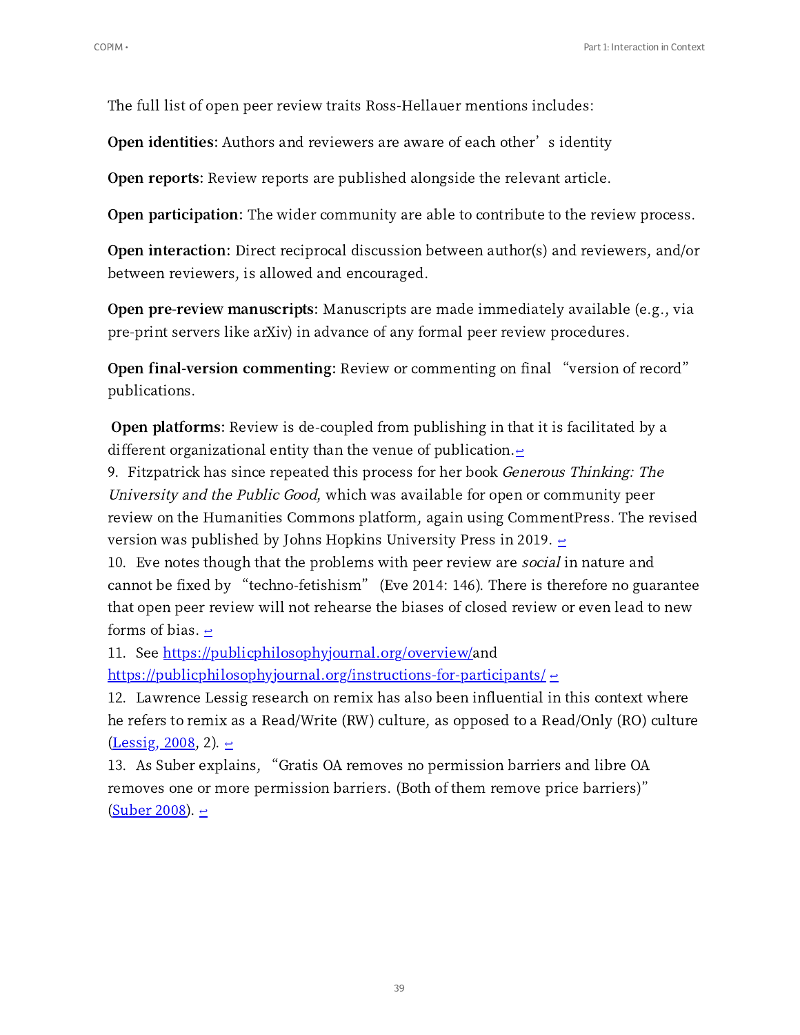The full list of open peer review traits Ross-Hellauer mentions includes:

**Open identities:** Authors and reviewers are aware of each other's identity

**Open reports:** Review reports are published alongside the relevant article.

**Open participation:** The wider community are able to contribute to the review process.

**Open interaction**: Direct reciprocal discussion between author(s) and reviewers, and/or between reviewers, is allowed and encouraged.

**Open pre-review manuscripts**: Manuscripts are made immediately available (e.g., via pre-print servers like arXiv) in advance of any formal peer review procedures.

**Open final-version commenting**: Review or commenting on final "version of record" publications.

**Open platforms:** Review is de-coupled from publishing in that it is facilitated by a different organizational entity than the venue of publication. ↩

9. Fitzpatrick has since repeated this process for her book *Generous Thinking: The University and the Public Good*, which was available for open or community peer review on the Humanities Commons platform, again using CommentPress. The revised version was published by Johns Hopkins University Press in 2019. ↩

10. Eve notes though that the problems with peer review are *social* in nature and cannot be fixed by "techno-fetishism" (Eve 2014: 146). There is therefore no guarantee that open peer review will not rehearse the biases of closed review or even lead to new forms of bias. ↩

11. See https://publicphilosophyjournal.org/overview/ and https://publicphilosophyjournal.org/instructions-for-participants/ ↩

12. Lawrence Lessig research on remix has also been influential in this context where he refers to remix as a Read/Write (RW) culture, as opposed to a Read/Only (RO) culture (Lessig, 2008, 2). ↩

13. As Suber explains, "Gratis OA removes no permission barriers and libre OA removes one or more permission barriers. (Both of them remove price barriers)" (Suber 2008). ↩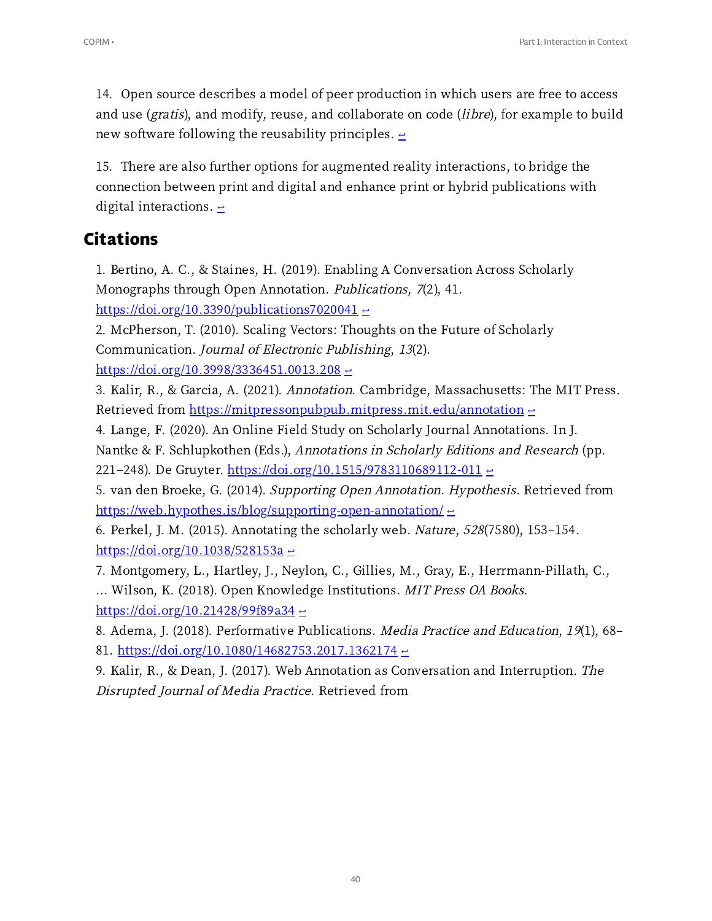14. Open source describes a model of peer production in which users are free to access and use (*gratis*), and modify, reuse, and collaborate on code (*libre*), for example to build new software following the reusability principles. ↩

15. There are also further options for augmented reality interactions, to bridge the connection between print and digital and enhance print or hybrid publications with digital interactions. ↩

## Citations

1. Bertino, A. C., & Staines, H. (2019). Enabling A Conversation Across Scholarly Monographs through Open Annotation. *Publications, 7*(2), 41. https://doi.org/10.3390/publications7020041 ↩
2. McPherson, T. (2010). Scaling Vectors: Thoughts on the Future of Scholarly Communication. *Journal of Electronic Publishing, 13*(2). https://doi.org/10.3998/3336451.0013.208 ↩
3. Kalir, R., & Garcia, A. (2021). *Annotation*. Cambridge, Massachusetts: The MIT Press. Retrieved from https://mitpressonpubpub.mitpress.mit.edu/annotation ↩
4. Lange, F. (2020). An Online Field Study on Scholarly Journal Annotations. In J. Nantke & F. Schlupkothen (Eds.), *Annotations in Scholarly Editions and Research* (pp. 221–248). De Gruyter. https://doi.org/10.1515/9783110689112-011 ↩
5. van den Broeke, G. (2014). *Supporting Open Annotation*. *Hypothesis*. Retrieved from https://web.hypothes.is/blog/supporting-open-annotation/ ↩
6. Perkel, J. M. (2015). Annotating the scholarly web. *Nature, 528*(7580), 153–154. https://doi.org/10.1038/528153a ↩
7. Montgomery, L., Hartley, J., Neylon, C., Gillies, M., Gray, E., Herrmann-Pillath, C., … Wilson, K. (2018). Open Knowledge Institutions. *MIT Press OA Books*. https://doi.org/10.21428/99f89a34 ↩
8. Adema, J. (2018). Performative Publications. *Media Practice and Education, 19*(1), 68–81. https://doi.org/10.1080/14682753.2017.1362174 ↩
9. Kalir, R., & Dean, J. (2017). Web Annotation as Conversation and Interruption. *The Disrupted Journal of Media Practice*. Retrieved from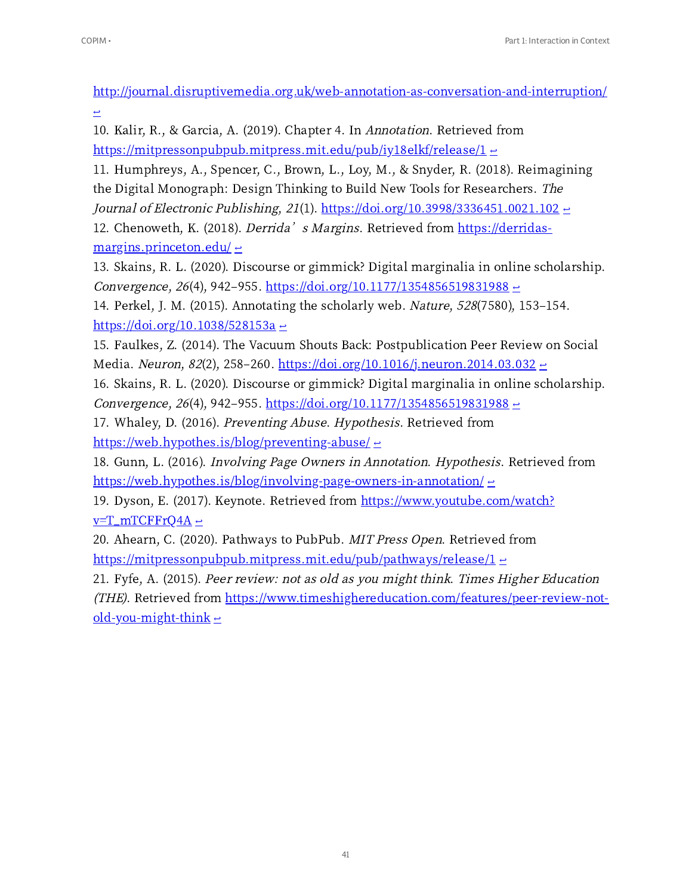http://journal.disruptivemedia.org.uk/web-annotation-as-conversation-and-interruption/ ↩

10. Kalir, R., & Garcia, A. (2019). Chapter 4. In *Annotation*. Retrieved from https://mitpressonpubpub.mitpress.mit.edu/pub/iy18elkf/release/1 ↩

11. Humphreys, A., Spencer, C., Brown, L., Loy, M., & Snyder, R. (2018). Reimagining the Digital Monograph: Design Thinking to Build New Tools for Researchers. *The Journal of Electronic Publishing, 21*(1). https://doi.org/10.3998/3336451.0021.102 ↩

12. Chenoweth, K. (2018). *Derrida's Margins*. Retrieved from https://derridas-margins.princeton.edu/ ↩

13. Skains, R. L. (2020). Discourse or gimmick? Digital marginalia in online scholarship. *Convergence, 26*(4), 942–955. https://doi.org/10.1177/1354856519831988 ↩

14. Perkel, J. M. (2015). Annotating the scholarly web. *Nature, 528*(7580), 153–154. https://doi.org/10.1038/528153a ↩

15. Faulkes, Z. (2014). The Vacuum Shouts Back: Postpublication Peer Review on Social Media. *Neuron, 82*(2), 258–260. https://doi.org/10.1016/j.neuron.2014.03.032 ↩

16. Skains, R. L. (2020). Discourse or gimmick? Digital marginalia in online scholarship. *Convergence, 26*(4), 942–955. https://doi.org/10.1177/1354856519831988 ↩

17. Whaley, D. (2016). *Preventing Abuse*. *Hypothesis*. Retrieved from https://web.hypothes.is/blog/preventing-abuse/ ↩

18. Gunn, L. (2016). *Involving Page Owners in Annotation*. *Hypothesis*. Retrieved from https://web.hypothes.is/blog/involving-page-owners-in-annotation/ ↩

19. Dyson, E. (2017). Keynote. Retrieved from https://www.youtube.com/watch?v=T_mTCFFrQ4A ↩

20. Ahearn, C. (2020). Pathways to PubPub. *MIT Press Open*. Retrieved from https://mitpressonpubpub.mitpress.mit.edu/pub/pathways/release/1 ↩

21. Fyfe, A. (2015). *Peer review: not as old as you might think*. *Times Higher Education (THE)*. Retrieved from https://www.timeshighereducation.com/features/peer-review-not-old-you-might-think ↩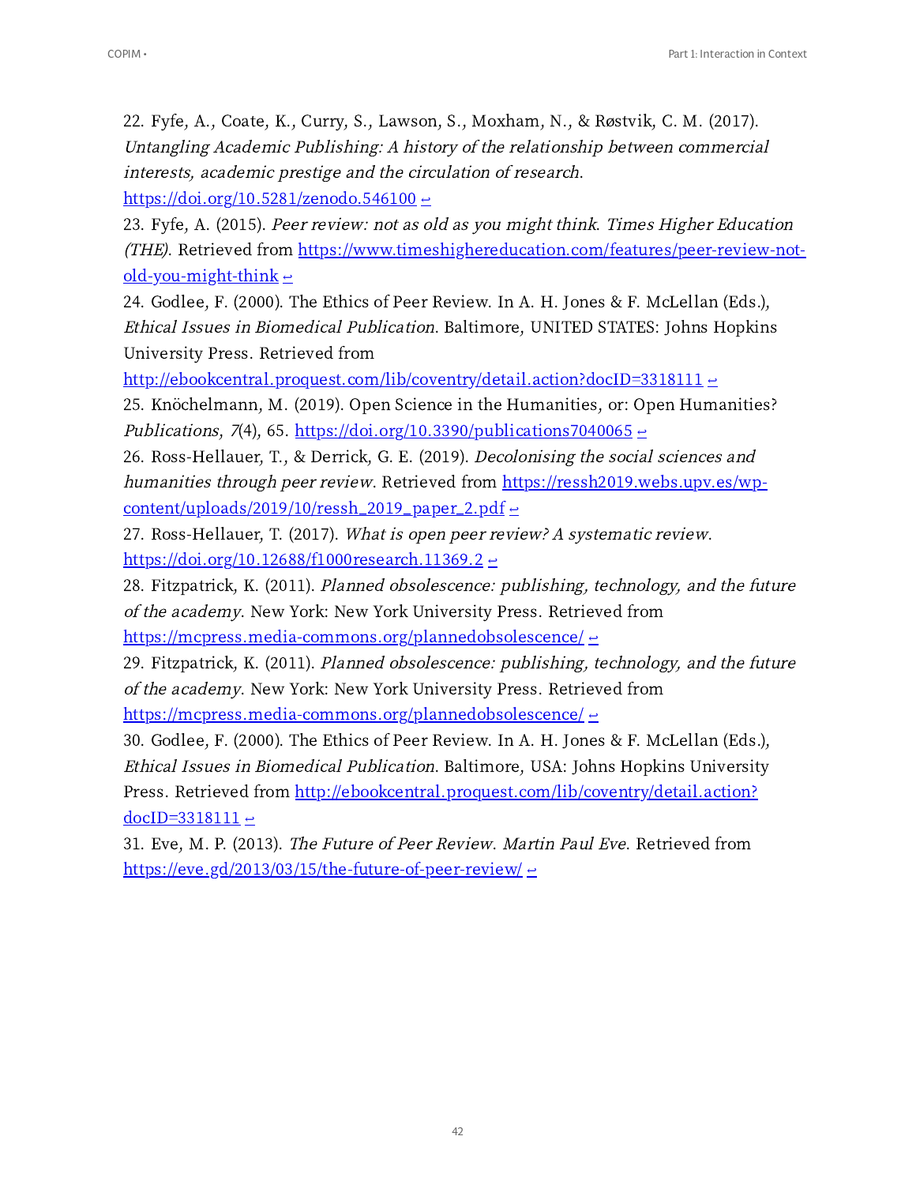22. Fyfe, A., Coate, K., Curry, S., Lawson, S., Moxham, N., & Røstvik, C. M. (2017). *Untangling Academic Publishing: A history of the relationship between commercial interests, academic prestige and the circulation of research*. https://doi.org/10.5281/zenodo.546100 ↩

23. Fyfe, A. (2015). *Peer review: not as old as you might think*. *Times Higher Education (THE)*. Retrieved from https://www.timeshighereducation.com/features/peer-review-not-old-you-might-think ↩

24. Godlee, F. (2000). The Ethics of Peer Review. In A. H. Jones & F. McLellan (Eds.), *Ethical Issues in Biomedical Publication*. Baltimore, UNITED STATES: Johns Hopkins University Press. Retrieved from http://ebookcentral.proquest.com/lib/coventry/detail.action?docID=3318111 ↩

25. Knöchelmann, M. (2019). Open Science in the Humanities, or: Open Humanities? *Publications*, *7*(4), 65. https://doi.org/10.3390/publications7040065 ↩

26. Ross-Hellauer, T., & Derrick, G. E. (2019). *Decolonising the social sciences and humanities through peer review*. Retrieved from https://ressh2019.webs.upv.es/wp-content/uploads/2019/10/ressh_2019_paper_2.pdf ↩

27. Ross-Hellauer, T. (2017). *What is open peer review? A systematic review*. https://doi.org/10.12688/f1000research.11369.2 ↩

28. Fitzpatrick, K. (2011). *Planned obsolescence: publishing, technology, and the future of the academy*. New York: New York University Press. Retrieved from https://mcpress.media-commons.org/plannedobsolescence/ ↩

29. Fitzpatrick, K. (2011). *Planned obsolescence: publishing, technology, and the future of the academy*. New York: New York University Press. Retrieved from https://mcpress.media-commons.org/plannedobsolescence/ ↩

30. Godlee, F. (2000). The Ethics of Peer Review. In A. H. Jones & F. McLellan (Eds.), *Ethical Issues in Biomedical Publication*. Baltimore, USA: Johns Hopkins University Press. Retrieved from http://ebookcentral.proquest.com/lib/coventry/detail.action?docID=3318111 ↩

31. Eve, M. P. (2013). *The Future of Peer Review*. *Martin Paul Eve*. Retrieved from https://eve.gd/2013/03/15/the-future-of-peer-review/ ↩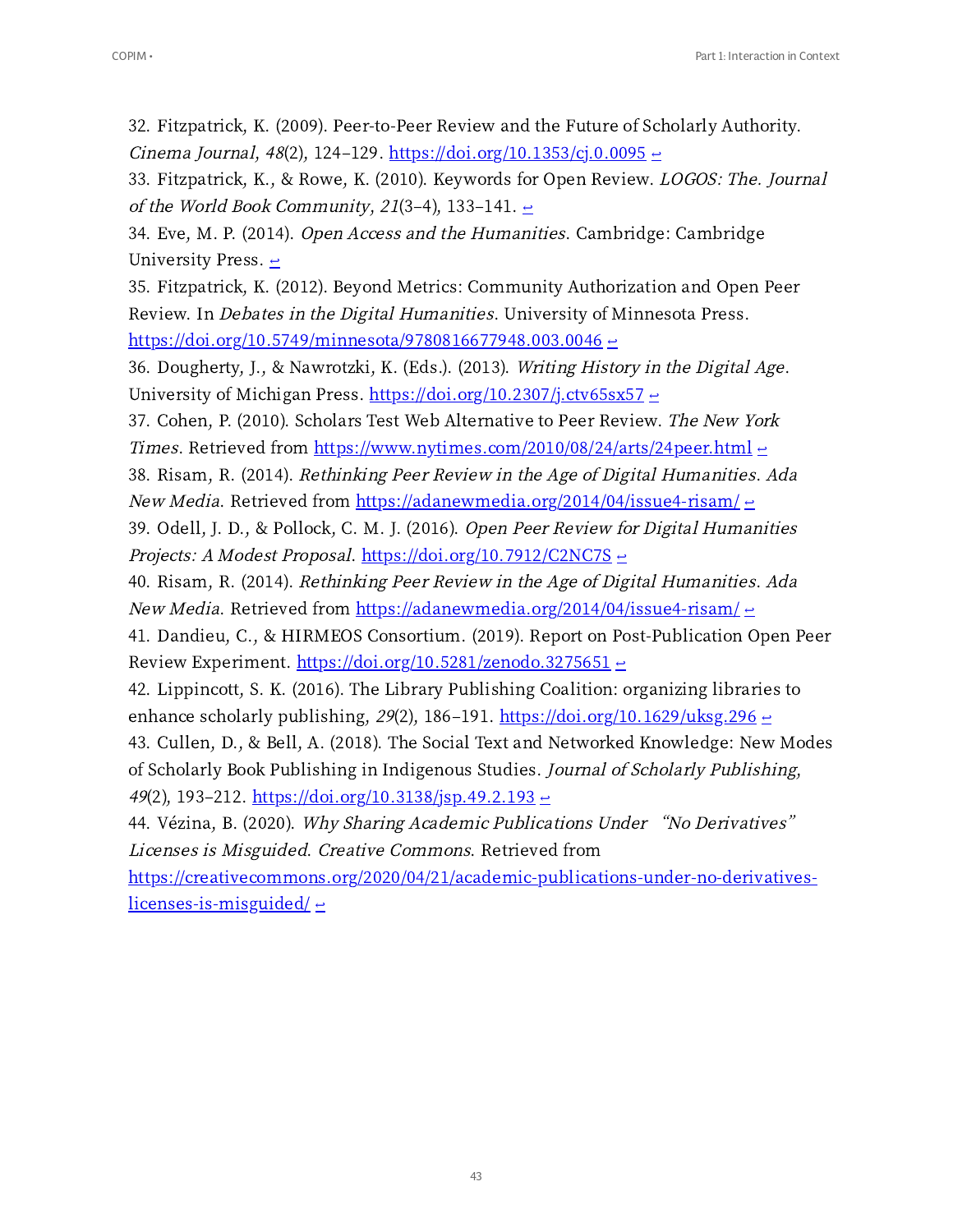32. Fitzpatrick, K. (2009). Peer-to-Peer Review and the Future of Scholarly Authority. *Cinema Journal*, *48*(2), 124–129. https://doi.org/10.1353/cj.0.0095 ↩

33. Fitzpatrick, K., & Rowe, K. (2010). Keywords for Open Review. *LOGOS: The. Journal of the World Book Community*, *21*(3–4), 133–141. ↩

34. Eve, M. P. (2014). *Open Access and the Humanities*. Cambridge: Cambridge University Press. ↩

35. Fitzpatrick, K. (2012). Beyond Metrics: Community Authorization and Open Peer Review. In *Debates in the Digital Humanities*. University of Minnesota Press. https://doi.org/10.5749/minnesota/9780816677948.003.0046 ↩

36. Dougherty, J., & Nawrotzki, K. (Eds.). (2013). *Writing History in the Digital Age*. University of Michigan Press. https://doi.org/10.2307/j.ctv65sx57 ↩

37. Cohen, P. (2010). Scholars Test Web Alternative to Peer Review. *The New York Times*. Retrieved from https://www.nytimes.com/2010/08/24/arts/24peer.html ↩

38. Risam, R. (2014). *Rethinking Peer Review in the Age of Digital Humanities. Ada New Media*. Retrieved from https://adanewmedia.org/2014/04/issue4-risam/ ↩

39. Odell, J. D., & Pollock, C. M. J. (2016). *Open Peer Review for Digital Humanities Projects: A Modest Proposal*. https://doi.org/10.7912/C2NC7S ↩

40. Risam, R. (2014). *Rethinking Peer Review in the Age of Digital Humanities. Ada New Media*. Retrieved from https://adanewmedia.org/2014/04/issue4-risam/ ↩

41. Dandieu, C., & HIRMEOS Consortium. (2019). Report on Post-Publication Open Peer Review Experiment. https://doi.org/10.5281/zenodo.3275651 ↩

42. Lippincott, S. K. (2016). The Library Publishing Coalition: organizing libraries to enhance scholarly publishing, *29*(2), 186–191. https://doi.org/10.1629/uksg.296 ↩

43. Cullen, D., & Bell, A. (2018). The Social Text and Networked Knowledge: New Modes of Scholarly Book Publishing in Indigenous Studies. *Journal of Scholarly Publishing*, *49*(2), 193–212. https://doi.org/10.3138/jsp.49.2.193 ↩

44. Vézina, B. (2020). *Why Sharing Academic Publications Under "No Derivatives" Licenses is Misguided. Creative Commons*. Retrieved from https://creativecommons.org/2020/04/21/academic-publications-under-no-derivatives-licenses-is-misguided/ ↩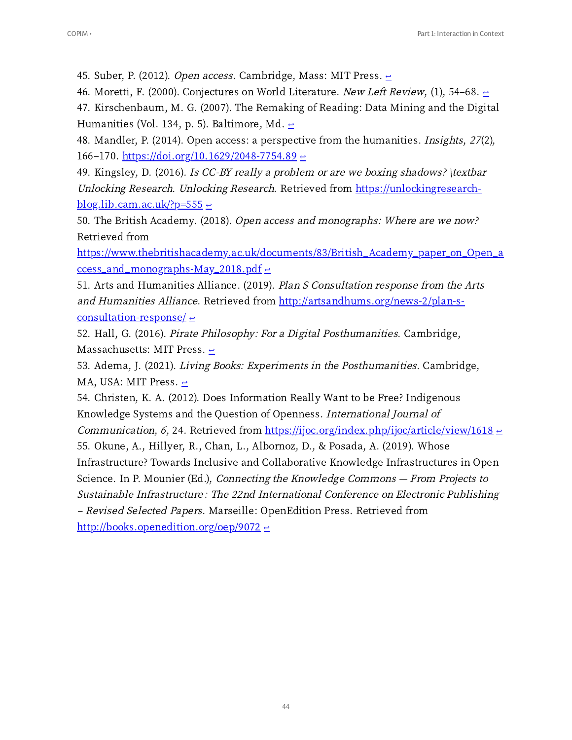45. Suber, P. (2012). *Open access*. Cambridge, Mass: MIT Press. ↩

46. Moretti, F. (2000). Conjectures on World Literature. *New Left Review*, (1), 54–68. ↩

47. Kirschenbaum, M. G. (2007). The Remaking of Reading: Data Mining and the Digital Humanities (Vol. 134, p. 5). Baltimore, Md. ↩

48. Mandler, P. (2014). Open access: a perspective from the humanities. *Insights*, *27*(2), 166–170. https://doi.org/10.1629/2048-7754.89 ↩

49. Kingsley, D. (2016). *Is CC-BY really a problem or are we boxing shadows? \textbar Unlocking Research*. *Unlocking Research*. Retrieved from https://unlockingresearch-blog.lib.cam.ac.uk/?p=555 ↩

50. The British Academy. (2018). *Open access and monographs: Where are we now?* Retrieved from https://www.thebritishacademy.ac.uk/documents/83/British_Academy_paper_on_Open_access_and_monographs-May_2018.pdf ↩

51. Arts and Humanities Alliance. (2019). *Plan S Consultation response from the Arts and Humanities Alliance*. Retrieved from http://artsandhums.org/news-2/plan-s-consultation-response/ ↩

52. Hall, G. (2016). *Pirate Philosophy: For a Digital Posthumanities*. Cambridge, Massachusetts: MIT Press. ↩

53. Adema, J. (2021). *Living Books: Experiments in the Posthumanities*. Cambridge, MA, USA: MIT Press. ↩

54. Christen, K. A. (2012). Does Information Really Want to be Free? Indigenous Knowledge Systems and the Question of Openness. *International Journal of Communication*, *6*, 24. Retrieved from https://ijoc.org/index.php/ijoc/article/view/1618 ↩

55. Okune, A., Hillyer, R., Chan, L., Albornoz, D., & Posada, A. (2019). Whose Infrastructure? Towards Inclusive and Collaborative Knowledge Infrastructures in Open Science. In P. Mounier (Ed.), *Connecting the Knowledge Commons — From Projects to Sustainable Infrastructure : The 22nd International Conference on Electronic Publishing – Revised Selected Papers*. Marseille: OpenEdition Press. Retrieved from http://books.openedition.org/oep/9072 ↩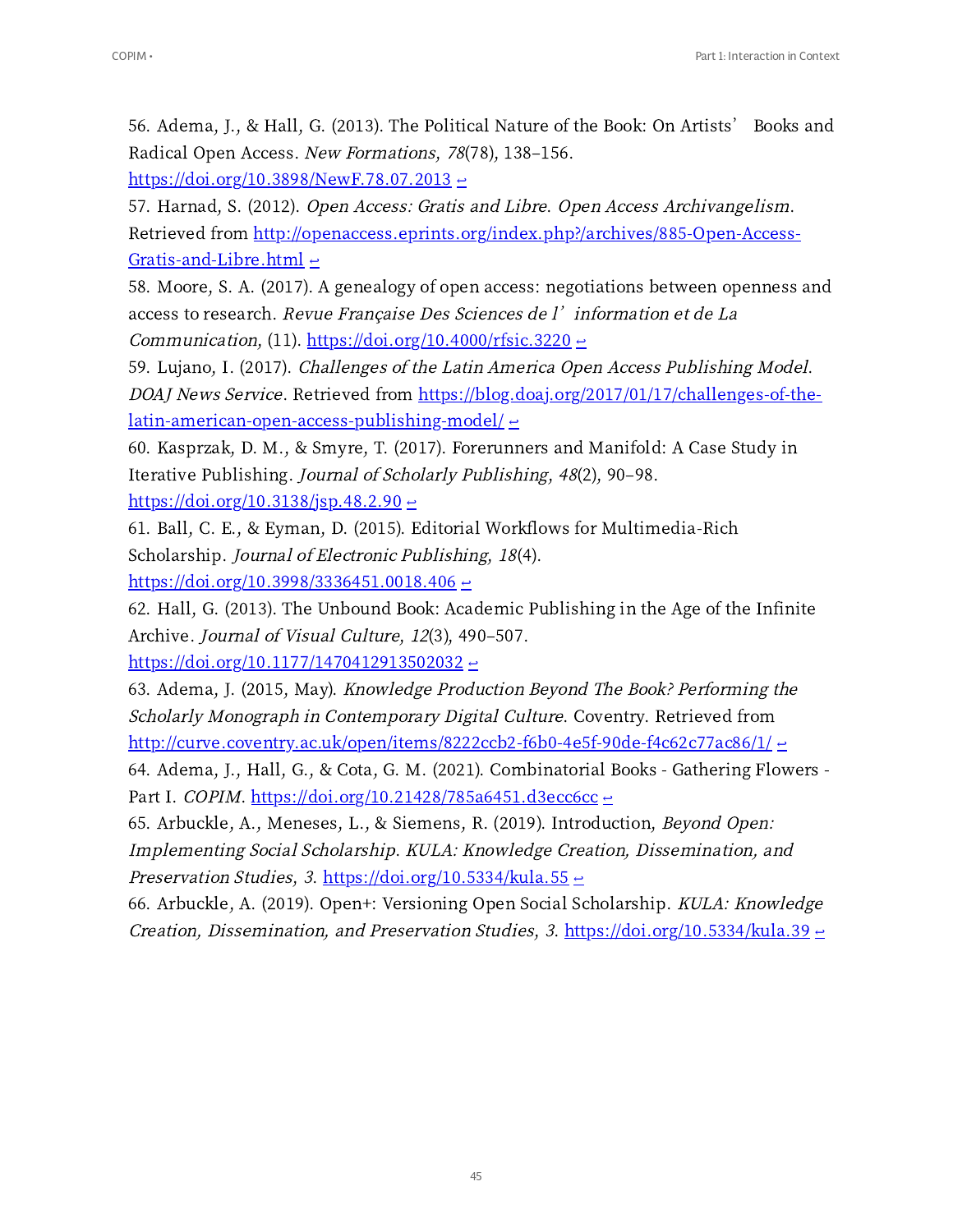56. Adema, J., & Hall, G. (2013). The Political Nature of the Book: On Artists' Books and Radical Open Access. *New Formations*, *78*(78), 138–156. https://doi.org/10.3898/NewF.78.07.2013 ↩

57. Harnad, S. (2012). *Open Access: Gratis and Libre*. *Open Access Archivangelism*. Retrieved from http://openaccess.eprints.org/index.php?/archives/885-Open-Access-Gratis-and-Libre.html ↩

58. Moore, S. A. (2017). A genealogy of open access: negotiations between openness and access to research. *Revue Française Des Sciences de l'information et de La Communication*, (11). https://doi.org/10.4000/rfsic.3220 ↩

59. Lujano, I. (2017). *Challenges of the Latin America Open Access Publishing Model*. *DOAJ News Service*. Retrieved from https://blog.doaj.org/2017/01/17/challenges-of-the-latin-american-open-access-publishing-model/ ↩

60. Kasprzak, D. M., & Smyre, T. (2017). Forerunners and Manifold: A Case Study in Iterative Publishing. *Journal of Scholarly Publishing*, *48*(2), 90–98. https://doi.org/10.3138/jsp.48.2.90 ↩

61. Ball, C. E., & Eyman, D. (2015). Editorial Workflows for Multimedia-Rich Scholarship. *Journal of Electronic Publishing*, *18*(4). https://doi.org/10.3998/3336451.0018.406 ↩

62. Hall, G. (2013). The Unbound Book: Academic Publishing in the Age of the Infinite Archive. *Journal of Visual Culture*, *12*(3), 490–507. https://doi.org/10.1177/1470412913502032 ↩

63. Adema, J. (2015, May). *Knowledge Production Beyond The Book? Performing the Scholarly Monograph in Contemporary Digital Culture*. Coventry. Retrieved from http://curve.coventry.ac.uk/open/items/8222ccb2-f6b0-4e5f-90de-f4c62c77ac86/1/ ↩

64. Adema, J., Hall, G., & Cota, G. M. (2021). Combinatorial Books - Gathering Flowers - Part I. *COPIM*. https://doi.org/10.21428/785a6451.d3ecc6cc ↩

65. Arbuckle, A., Meneses, L., & Siemens, R. (2019). Introduction, *Beyond Open: Implementing Social Scholarship*. *KULA: Knowledge Creation, Dissemination, and Preservation Studies*, *3*. https://doi.org/10.5334/kula.55 ↩

66. Arbuckle, A. (2019). Open+: Versioning Open Social Scholarship. *KULA: Knowledge Creation, Dissemination, and Preservation Studies*, *3*. https://doi.org/10.5334/kula.39 ↩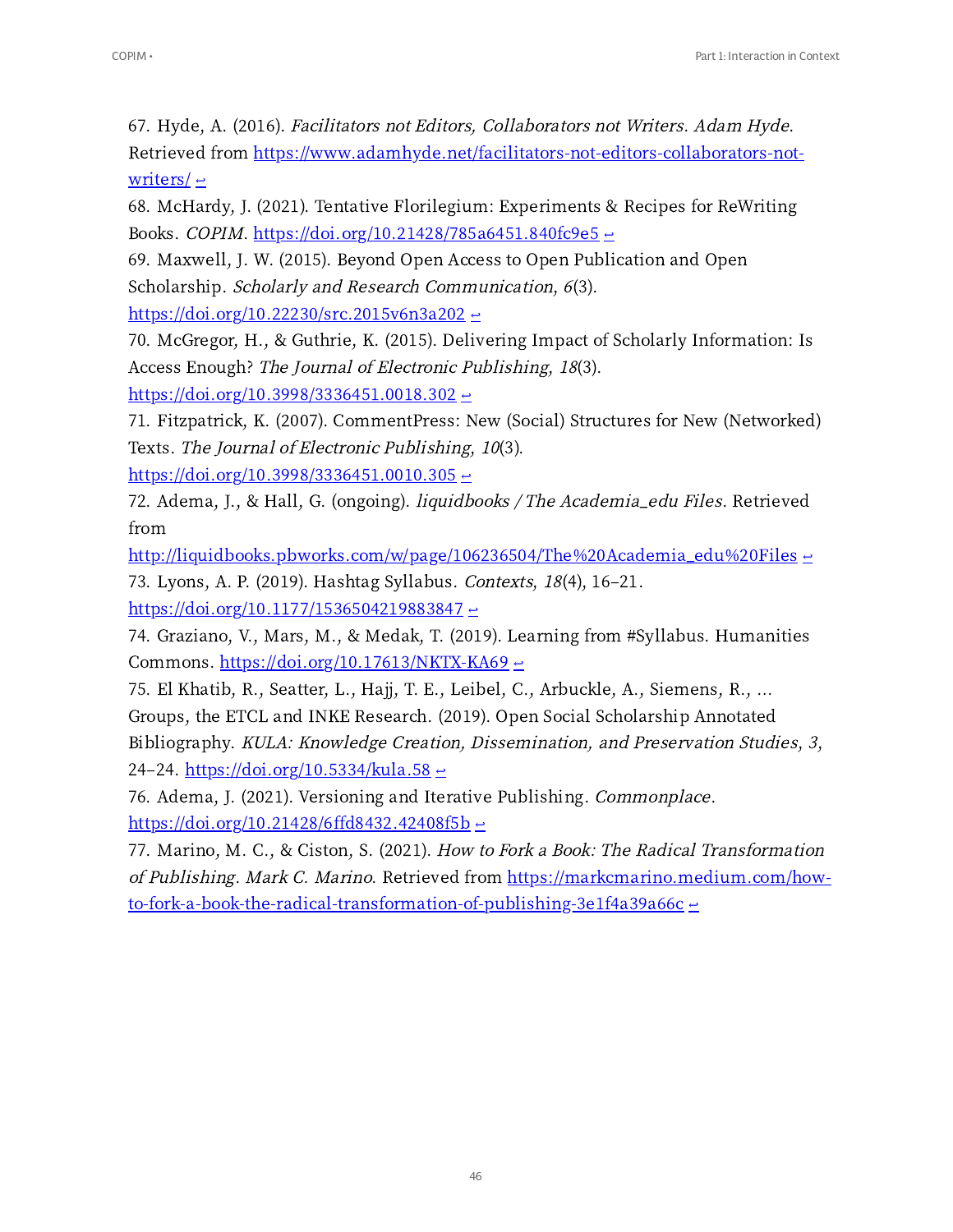67. Hyde, A. (2016). *Facilitators not Editors, Collaborators not Writers*. *Adam Hyde*. Retrieved from [https://www.adamhyde.net/facilitators-not-editors-collaborators-not-writers/](https://www.adamhyde.net/facilitators-not-editors-collaborators-not-writers/) ↩

68. McHardy, J. (2021). Tentative Florilegium: Experiments & Recipes for ReWriting Books. *COPIM*. [https://doi.org/10.21428/785a6451.840fc9e5](https://doi.org/10.21428/785a6451.840fc9e5) ↩

69. Maxwell, J. W. (2015). Beyond Open Access to Open Publication and Open Scholarship. *Scholarly and Research Communication*, *6*(3). [https://doi.org/10.22230/src.2015v6n3a202](https://doi.org/10.22230/src.2015v6n3a202) ↩

70. McGregor, H., & Guthrie, K. (2015). Delivering Impact of Scholarly Information: Is Access Enough? *The Journal of Electronic Publishing*, *18*(3). [https://doi.org/10.3998/3336451.0018.302](https://doi.org/10.3998/3336451.0018.302) ↩

71. Fitzpatrick, K. (2007). CommentPress: New (Social) Structures for New (Networked) Texts. *The Journal of Electronic Publishing*, *10*(3). [https://doi.org/10.3998/3336451.0010.305](https://doi.org/10.3998/3336451.0010.305) ↩

72. Adema, J., & Hall, G. (ongoing). *liquidbooks / The Academia_edu Files*. Retrieved from [http://liquidbooks.pbworks.com/w/page/106236504/The%20Academia_edu%20Files](http://liquidbooks.pbworks.com/w/page/106236504/The%20Academia_edu%20Files) ↩

73. Lyons, A. P. (2019). Hashtag Syllabus. *Contexts*, *18*(4), 16–21. [https://doi.org/10.1177/1536504219883847](https://doi.org/10.1177/1536504219883847) ↩

74. Graziano, V., Mars, M., & Medak, T. (2019). Learning from #Syllabus. Humanities Commons. [https://doi.org/10.17613/NKTX-KA69](https://doi.org/10.17613/NKTX-KA69) ↩

75. El Khatib, R., Seatter, L., Hajj, T. E., Leibel, C., Arbuckle, A., Siemens, R., … Groups, the ETCL and INKE Research. (2019). Open Social Scholarship Annotated Bibliography. *KULA: Knowledge Creation, Dissemination, and Preservation Studies*, *3*, 24–24. [https://doi.org/10.5334/kula.58](https://doi.org/10.5334/kula.58) ↩

76. Adema, J. (2021). Versioning and Iterative Publishing. *Commonplace*. [https://doi.org/10.21428/6ffd8432.42408f5b](https://doi.org/10.21428/6ffd8432.42408f5b) ↩

77. Marino, M. C., & Ciston, S. (2021). *How to Fork a Book: The Radical Transformation of Publishing*. *Mark C. Marino*. Retrieved from [https://markcmarino.medium.com/how-to-fork-a-book-the-radical-transformation-of-publishing-3e1f4a39a66c](https://markcmarino.medium.com/how-to-fork-a-book-the-radical-transformation-of-publishing-3e1f4a39a66c) ↩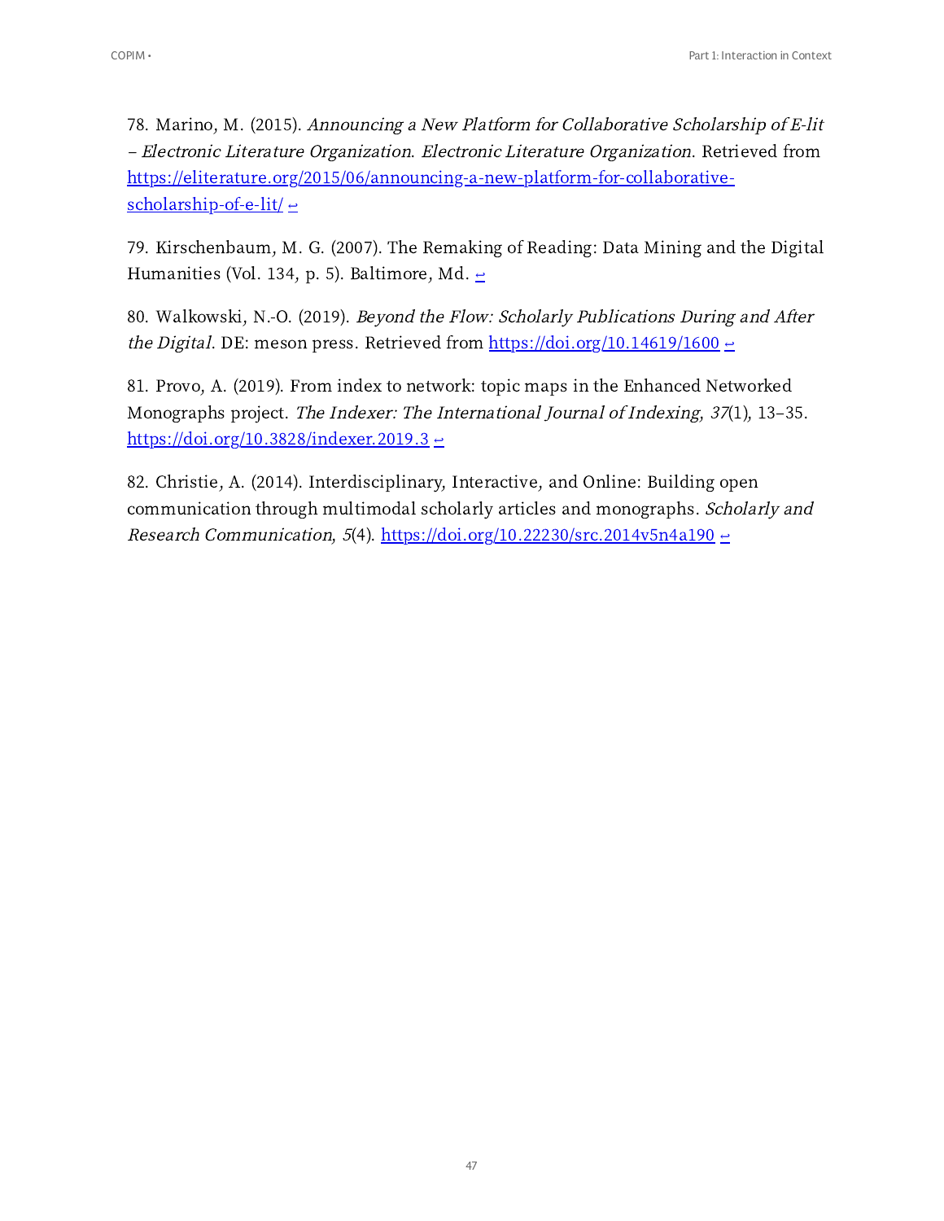78. Marino, M. (2015). *Announcing a New Platform for Collaborative Scholarship of E-lit – Electronic Literature Organization*. *Electronic Literature Organization*. Retrieved from [https://eliterature.org/2015/06/announcing-a-new-platform-for-collaborative-scholarship-of-e-lit/](https://eliterature.org/2015/06/announcing-a-new-platform-for-collaborative-scholarship-of-e-lit/) ↩

79. Kirschenbaum, M. G. (2007). The Remaking of Reading: Data Mining and the Digital Humanities (Vol. 134, p. 5). Baltimore, Md. ↩

80. Walkowski, N.-O. (2019). *Beyond the Flow: Scholarly Publications During and After the Digital*. DE: meson press. Retrieved from [https://doi.org/10.14619/1600](https://doi.org/10.14619/1600) ↩

81. Provo, A. (2019). From index to network: topic maps in the Enhanced Networked Monographs project. *The Indexer: The International Journal of Indexing*, *37*(1), 13–35. [https://doi.org/10.3828/indexer.2019.3](https://doi.org/10.3828/indexer.2019.3) ↩

82. Christie, A. (2014). Interdisciplinary, Interactive, and Online: Building open communication through multimodal scholarly articles and monographs. *Scholarly and Research Communication*, *5*(4). [https://doi.org/10.22230/src.2014v5n4a190](https://doi.org/10.22230/src.2014v5n4a190) ↩